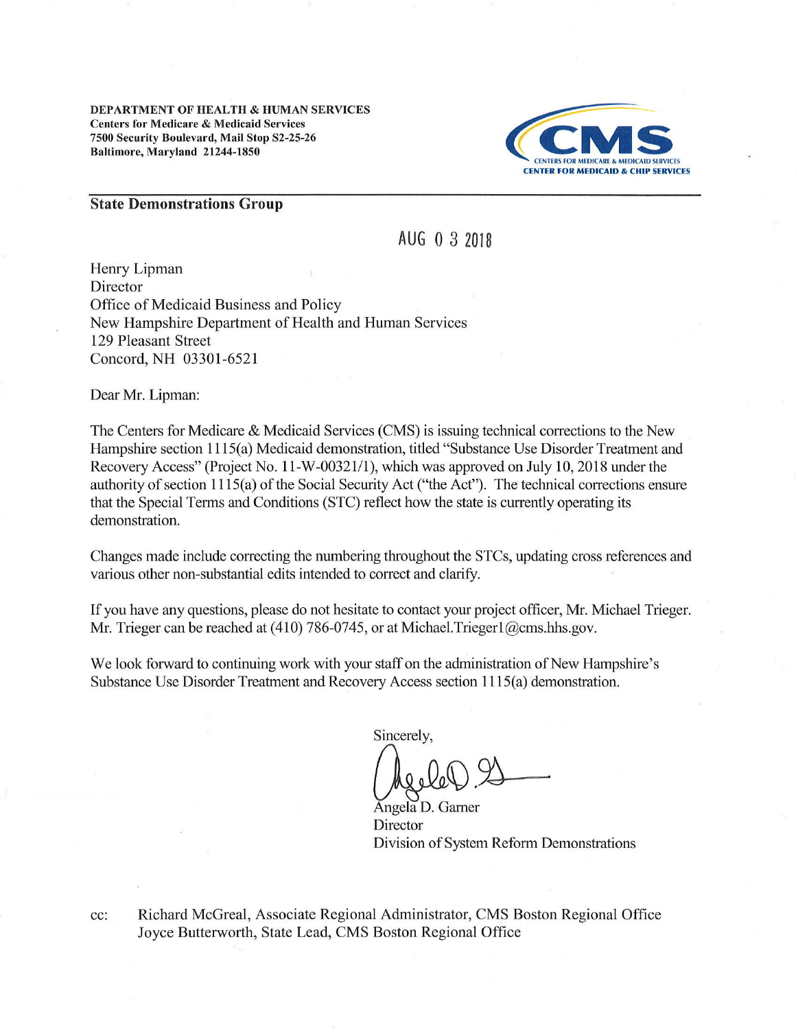**DEPARTMENT OF HEALTH & HUMAN SERVICES**
**Centers for Medicare & Medicaid Services**
**7500 Security Boulevard, Mail Stop S2-25-26**
**Baltimore, Maryland 21244-1850**

CMS
CENTERS FOR MEDICARE & MEDICAID SERVICES
CENTER FOR MEDICAID & CHIP SERVICES

**State Demonstrations Group**

AUG 0 3 2018

Henry Lipman
Director
Office of Medicaid Business and Policy
New Hampshire Department of Health and Human Services
129 Pleasant Street
Concord, NH 03301-6521

Dear Mr. Lipman:

The Centers for Medicare & Medicaid Services (CMS) is issuing technical corrections to the New Hampshire section 1115(a) Medicaid demonstration, titled "Substance Use Disorder Treatment and Recovery Access" (Project No. 11-W-00321/1), which was approved on July 10, 2018 under the authority of section 1115(a) of the Social Security Act ("the Act"). The technical corrections ensure that the Special Terms and Conditions (STC) reflect how the state is currently operating its demonstration.

Changes made include correcting the numbering throughout the STCs, updating cross references and various other non-substantial edits intended to correct and clarify.

If you have any questions, please do not hesitate to contact your project officer, Mr. Michael Trieger. Mr. Trieger can be reached at (410) 786-0745, or at Michael.Trieger1@cms.hhs.gov.

We look forward to continuing work with your staff on the administration of New Hampshire's Substance Use Disorder Treatment and Recovery Access section 1115(a) demonstration.

Sincerely,

Angela D. Garner
Director
Division of System Reform Demonstrations

cc: Richard McGreal, Associate Regional Administrator, CMS Boston Regional Office
Joyce Butterworth, State Lead, CMS Boston Regional Office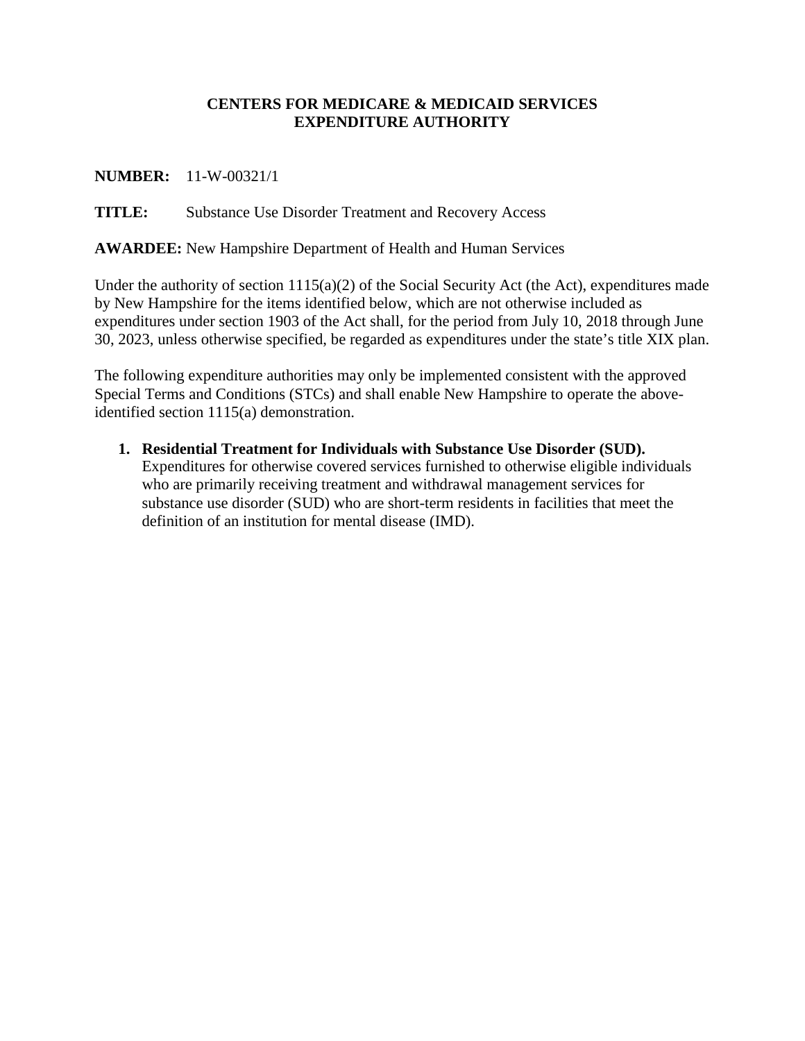**CENTERS FOR MEDICARE & MEDICAID SERVICES**
**EXPENDITURE AUTHORITY**

**NUMBER:** 11-W-00321/1

**TITLE:** Substance Use Disorder Treatment and Recovery Access

**AWARDEE:** New Hampshire Department of Health and Human Services

Under the authority of section 1115(a)(2) of the Social Security Act (the Act), expenditures made by New Hampshire for the items identified below, which are not otherwise included as expenditures under section 1903 of the Act shall, for the period from July 10, 2018 through June 30, 2023, unless otherwise specified, be regarded as expenditures under the state's title XIX plan.

The following expenditure authorities may only be implemented consistent with the approved Special Terms and Conditions (STCs) and shall enable New Hampshire to operate the above-identified section 1115(a) demonstration.

1. **Residential Treatment for Individuals with Substance Use Disorder (SUD).** Expenditures for otherwise covered services furnished to otherwise eligible individuals who are primarily receiving treatment and withdrawal management services for substance use disorder (SUD) who are short-term residents in facilities that meet the definition of an institution for mental disease (IMD).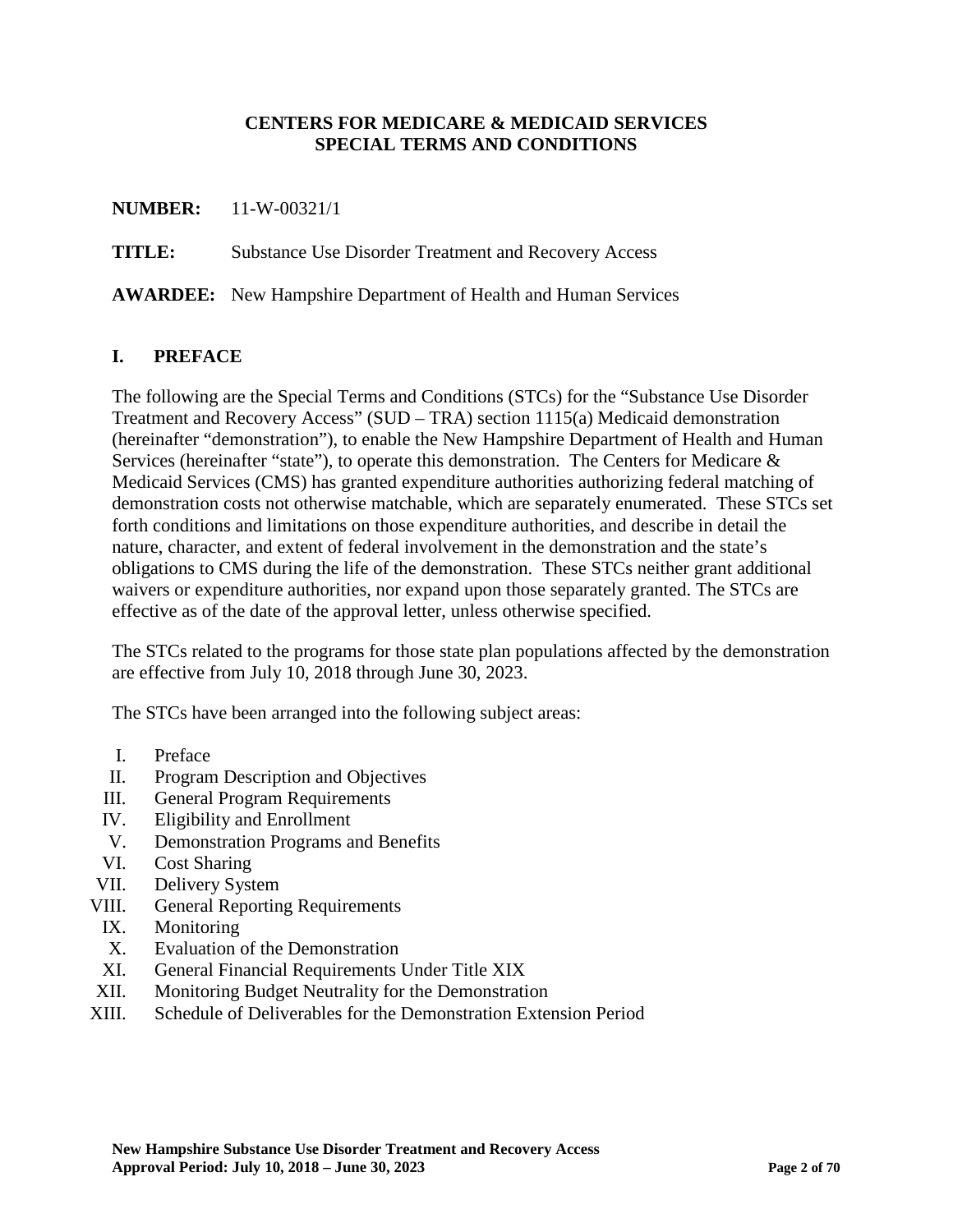**CENTERS FOR MEDICARE & MEDICAID SERVICES**
**SPECIAL TERMS AND CONDITIONS**

**NUMBER:** 11-W-00321/1

**TITLE:** Substance Use Disorder Treatment and Recovery Access

**AWARDEE:** New Hampshire Department of Health and Human Services

## I. PREFACE

The following are the Special Terms and Conditions (STCs) for the "Substance Use Disorder Treatment and Recovery Access" (SUD – TRA) section 1115(a) Medicaid demonstration (hereinafter "demonstration"), to enable the New Hampshire Department of Health and Human Services (hereinafter "state"), to operate this demonstration. The Centers for Medicare & Medicaid Services (CMS) has granted expenditure authorities authorizing federal matching of demonstration costs not otherwise matchable, which are separately enumerated. These STCs set forth conditions and limitations on those expenditure authorities, and describe in detail the nature, character, and extent of federal involvement in the demonstration and the state's obligations to CMS during the life of the demonstration. These STCs neither grant additional waivers or expenditure authorities, nor expand upon those separately granted. The STCs are effective as of the date of the approval letter, unless otherwise specified.

The STCs related to the programs for those state plan populations affected by the demonstration are effective from July 10, 2018 through June 30, 2023.

The STCs have been arranged into the following subject areas:

I. Preface
II. Program Description and Objectives
III. General Program Requirements
IV. Eligibility and Enrollment
V. Demonstration Programs and Benefits
VI. Cost Sharing
VII. Delivery System
VIII. General Reporting Requirements
IX. Monitoring
X. Evaluation of the Demonstration
XI. General Financial Requirements Under Title XIX
XII. Monitoring Budget Neutrality for the Demonstration
XIII. Schedule of Deliverables for the Demonstration Extension Period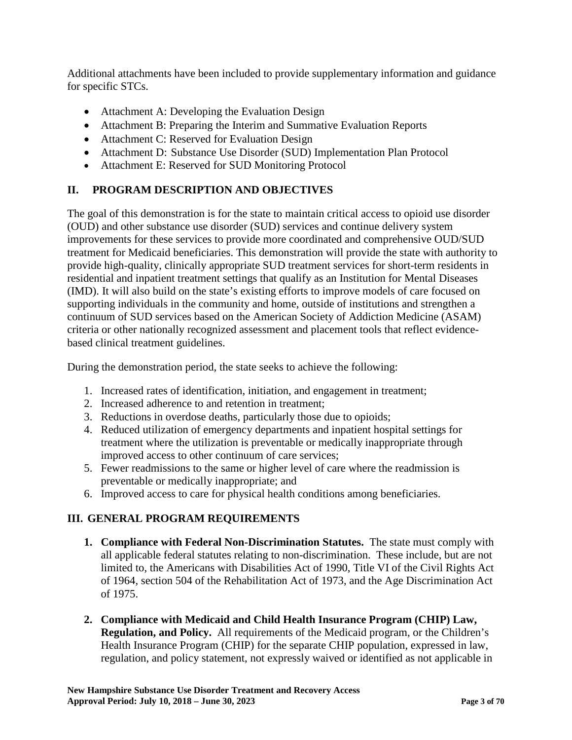Additional attachments have been included to provide supplementary information and guidance for specific STCs.

- Attachment A: Developing the Evaluation Design
- Attachment B: Preparing the Interim and Summative Evaluation Reports
- Attachment C: Reserved for Evaluation Design
- Attachment D: Substance Use Disorder (SUD) Implementation Plan Protocol
- Attachment E: Reserved for SUD Monitoring Protocol

## II. PROGRAM DESCRIPTION AND OBJECTIVES

The goal of this demonstration is for the state to maintain critical access to opioid use disorder (OUD) and other substance use disorder (SUD) services and continue delivery system improvements for these services to provide more coordinated and comprehensive OUD/SUD treatment for Medicaid beneficiaries. This demonstration will provide the state with authority to provide high-quality, clinically appropriate SUD treatment services for short-term residents in residential and inpatient treatment settings that qualify as an Institution for Mental Diseases (IMD). It will also build on the state's existing efforts to improve models of care focused on supporting individuals in the community and home, outside of institutions and strengthen a continuum of SUD services based on the American Society of Addiction Medicine (ASAM) criteria or other nationally recognized assessment and placement tools that reflect evidence-based clinical treatment guidelines.

During the demonstration period, the state seeks to achieve the following:

1. Increased rates of identification, initiation, and engagement in treatment;
2. Increased adherence to and retention in treatment;
3. Reductions in overdose deaths, particularly those due to opioids;
4. Reduced utilization of emergency departments and inpatient hospital settings for treatment where the utilization is preventable or medically inappropriate through improved access to other continuum of care services;
5. Fewer readmissions to the same or higher level of care where the readmission is preventable or medically inappropriate; and
6. Improved access to care for physical health conditions among beneficiaries.

## III. GENERAL PROGRAM REQUIREMENTS

1. **Compliance with Federal Non-Discrimination Statutes.** The state must comply with all applicable federal statutes relating to non-discrimination. These include, but are not limited to, the Americans with Disabilities Act of 1990, Title VI of the Civil Rights Act of 1964, section 504 of the Rehabilitation Act of 1973, and the Age Discrimination Act of 1975.

2. **Compliance with Medicaid and Child Health Insurance Program (CHIP) Law, Regulation, and Policy.** All requirements of the Medicaid program, or the Children's Health Insurance Program (CHIP) for the separate CHIP population, expressed in law, regulation, and policy statement, not expressly waived or identified as not applicable in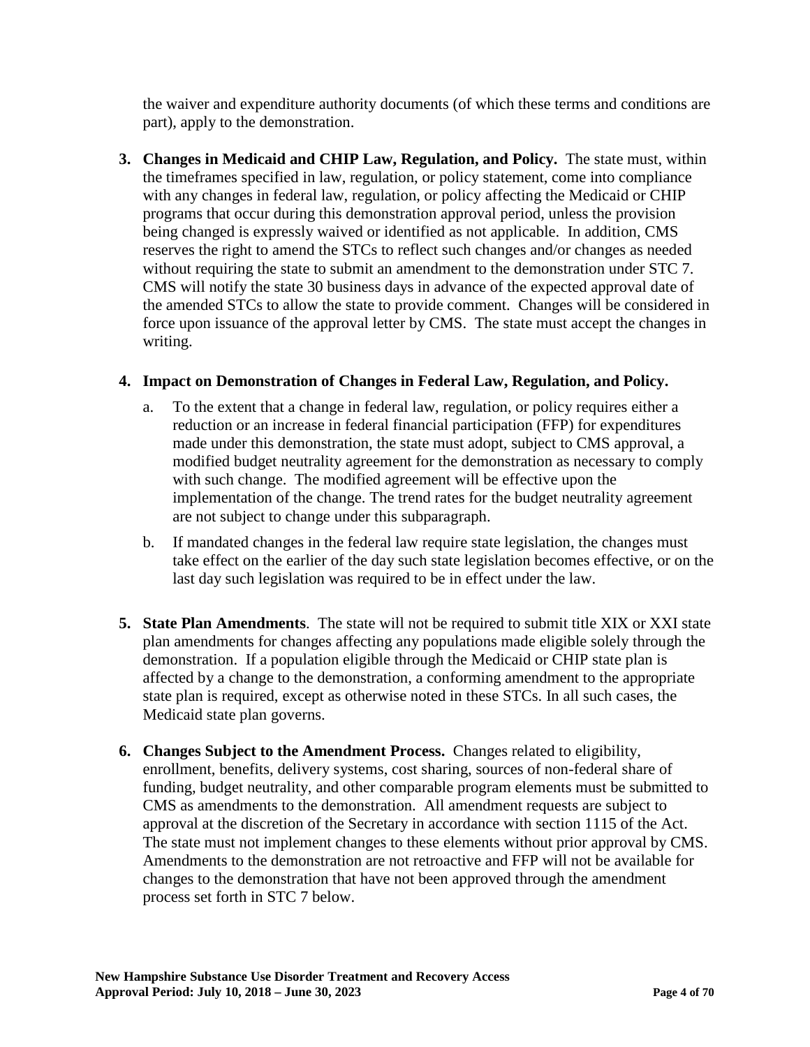the waiver and expenditure authority documents (of which these terms and conditions are part), apply to the demonstration.

3. **Changes in Medicaid and CHIP Law, Regulation, and Policy.** The state must, within the timeframes specified in law, regulation, or policy statement, come into compliance with any changes in federal law, regulation, or policy affecting the Medicaid or CHIP programs that occur during this demonstration approval period, unless the provision being changed is expressly waived or identified as not applicable. In addition, CMS reserves the right to amend the STCs to reflect such changes and/or changes as needed without requiring the state to submit an amendment to the demonstration under STC 7. CMS will notify the state 30 business days in advance of the expected approval date of the amended STCs to allow the state to provide comment. Changes will be considered in force upon issuance of the approval letter by CMS. The state must accept the changes in writing.

4. **Impact on Demonstration of Changes in Federal Law, Regulation, and Policy.**

   a. To the extent that a change in federal law, regulation, or policy requires either a reduction or an increase in federal financial participation (FFP) for expenditures made under this demonstration, the state must adopt, subject to CMS approval, a modified budget neutrality agreement for the demonstration as necessary to comply with such change. The modified agreement will be effective upon the implementation of the change. The trend rates for the budget neutrality agreement are not subject to change under this subparagraph.

   b. If mandated changes in the federal law require state legislation, the changes must take effect on the earlier of the day such state legislation becomes effective, or on the last day such legislation was required to be in effect under the law.

5. **State Plan Amendments**. The state will not be required to submit title XIX or XXI state plan amendments for changes affecting any populations made eligible solely through the demonstration. If a population eligible through the Medicaid or CHIP state plan is affected by a change to the demonstration, a conforming amendment to the appropriate state plan is required, except as otherwise noted in these STCs. In all such cases, the Medicaid state plan governs.

6. **Changes Subject to the Amendment Process.** Changes related to eligibility, enrollment, benefits, delivery systems, cost sharing, sources of non-federal share of funding, budget neutrality, and other comparable program elements must be submitted to CMS as amendments to the demonstration. All amendment requests are subject to approval at the discretion of the Secretary in accordance with section 1115 of the Act. The state must not implement changes to these elements without prior approval by CMS. Amendments to the demonstration are not retroactive and FFP will not be available for changes to the demonstration that have not been approved through the amendment process set forth in STC 7 below.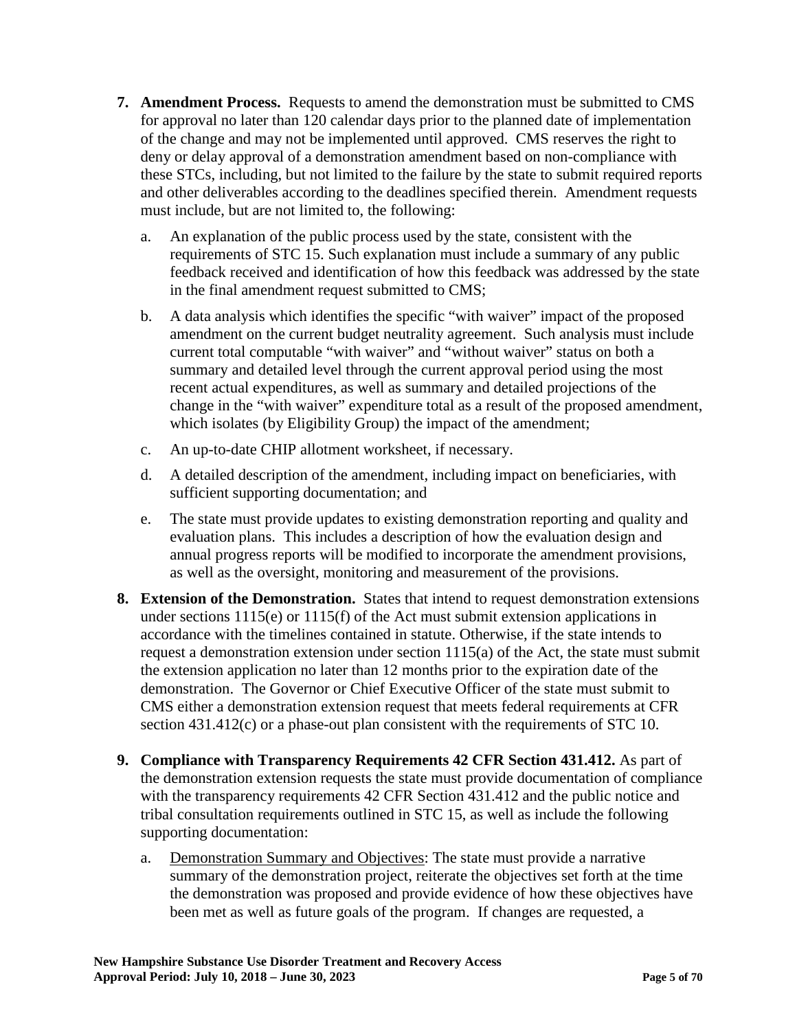7. **Amendment Process.** Requests to amend the demonstration must be submitted to CMS for approval no later than 120 calendar days prior to the planned date of implementation of the change and may not be implemented until approved. CMS reserves the right to deny or delay approval of a demonstration amendment based on non-compliance with these STCs, including, but not limited to the failure by the state to submit required reports and other deliverables according to the deadlines specified therein. Amendment requests must include, but are not limited to, the following:

   a. An explanation of the public process used by the state, consistent with the requirements of STC 15. Such explanation must include a summary of any public feedback received and identification of how this feedback was addressed by the state in the final amendment request submitted to CMS;

   b. A data analysis which identifies the specific "with waiver" impact of the proposed amendment on the current budget neutrality agreement. Such analysis must include current total computable "with waiver" and "without waiver" status on both a summary and detailed level through the current approval period using the most recent actual expenditures, as well as summary and detailed projections of the change in the "with waiver" expenditure total as a result of the proposed amendment, which isolates (by Eligibility Group) the impact of the amendment;

   c. An up-to-date CHIP allotment worksheet, if necessary.

   d. A detailed description of the amendment, including impact on beneficiaries, with sufficient supporting documentation; and

   e. The state must provide updates to existing demonstration reporting and quality and evaluation plans. This includes a description of how the evaluation design and annual progress reports will be modified to incorporate the amendment provisions, as well as the oversight, monitoring and measurement of the provisions.

8. **Extension of the Demonstration.** States that intend to request demonstration extensions under sections 1115(e) or 1115(f) of the Act must submit extension applications in accordance with the timelines contained in statute. Otherwise, if the state intends to request a demonstration extension under section 1115(a) of the Act, the state must submit the extension application no later than 12 months prior to the expiration date of the demonstration. The Governor or Chief Executive Officer of the state must submit to CMS either a demonstration extension request that meets federal requirements at CFR section 431.412(c) or a phase-out plan consistent with the requirements of STC 10.

9. **Compliance with Transparency Requirements 42 CFR Section 431.412.** As part of the demonstration extension requests the state must provide documentation of compliance with the transparency requirements 42 CFR Section 431.412 and the public notice and tribal consultation requirements outlined in STC 15, as well as include the following supporting documentation:

   a. Demonstration Summary and Objectives: The state must provide a narrative summary of the demonstration project, reiterate the objectives set forth at the time the demonstration was proposed and provide evidence of how these objectives have been met as well as future goals of the program. If changes are requested, a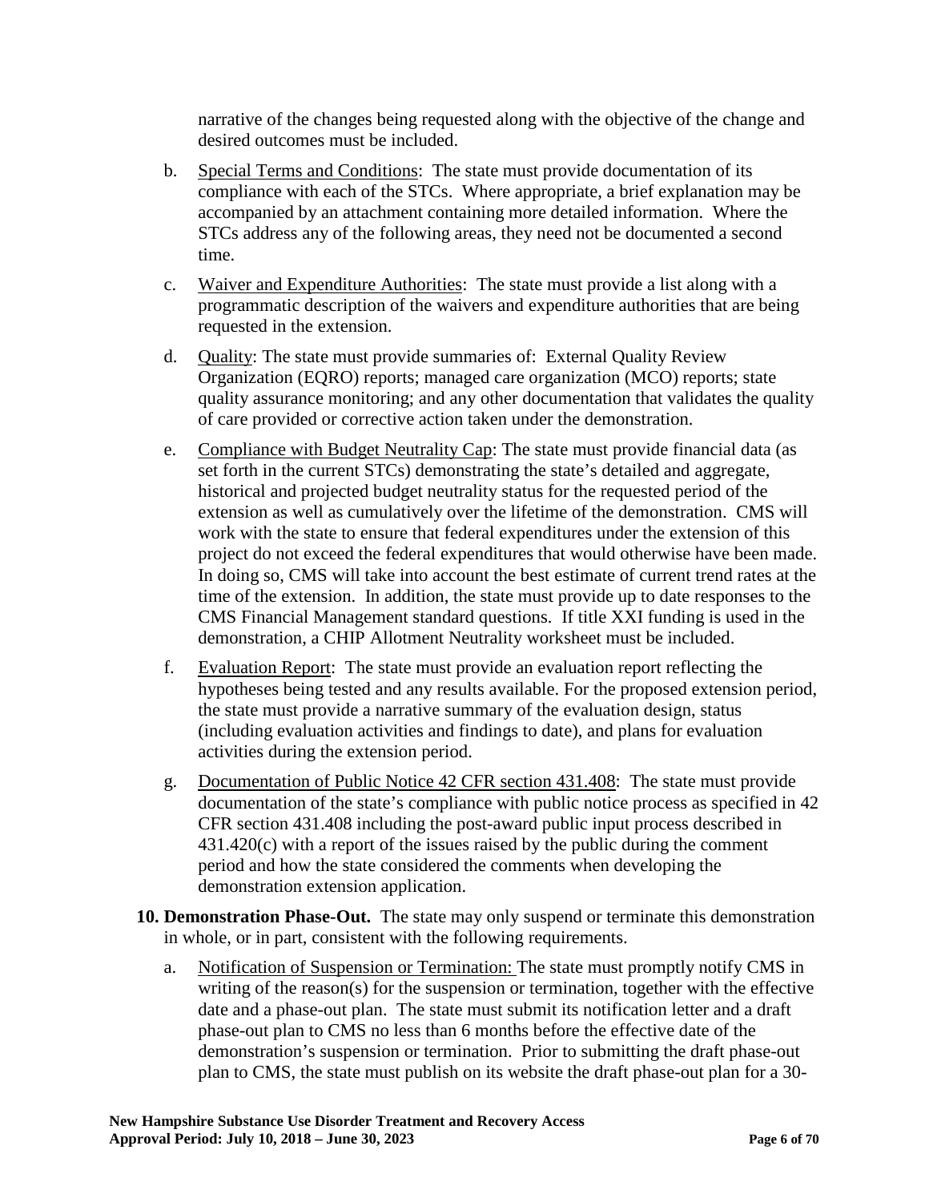narrative of the changes being requested along with the objective of the change and desired outcomes must be included.

b. Special Terms and Conditions: The state must provide documentation of its compliance with each of the STCs. Where appropriate, a brief explanation may be accompanied by an attachment containing more detailed information. Where the STCs address any of the following areas, they need not be documented a second time.

c. Waiver and Expenditure Authorities: The state must provide a list along with a programmatic description of the waivers and expenditure authorities that are being requested in the extension.

d. Quality: The state must provide summaries of: External Quality Review Organization (EQRO) reports; managed care organization (MCO) reports; state quality assurance monitoring; and any other documentation that validates the quality of care provided or corrective action taken under the demonstration.

e. Compliance with Budget Neutrality Cap: The state must provide financial data (as set forth in the current STCs) demonstrating the state's detailed and aggregate, historical and projected budget neutrality status for the requested period of the extension as well as cumulatively over the lifetime of the demonstration. CMS will work with the state to ensure that federal expenditures under the extension of this project do not exceed the federal expenditures that would otherwise have been made. In doing so, CMS will take into account the best estimate of current trend rates at the time of the extension. In addition, the state must provide up to date responses to the CMS Financial Management standard questions. If title XXI funding is used in the demonstration, a CHIP Allotment Neutrality worksheet must be included.

f. Evaluation Report: The state must provide an evaluation report reflecting the hypotheses being tested and any results available. For the proposed extension period, the state must provide a narrative summary of the evaluation design, status (including evaluation activities and findings to date), and plans for evaluation activities during the extension period.

g. Documentation of Public Notice 42 CFR section 431.408: The state must provide documentation of the state's compliance with public notice process as specified in 42 CFR section 431.408 including the post-award public input process described in 431.420(c) with a report of the issues raised by the public during the comment period and how the state considered the comments when developing the demonstration extension application.

**10. Demonstration Phase-Out.** The state may only suspend or terminate this demonstration in whole, or in part, consistent with the following requirements.

a. Notification of Suspension or Termination: The state must promptly notify CMS in writing of the reason(s) for the suspension or termination, together with the effective date and a phase-out plan. The state must submit its notification letter and a draft phase-out plan to CMS no less than 6 months before the effective date of the demonstration's suspension or termination. Prior to submitting the draft phase-out plan to CMS, the state must publish on its website the draft phase-out plan for a 30-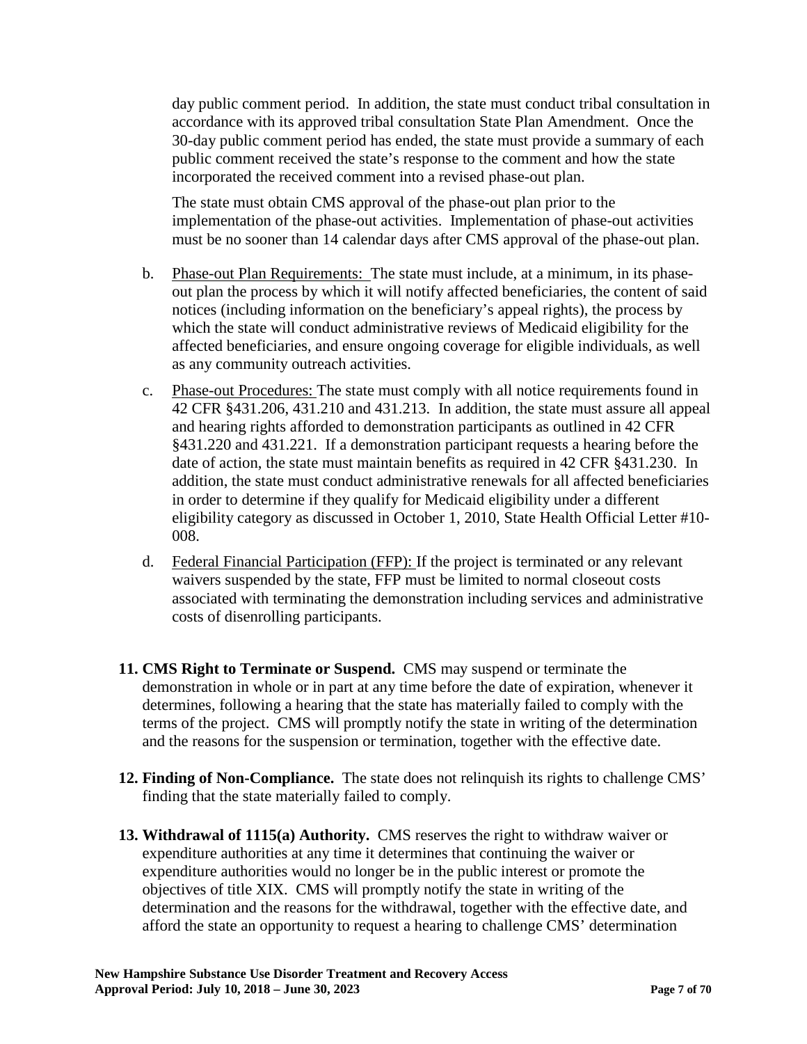day public comment period. In addition, the state must conduct tribal consultation in accordance with its approved tribal consultation State Plan Amendment. Once the 30-day public comment period has ended, the state must provide a summary of each public comment received the state's response to the comment and how the state incorporated the received comment into a revised phase-out plan.

The state must obtain CMS approval of the phase-out plan prior to the implementation of the phase-out activities. Implementation of phase-out activities must be no sooner than 14 calendar days after CMS approval of the phase-out plan.

b. Phase-out Plan Requirements: The state must include, at a minimum, in its phase-out plan the process by which it will notify affected beneficiaries, the content of said notices (including information on the beneficiary's appeal rights), the process by which the state will conduct administrative reviews of Medicaid eligibility for the affected beneficiaries, and ensure ongoing coverage for eligible individuals, as well as any community outreach activities.

c. Phase-out Procedures: The state must comply with all notice requirements found in 42 CFR §431.206, 431.210 and 431.213. In addition, the state must assure all appeal and hearing rights afforded to demonstration participants as outlined in 42 CFR §431.220 and 431.221. If a demonstration participant requests a hearing before the date of action, the state must maintain benefits as required in 42 CFR §431.230. In addition, the state must conduct administrative renewals for all affected beneficiaries in order to determine if they qualify for Medicaid eligibility under a different eligibility category as discussed in October 1, 2010, State Health Official Letter #10-008.

d. Federal Financial Participation (FFP): If the project is terminated or any relevant waivers suspended by the state, FFP must be limited to normal closeout costs associated with terminating the demonstration including services and administrative costs of disenrolling participants.

**11. CMS Right to Terminate or Suspend.** CMS may suspend or terminate the demonstration in whole or in part at any time before the date of expiration, whenever it determines, following a hearing that the state has materially failed to comply with the terms of the project. CMS will promptly notify the state in writing of the determination and the reasons for the suspension or termination, together with the effective date.

**12. Finding of Non-Compliance.** The state does not relinquish its rights to challenge CMS' finding that the state materially failed to comply.

**13. Withdrawal of 1115(a) Authority.** CMS reserves the right to withdraw waiver or expenditure authorities at any time it determines that continuing the waiver or expenditure authorities would no longer be in the public interest or promote the objectives of title XIX. CMS will promptly notify the state in writing of the determination and the reasons for the withdrawal, together with the effective date, and afford the state an opportunity to request a hearing to challenge CMS' determination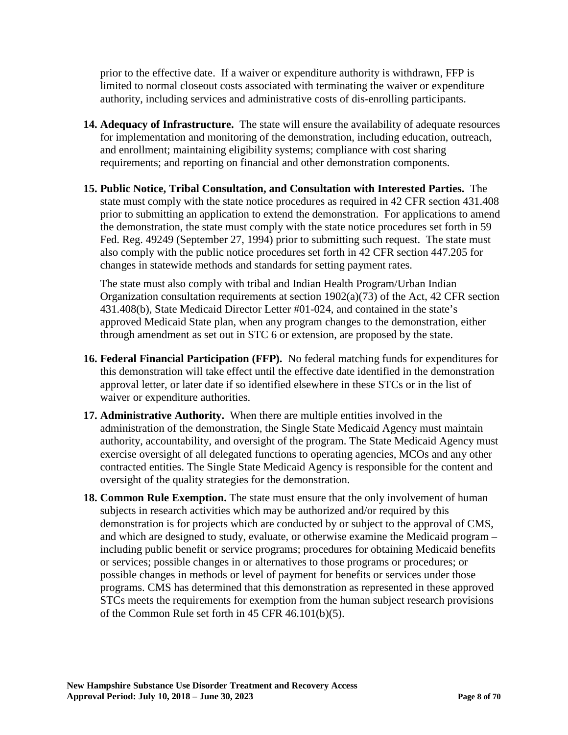prior to the effective date. If a waiver or expenditure authority is withdrawn, FFP is limited to normal closeout costs associated with terminating the waiver or expenditure authority, including services and administrative costs of dis-enrolling participants.

14. **Adequacy of Infrastructure.** The state will ensure the availability of adequate resources for implementation and monitoring of the demonstration, including education, outreach, and enrollment; maintaining eligibility systems; compliance with cost sharing requirements; and reporting on financial and other demonstration components.

15. **Public Notice, Tribal Consultation, and Consultation with Interested Parties.** The state must comply with the state notice procedures as required in 42 CFR section 431.408 prior to submitting an application to extend the demonstration. For applications to amend the demonstration, the state must comply with the state notice procedures set forth in 59 Fed. Reg. 49249 (September 27, 1994) prior to submitting such request. The state must also comply with the public notice procedures set forth in 42 CFR section 447.205 for changes in statewide methods and standards for setting payment rates.

    The state must also comply with tribal and Indian Health Program/Urban Indian Organization consultation requirements at section 1902(a)(73) of the Act, 42 CFR section 431.408(b), State Medicaid Director Letter #01-024, and contained in the state's approved Medicaid State plan, when any program changes to the demonstration, either through amendment as set out in STC 6 or extension, are proposed by the state.

16. **Federal Financial Participation (FFP).** No federal matching funds for expenditures for this demonstration will take effect until the effective date identified in the demonstration approval letter, or later date if so identified elsewhere in these STCs or in the list of waiver or expenditure authorities.

17. **Administrative Authority.** When there are multiple entities involved in the administration of the demonstration, the Single State Medicaid Agency must maintain authority, accountability, and oversight of the program. The State Medicaid Agency must exercise oversight of all delegated functions to operating agencies, MCOs and any other contracted entities. The Single State Medicaid Agency is responsible for the content and oversight of the quality strategies for the demonstration.

18. **Common Rule Exemption.** The state must ensure that the only involvement of human subjects in research activities which may be authorized and/or required by this demonstration is for projects which are conducted by or subject to the approval of CMS, and which are designed to study, evaluate, or otherwise examine the Medicaid program – including public benefit or service programs; procedures for obtaining Medicaid benefits or services; possible changes in or alternatives to those programs or procedures; or possible changes in methods or level of payment for benefits or services under those programs. CMS has determined that this demonstration as represented in these approved STCs meets the requirements for exemption from the human subject research provisions of the Common Rule set forth in 45 CFR 46.101(b)(5).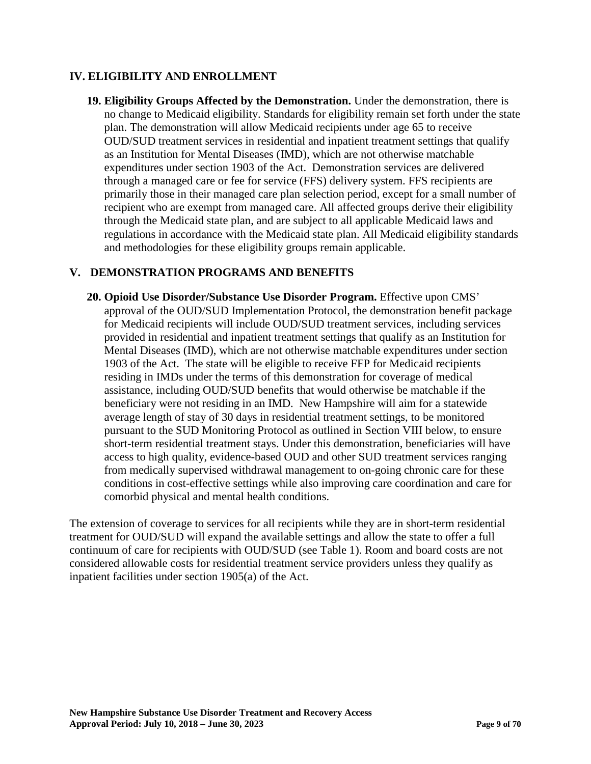## IV. ELIGIBILITY AND ENROLLMENT

**19. Eligibility Groups Affected by the Demonstration.** Under the demonstration, there is no change to Medicaid eligibility. Standards for eligibility remain set forth under the state plan. The demonstration will allow Medicaid recipients under age 65 to receive OUD/SUD treatment services in residential and inpatient treatment settings that qualify as an Institution for Mental Diseases (IMD), which are not otherwise matchable expenditures under section 1903 of the Act. Demonstration services are delivered through a managed care or fee for service (FFS) delivery system. FFS recipients are primarily those in their managed care plan selection period, except for a small number of recipient who are exempt from managed care. All affected groups derive their eligibility through the Medicaid state plan, and are subject to all applicable Medicaid laws and regulations in accordance with the Medicaid state plan. All Medicaid eligibility standards and methodologies for these eligibility groups remain applicable.

## V. DEMONSTRATION PROGRAMS AND BENEFITS

**20. Opioid Use Disorder/Substance Use Disorder Program.** Effective upon CMS' approval of the OUD/SUD Implementation Protocol, the demonstration benefit package for Medicaid recipients will include OUD/SUD treatment services, including services provided in residential and inpatient treatment settings that qualify as an Institution for Mental Diseases (IMD), which are not otherwise matchable expenditures under section 1903 of the Act. The state will be eligible to receive FFP for Medicaid recipients residing in IMDs under the terms of this demonstration for coverage of medical assistance, including OUD/SUD benefits that would otherwise be matchable if the beneficiary were not residing in an IMD. New Hampshire will aim for a statewide average length of stay of 30 days in residential treatment settings, to be monitored pursuant to the SUD Monitoring Protocol as outlined in Section VIII below, to ensure short-term residential treatment stays. Under this demonstration, beneficiaries will have access to high quality, evidence-based OUD and other SUD treatment services ranging from medically supervised withdrawal management to on-going chronic care for these conditions in cost-effective settings while also improving care coordination and care for comorbid physical and mental health conditions.

The extension of coverage to services for all recipients while they are in short-term residential treatment for OUD/SUD will expand the available settings and allow the state to offer a full continuum of care for recipients with OUD/SUD (see Table 1). Room and board costs are not considered allowable costs for residential treatment service providers unless they qualify as inpatient facilities under section 1905(a) of the Act.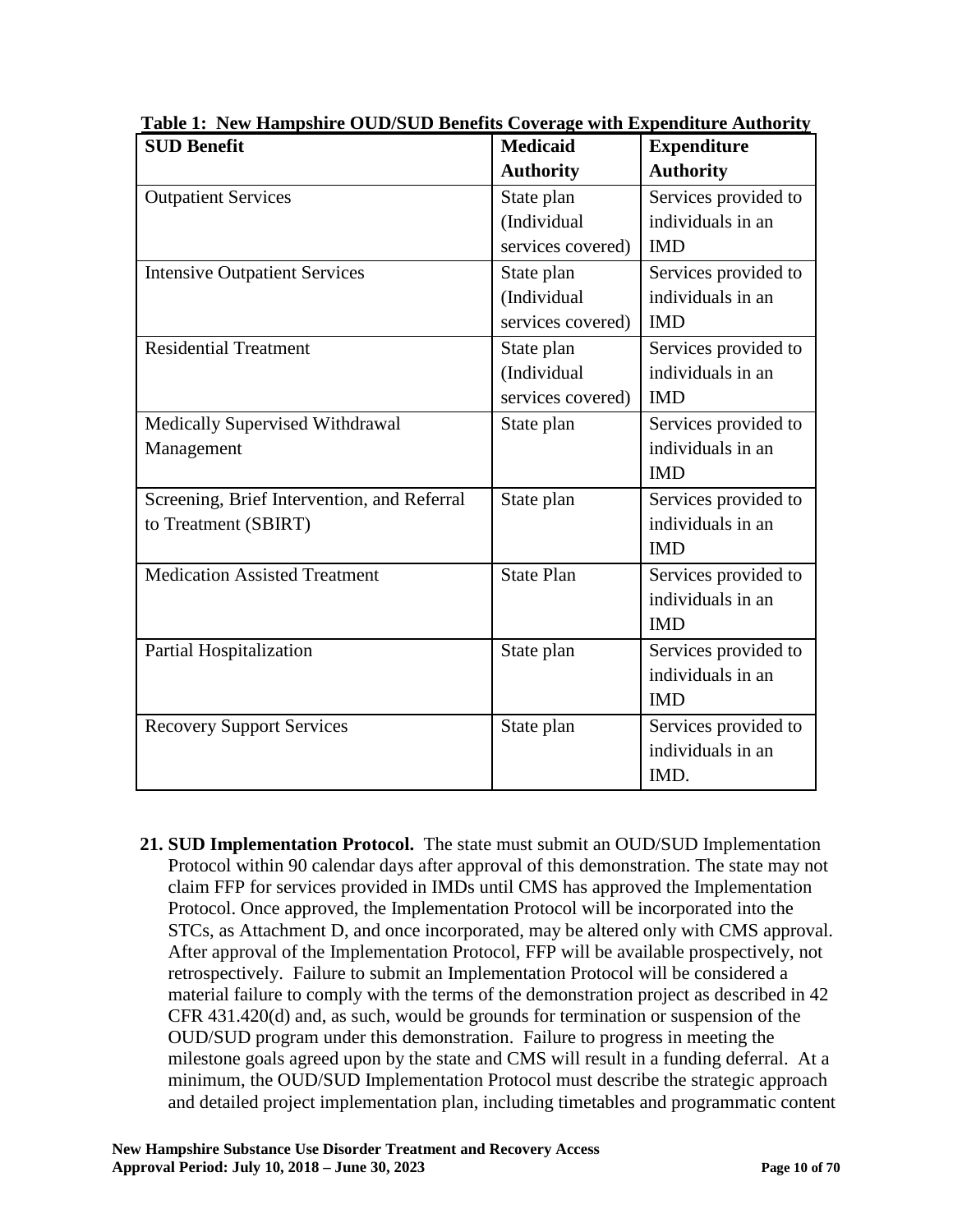**Table 1: New Hampshire OUD/SUD Benefits Coverage with Expenditure Authority**

| SUD Benefit | Medicaid Authority | Expenditure Authority |
|---|---|---|
| Outpatient Services | State plan (Individual services covered) | Services provided to individuals in an IMD |
| Intensive Outpatient Services | State plan (Individual services covered) | Services provided to individuals in an IMD |
| Residential Treatment | State plan (Individual services covered) | Services provided to individuals in an IMD |
| Medically Supervised Withdrawal Management | State plan | Services provided to individuals in an IMD |
| Screening, Brief Intervention, and Referral to Treatment (SBIRT) | State plan | Services provided to individuals in an IMD |
| Medication Assisted Treatment | State Plan | Services provided to individuals in an IMD |
| Partial Hospitalization | State plan | Services provided to individuals in an IMD |
| Recovery Support Services | State plan | Services provided to individuals in an IMD. |

21. **SUD Implementation Protocol.** The state must submit an OUD/SUD Implementation Protocol within 90 calendar days after approval of this demonstration. The state may not claim FFP for services provided in IMDs until CMS has approved the Implementation Protocol. Once approved, the Implementation Protocol will be incorporated into the STCs, as Attachment D, and once incorporated, may be altered only with CMS approval. After approval of the Implementation Protocol, FFP will be available prospectively, not retrospectively. Failure to submit an Implementation Protocol will be considered a material failure to comply with the terms of the demonstration project as described in 42 CFR 431.420(d) and, as such, would be grounds for termination or suspension of the OUD/SUD program under this demonstration. Failure to progress in meeting the milestone goals agreed upon by the state and CMS will result in a funding deferral. At a minimum, the OUD/SUD Implementation Protocol must describe the strategic approach and detailed project implementation plan, including timetables and programmatic content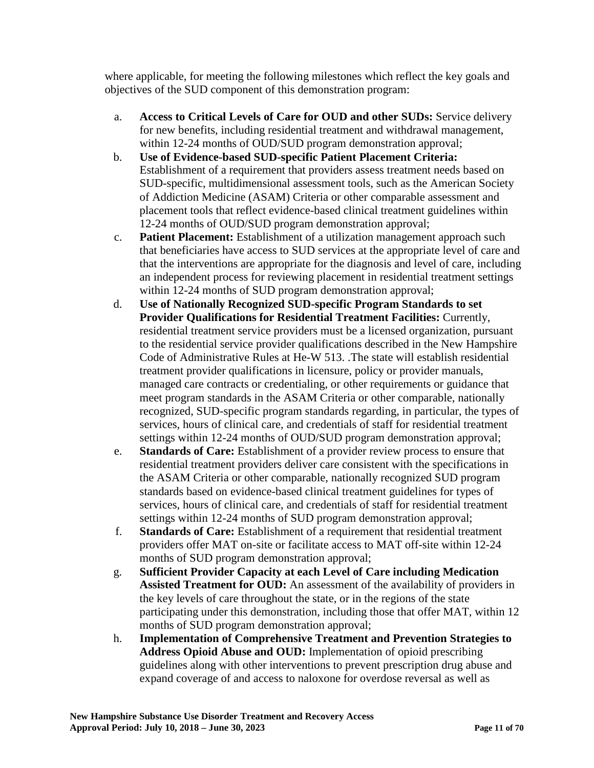where applicable, for meeting the following milestones which reflect the key goals and objectives of the SUD component of this demonstration program:

a. **Access to Critical Levels of Care for OUD and other SUDs:** Service delivery for new benefits, including residential treatment and withdrawal management, within 12-24 months of OUD/SUD program demonstration approval;

b. **Use of Evidence-based SUD-specific Patient Placement Criteria:** Establishment of a requirement that providers assess treatment needs based on SUD-specific, multidimensional assessment tools, such as the American Society of Addiction Medicine (ASAM) Criteria or other comparable assessment and placement tools that reflect evidence-based clinical treatment guidelines within 12-24 months of OUD/SUD program demonstration approval;

c. **Patient Placement:** Establishment of a utilization management approach such that beneficiaries have access to SUD services at the appropriate level of care and that the interventions are appropriate for the diagnosis and level of care, including an independent process for reviewing placement in residential treatment settings within 12-24 months of SUD program demonstration approval;

d. **Use of Nationally Recognized SUD-specific Program Standards to set Provider Qualifications for Residential Treatment Facilities:** Currently, residential treatment service providers must be a licensed organization, pursuant to the residential service provider qualifications described in the New Hampshire Code of Administrative Rules at He-W 513. .The state will establish residential treatment provider qualifications in licensure, policy or provider manuals, managed care contracts or credentialing, or other requirements or guidance that meet program standards in the ASAM Criteria or other comparable, nationally recognized, SUD-specific program standards regarding, in particular, the types of services, hours of clinical care, and credentials of staff for residential treatment settings within 12-24 months of OUD/SUD program demonstration approval;

e. **Standards of Care:** Establishment of a provider review process to ensure that residential treatment providers deliver care consistent with the specifications in the ASAM Criteria or other comparable, nationally recognized SUD program standards based on evidence-based clinical treatment guidelines for types of services, hours of clinical care, and credentials of staff for residential treatment settings within 12-24 months of SUD program demonstration approval;

f. **Standards of Care:** Establishment of a requirement that residential treatment providers offer MAT on-site or facilitate access to MAT off-site within 12-24 months of SUD program demonstration approval;

g. **Sufficient Provider Capacity at each Level of Care including Medication Assisted Treatment for OUD:** An assessment of the availability of providers in the key levels of care throughout the state, or in the regions of the state participating under this demonstration, including those that offer MAT, within 12 months of SUD program demonstration approval;

h. **Implementation of Comprehensive Treatment and Prevention Strategies to Address Opioid Abuse and OUD:** Implementation of opioid prescribing guidelines along with other interventions to prevent prescription drug abuse and expand coverage of and access to naloxone for overdose reversal as well as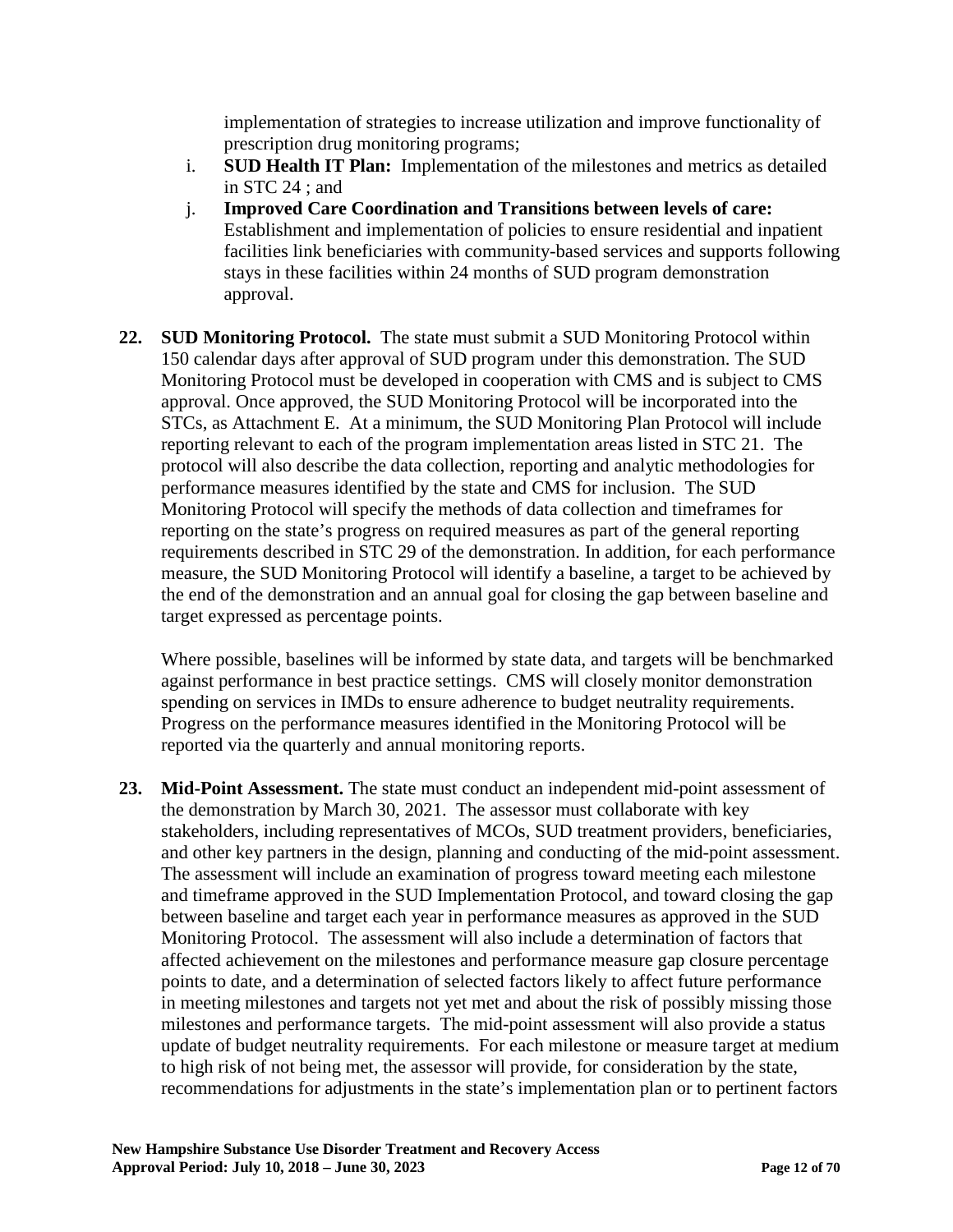implementation of strategies to increase utilization and improve functionality of prescription drug monitoring programs;

i. **SUD Health IT Plan:** Implementation of the milestones and metrics as detailed in STC 24 ; and

j. **Improved Care Coordination and Transitions between levels of care:** Establishment and implementation of policies to ensure residential and inpatient facilities link beneficiaries with community-based services and supports following stays in these facilities within 24 months of SUD program demonstration approval.

**22. SUD Monitoring Protocol.** The state must submit a SUD Monitoring Protocol within 150 calendar days after approval of SUD program under this demonstration. The SUD Monitoring Protocol must be developed in cooperation with CMS and is subject to CMS approval. Once approved, the SUD Monitoring Protocol will be incorporated into the STCs, as Attachment E. At a minimum, the SUD Monitoring Plan Protocol will include reporting relevant to each of the program implementation areas listed in STC 21. The protocol will also describe the data collection, reporting and analytic methodologies for performance measures identified by the state and CMS for inclusion. The SUD Monitoring Protocol will specify the methods of data collection and timeframes for reporting on the state's progress on required measures as part of the general reporting requirements described in STC 29 of the demonstration. In addition, for each performance measure, the SUD Monitoring Protocol will identify a baseline, a target to be achieved by the end of the demonstration and an annual goal for closing the gap between baseline and target expressed as percentage points.

Where possible, baselines will be informed by state data, and targets will be benchmarked against performance in best practice settings. CMS will closely monitor demonstration spending on services in IMDs to ensure adherence to budget neutrality requirements. Progress on the performance measures identified in the Monitoring Protocol will be reported via the quarterly and annual monitoring reports.

**23. Mid-Point Assessment.** The state must conduct an independent mid-point assessment of the demonstration by March 30, 2021. The assessor must collaborate with key stakeholders, including representatives of MCOs, SUD treatment providers, beneficiaries, and other key partners in the design, planning and conducting of the mid-point assessment. The assessment will include an examination of progress toward meeting each milestone and timeframe approved in the SUD Implementation Protocol, and toward closing the gap between baseline and target each year in performance measures as approved in the SUD Monitoring Protocol. The assessment will also include a determination of factors that affected achievement on the milestones and performance measure gap closure percentage points to date, and a determination of selected factors likely to affect future performance in meeting milestones and targets not yet met and about the risk of possibly missing those milestones and performance targets. The mid-point assessment will also provide a status update of budget neutrality requirements. For each milestone or measure target at medium to high risk of not being met, the assessor will provide, for consideration by the state, recommendations for adjustments in the state's implementation plan or to pertinent factors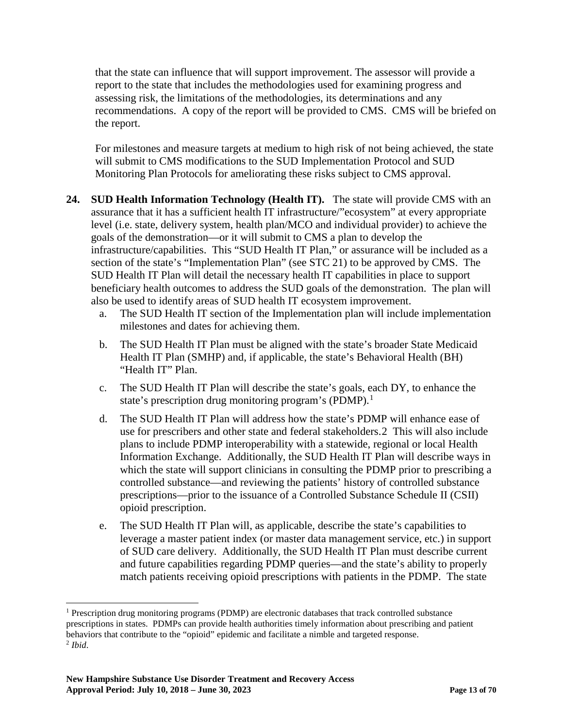that the state can influence that will support improvement. The assessor will provide a report to the state that includes the methodologies used for examining progress and assessing risk, the limitations of the methodologies, its determinations and any recommendations. A copy of the report will be provided to CMS. CMS will be briefed on the report.

For milestones and measure targets at medium to high risk of not being achieved, the state will submit to CMS modifications to the SUD Implementation Protocol and SUD Monitoring Plan Protocols for ameliorating these risks subject to CMS approval.

**24. SUD Health Information Technology (Health IT).** The state will provide CMS with an assurance that it has a sufficient health IT infrastructure/"ecosystem" at every appropriate level (i.e. state, delivery system, health plan/MCO and individual provider) to achieve the goals of the demonstration—or it will submit to CMS a plan to develop the infrastructure/capabilities. This "SUD Health IT Plan," or assurance will be included as a section of the state's "Implementation Plan" (see STC 21) to be approved by CMS. The SUD Health IT Plan will detail the necessary health IT capabilities in place to support beneficiary health outcomes to address the SUD goals of the demonstration. The plan will also be used to identify areas of SUD health IT ecosystem improvement.

  a. The SUD Health IT section of the Implementation plan will include implementation milestones and dates for achieving them.

  b. The SUD Health IT Plan must be aligned with the state's broader State Medicaid Health IT Plan (SMHP) and, if applicable, the state's Behavioral Health (BH) "Health IT" Plan.

  c. The SUD Health IT Plan will describe the state's goals, each DY, to enhance the state's prescription drug monitoring program's (PDMP).[1]

  d. The SUD Health IT Plan will address how the state's PDMP will enhance ease of use for prescribers and other state and federal stakeholders.2 This will also include plans to include PDMP interoperability with a statewide, regional or local Health Information Exchange. Additionally, the SUD Health IT Plan will describe ways in which the state will support clinicians in consulting the PDMP prior to prescribing a controlled substance—and reviewing the patients' history of controlled substance prescriptions—prior to the issuance of a Controlled Substance Schedule II (CSII) opioid prescription.

  e. The SUD Health IT Plan will, as applicable, describe the state's capabilities to leverage a master patient index (or master data management service, etc.) in support of SUD care delivery. Additionally, the SUD Health IT Plan must describe current and future capabilities regarding PDMP queries—and the state's ability to properly match patients receiving opioid prescriptions with patients in the PDMP. The state

---

[1] Prescription drug monitoring programs (PDMP) are electronic databases that track controlled substance prescriptions in states. PDMPs can provide health authorities timely information about prescribing and patient behaviors that contribute to the "opioid" epidemic and facilitate a nimble and targeted response.

[2] *Ibid*.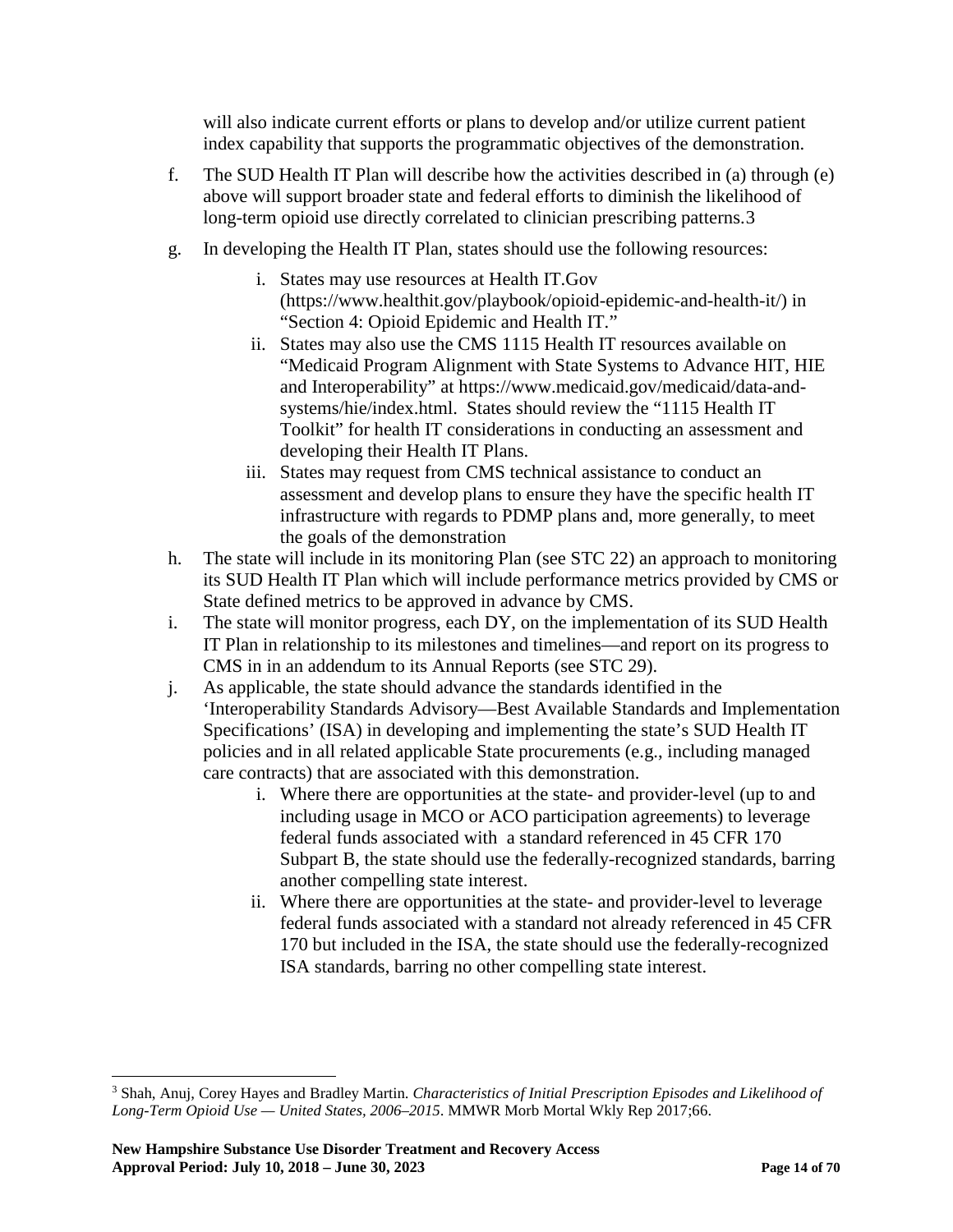will also indicate current efforts or plans to develop and/or utilize current patient index capability that supports the programmatic objectives of the demonstration.

f. The SUD Health IT Plan will describe how the activities described in (a) through (e) above will support broader state and federal efforts to diminish the likelihood of long-term opioid use directly correlated to clinician prescribing patterns.[3]

g. In developing the Health IT Plan, states should use the following resources:

    i. States may use resources at Health IT.Gov (https://www.healthit.gov/playbook/opioid-epidemic-and-health-it/) in "Section 4: Opioid Epidemic and Health IT."

    ii. States may also use the CMS 1115 Health IT resources available on "Medicaid Program Alignment with State Systems to Advance HIT, HIE and Interoperability" at https://www.medicaid.gov/medicaid/data-and-systems/hie/index.html. States should review the "1115 Health IT Toolkit" for health IT considerations in conducting an assessment and developing their Health IT Plans.

    iii. States may request from CMS technical assistance to conduct an assessment and develop plans to ensure they have the specific health IT infrastructure with regards to PDMP plans and, more generally, to meet the goals of the demonstration

h. The state will include in its monitoring Plan (see STC 22) an approach to monitoring its SUD Health IT Plan which will include performance metrics provided by CMS or State defined metrics to be approved in advance by CMS.

i. The state will monitor progress, each DY, on the implementation of its SUD Health IT Plan in relationship to its milestones and timelines—and report on its progress to CMS in in an addendum to its Annual Reports (see STC 29).

j. As applicable, the state should advance the standards identified in the 'Interoperability Standards Advisory—Best Available Standards and Implementation Specifications' (ISA) in developing and implementing the state's SUD Health IT policies and in all related applicable State procurements (e.g., including managed care contracts) that are associated with this demonstration.

    i. Where there are opportunities at the state- and provider-level (up to and including usage in MCO or ACO participation agreements) to leverage federal funds associated with a standard referenced in 45 CFR 170 Subpart B, the state should use the federally-recognized standards, barring another compelling state interest.

    ii. Where there are opportunities at the state- and provider-level to leverage federal funds associated with a standard not already referenced in 45 CFR 170 but included in the ISA, the state should use the federally-recognized ISA standards, barring no other compelling state interest.

---

[3] Shah, Anuj, Corey Hayes and Bradley Martin. *Characteristics of Initial Prescription Episodes and Likelihood of Long-Term Opioid Use — United States, 2006–2015*. MMWR Morb Mortal Wkly Rep 2017;66.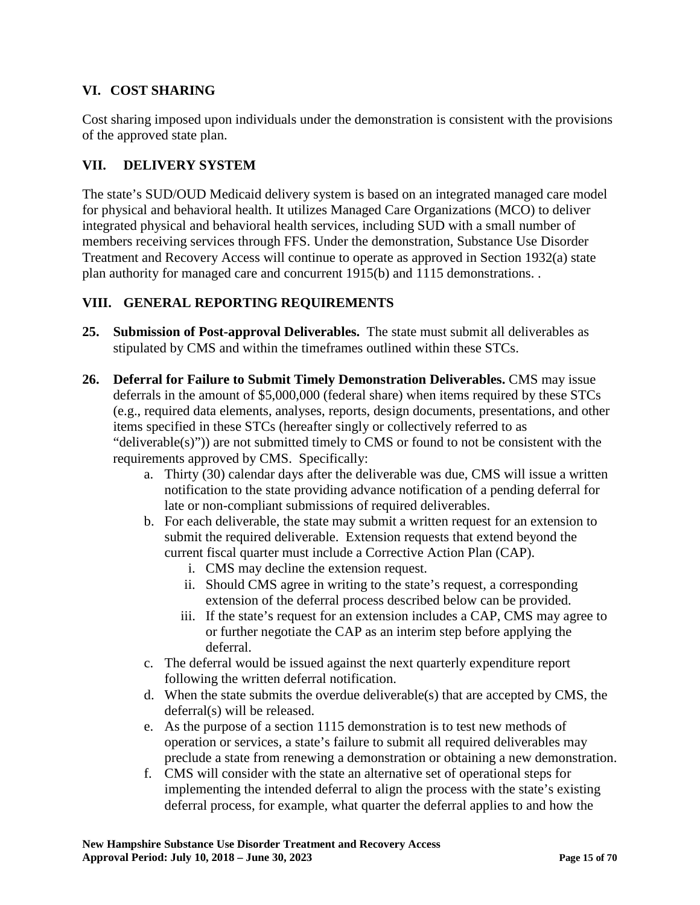## VI. COST SHARING

Cost sharing imposed upon individuals under the demonstration is consistent with the provisions of the approved state plan.

## VII. DELIVERY SYSTEM

The state's SUD/OUD Medicaid delivery system is based on an integrated managed care model for physical and behavioral health. It utilizes Managed Care Organizations (MCO) to deliver integrated physical and behavioral health services, including SUD with a small number of members receiving services through FFS. Under the demonstration, Substance Use Disorder Treatment and Recovery Access will continue to operate as approved in Section 1932(a) state plan authority for managed care and concurrent 1915(b) and 1115 demonstrations. .

## VIII. GENERAL REPORTING REQUIREMENTS

**25. Submission of Post-approval Deliverables.** The state must submit all deliverables as stipulated by CMS and within the timeframes outlined within these STCs.

**26. Deferral for Failure to Submit Timely Demonstration Deliverables.** CMS may issue deferrals in the amount of $5,000,000 (federal share) when items required by these STCs (e.g., required data elements, analyses, reports, design documents, presentations, and other items specified in these STCs (hereafter singly or collectively referred to as "deliverable(s)")) are not submitted timely to CMS or found to not be consistent with the requirements approved by CMS. Specifically:

   a. Thirty (30) calendar days after the deliverable was due, CMS will issue a written notification to the state providing advance notification of a pending deferral for late or non-compliant submissions of required deliverables.
   b. For each deliverable, the state may submit a written request for an extension to submit the required deliverable. Extension requests that extend beyond the current fiscal quarter must include a Corrective Action Plan (CAP).
      i. CMS may decline the extension request.
      ii. Should CMS agree in writing to the state's request, a corresponding extension of the deferral process described below can be provided.
      iii. If the state's request for an extension includes a CAP, CMS may agree to or further negotiate the CAP as an interim step before applying the deferral.
   c. The deferral would be issued against the next quarterly expenditure report following the written deferral notification.
   d. When the state submits the overdue deliverable(s) that are accepted by CMS, the deferral(s) will be released.
   e. As the purpose of a section 1115 demonstration is to test new methods of operation or services, a state's failure to submit all required deliverables may preclude a state from renewing a demonstration or obtaining a new demonstration.
   f. CMS will consider with the state an alternative set of operational steps for implementing the intended deferral to align the process with the state's existing deferral process, for example, what quarter the deferral applies to and how the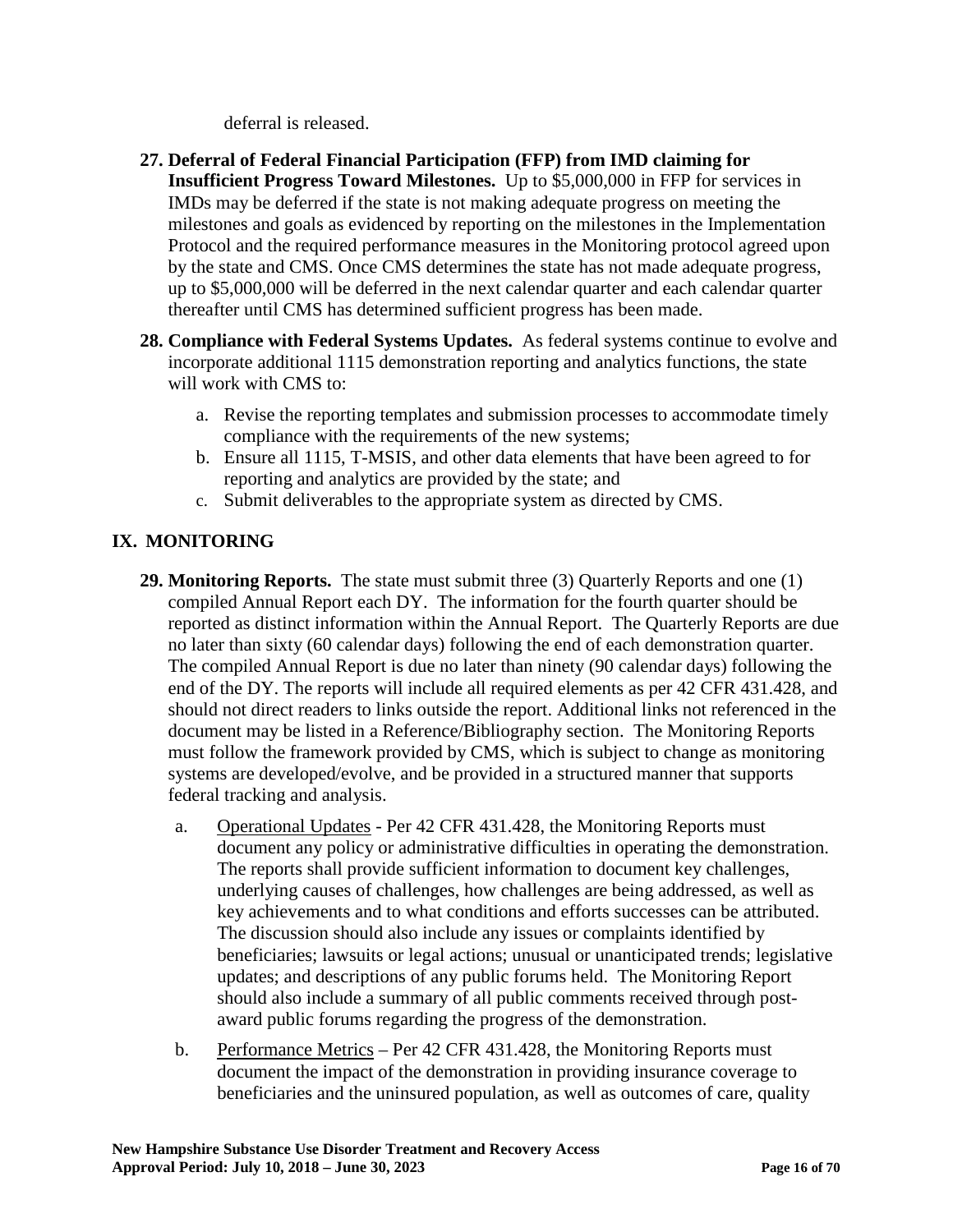deferral is released.

27. **Deferral of Federal Financial Participation (FFP) from IMD claiming for Insufficient Progress Toward Milestones.** Up to $5,000,000 in FFP for services in IMDs may be deferred if the state is not making adequate progress on meeting the milestones and goals as evidenced by reporting on the milestones in the Implementation Protocol and the required performance measures in the Monitoring protocol agreed upon by the state and CMS. Once CMS determines the state has not made adequate progress, up to $5,000,000 will be deferred in the next calendar quarter and each calendar quarter thereafter until CMS has determined sufficient progress has been made.

28. **Compliance with Federal Systems Updates.** As federal systems continue to evolve and incorporate additional 1115 demonstration reporting and analytics functions, the state will work with CMS to:

    a. Revise the reporting templates and submission processes to accommodate timely compliance with the requirements of the new systems;
    b. Ensure all 1115, T-MSIS, and other data elements that have been agreed to for reporting and analytics are provided by the state; and
    c. Submit deliverables to the appropriate system as directed by CMS.

## IX. MONITORING

29. **Monitoring Reports.** The state must submit three (3) Quarterly Reports and one (1) compiled Annual Report each DY. The information for the fourth quarter should be reported as distinct information within the Annual Report. The Quarterly Reports are due no later than sixty (60 calendar days) following the end of each demonstration quarter. The compiled Annual Report is due no later than ninety (90 calendar days) following the end of the DY. The reports will include all required elements as per 42 CFR 431.428, and should not direct readers to links outside the report. Additional links not referenced in the document may be listed in a Reference/Bibliography section. The Monitoring Reports must follow the framework provided by CMS, which is subject to change as monitoring systems are developed/evolve, and be provided in a structured manner that supports federal tracking and analysis.

    a. Operational Updates - Per 42 CFR 431.428, the Monitoring Reports must document any policy or administrative difficulties in operating the demonstration. The reports shall provide sufficient information to document key challenges, underlying causes of challenges, how challenges are being addressed, as well as key achievements and to what conditions and efforts successes can be attributed. The discussion should also include any issues or complaints identified by beneficiaries; lawsuits or legal actions; unusual or unanticipated trends; legislative updates; and descriptions of any public forums held. The Monitoring Report should also include a summary of all public comments received through post-award public forums regarding the progress of the demonstration.

    b. Performance Metrics – Per 42 CFR 431.428, the Monitoring Reports must document the impact of the demonstration in providing insurance coverage to beneficiaries and the uninsured population, as well as outcomes of care, quality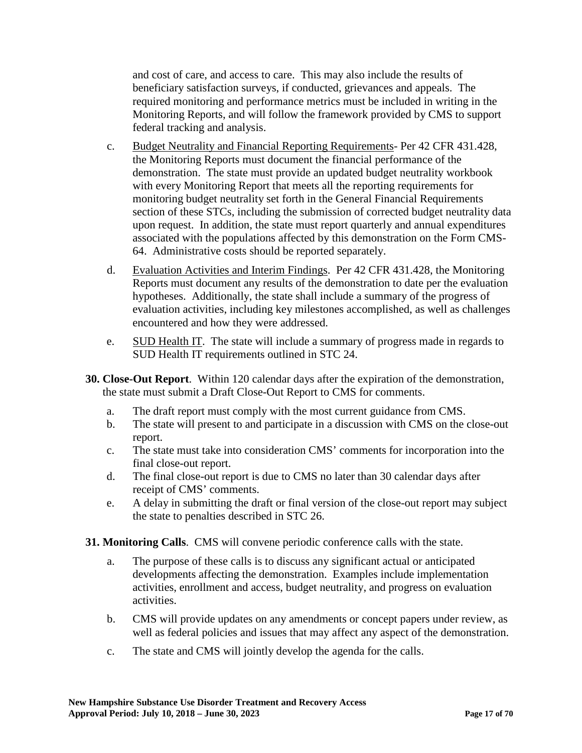and cost of care, and access to care. This may also include the results of beneficiary satisfaction surveys, if conducted, grievances and appeals. The required monitoring and performance metrics must be included in writing in the Monitoring Reports, and will follow the framework provided by CMS to support federal tracking and analysis.

c. Budget Neutrality and Financial Reporting Requirements- Per 42 CFR 431.428, the Monitoring Reports must document the financial performance of the demonstration. The state must provide an updated budget neutrality workbook with every Monitoring Report that meets all the reporting requirements for monitoring budget neutrality set forth in the General Financial Requirements section of these STCs, including the submission of corrected budget neutrality data upon request. In addition, the state must report quarterly and annual expenditures associated with the populations affected by this demonstration on the Form CMS-64. Administrative costs should be reported separately.

d. Evaluation Activities and Interim Findings. Per 42 CFR 431.428, the Monitoring Reports must document any results of the demonstration to date per the evaluation hypotheses. Additionally, the state shall include a summary of the progress of evaluation activities, including key milestones accomplished, as well as challenges encountered and how they were addressed.

e. SUD Health IT. The state will include a summary of progress made in regards to SUD Health IT requirements outlined in STC 24.

**30. Close-Out Report**. Within 120 calendar days after the expiration of the demonstration, the state must submit a Draft Close-Out Report to CMS for comments.

a. The draft report must comply with the most current guidance from CMS.
b. The state will present to and participate in a discussion with CMS on the close-out report.
c. The state must take into consideration CMS' comments for incorporation into the final close-out report.
d. The final close-out report is due to CMS no later than 30 calendar days after receipt of CMS' comments.
e. A delay in submitting the draft or final version of the close-out report may subject the state to penalties described in STC 26.

**31. Monitoring Calls**. CMS will convene periodic conference calls with the state.

a. The purpose of these calls is to discuss any significant actual or anticipated developments affecting the demonstration. Examples include implementation activities, enrollment and access, budget neutrality, and progress on evaluation activities.

b. CMS will provide updates on any amendments or concept papers under review, as well as federal policies and issues that may affect any aspect of the demonstration.

c. The state and CMS will jointly develop the agenda for the calls.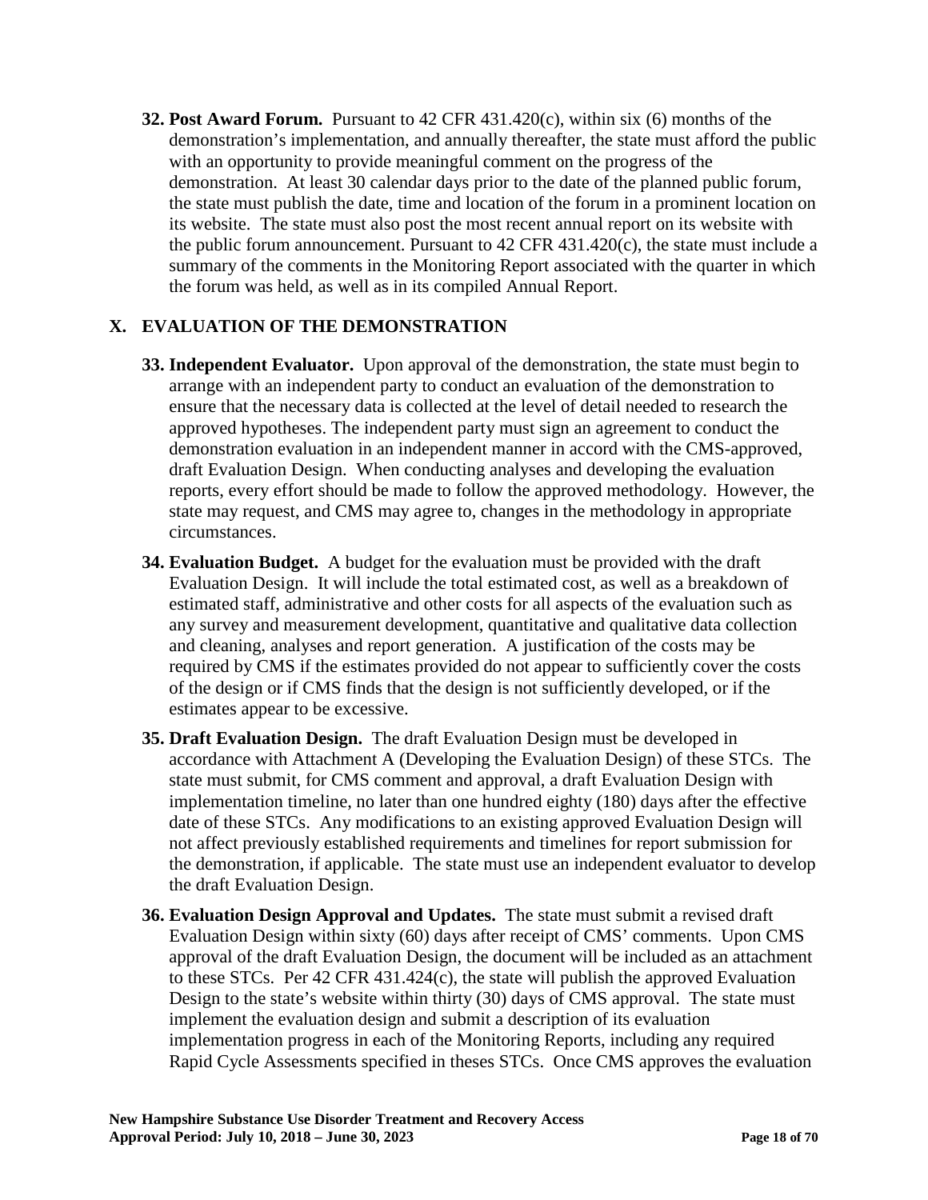**32. Post Award Forum.** Pursuant to 42 CFR 431.420(c), within six (6) months of the demonstration's implementation, and annually thereafter, the state must afford the public with an opportunity to provide meaningful comment on the progress of the demonstration. At least 30 calendar days prior to the date of the planned public forum, the state must publish the date, time and location of the forum in a prominent location on its website. The state must also post the most recent annual report on its website with the public forum announcement. Pursuant to 42 CFR 431.420(c), the state must include a summary of the comments in the Monitoring Report associated with the quarter in which the forum was held, as well as in its compiled Annual Report.

## X. EVALUATION OF THE DEMONSTRATION

**33. Independent Evaluator.** Upon approval of the demonstration, the state must begin to arrange with an independent party to conduct an evaluation of the demonstration to ensure that the necessary data is collected at the level of detail needed to research the approved hypotheses. The independent party must sign an agreement to conduct the demonstration evaluation in an independent manner in accord with the CMS-approved, draft Evaluation Design. When conducting analyses and developing the evaluation reports, every effort should be made to follow the approved methodology. However, the state may request, and CMS may agree to, changes in the methodology in appropriate circumstances.

**34. Evaluation Budget.** A budget for the evaluation must be provided with the draft Evaluation Design. It will include the total estimated cost, as well as a breakdown of estimated staff, administrative and other costs for all aspects of the evaluation such as any survey and measurement development, quantitative and qualitative data collection and cleaning, analyses and report generation. A justification of the costs may be required by CMS if the estimates provided do not appear to sufficiently cover the costs of the design or if CMS finds that the design is not sufficiently developed, or if the estimates appear to be excessive.

**35. Draft Evaluation Design.** The draft Evaluation Design must be developed in accordance with Attachment A (Developing the Evaluation Design) of these STCs. The state must submit, for CMS comment and approval, a draft Evaluation Design with implementation timeline, no later than one hundred eighty (180) days after the effective date of these STCs. Any modifications to an existing approved Evaluation Design will not affect previously established requirements and timelines for report submission for the demonstration, if applicable. The state must use an independent evaluator to develop the draft Evaluation Design.

**36. Evaluation Design Approval and Updates.** The state must submit a revised draft Evaluation Design within sixty (60) days after receipt of CMS' comments. Upon CMS approval of the draft Evaluation Design, the document will be included as an attachment to these STCs. Per 42 CFR 431.424(c), the state will publish the approved Evaluation Design to the state's website within thirty (30) days of CMS approval. The state must implement the evaluation design and submit a description of its evaluation implementation progress in each of the Monitoring Reports, including any required Rapid Cycle Assessments specified in theses STCs. Once CMS approves the evaluation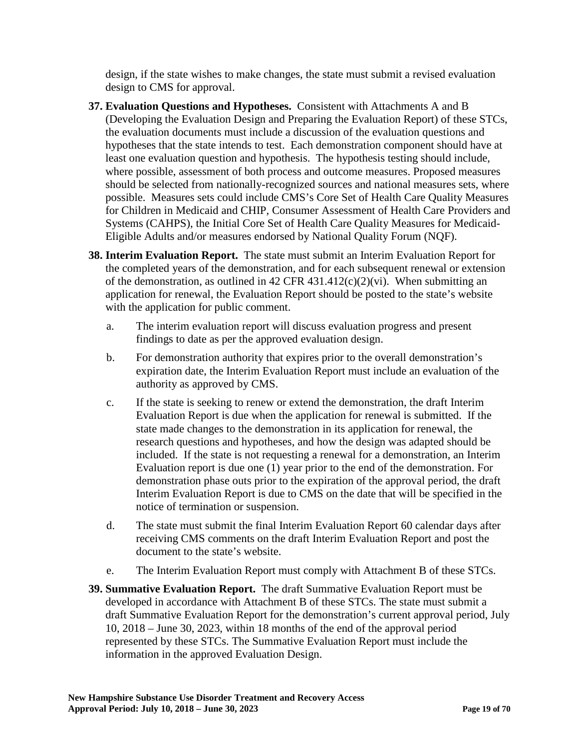design, if the state wishes to make changes, the state must submit a revised evaluation design to CMS for approval.

37. **Evaluation Questions and Hypotheses.** Consistent with Attachments A and B (Developing the Evaluation Design and Preparing the Evaluation Report) of these STCs, the evaluation documents must include a discussion of the evaluation questions and hypotheses that the state intends to test. Each demonstration component should have at least one evaluation question and hypothesis. The hypothesis testing should include, where possible, assessment of both process and outcome measures. Proposed measures should be selected from nationally-recognized sources and national measures sets, where possible. Measures sets could include CMS's Core Set of Health Care Quality Measures for Children in Medicaid and CHIP, Consumer Assessment of Health Care Providers and Systems (CAHPS), the Initial Core Set of Health Care Quality Measures for Medicaid-Eligible Adults and/or measures endorsed by National Quality Forum (NQF).

38. **Interim Evaluation Report.** The state must submit an Interim Evaluation Report for the completed years of the demonstration, and for each subsequent renewal or extension of the demonstration, as outlined in 42 CFR 431.412(c)(2)(vi). When submitting an application for renewal, the Evaluation Report should be posted to the state's website with the application for public comment.

    a. The interim evaluation report will discuss evaluation progress and present findings to date as per the approved evaluation design.

    b. For demonstration authority that expires prior to the overall demonstration's expiration date, the Interim Evaluation Report must include an evaluation of the authority as approved by CMS.

    c. If the state is seeking to renew or extend the demonstration, the draft Interim Evaluation Report is due when the application for renewal is submitted. If the state made changes to the demonstration in its application for renewal, the research questions and hypotheses, and how the design was adapted should be included. If the state is not requesting a renewal for a demonstration, an Interim Evaluation report is due one (1) year prior to the end of the demonstration. For demonstration phase outs prior to the expiration of the approval period, the draft Interim Evaluation Report is due to CMS on the date that will be specified in the notice of termination or suspension.

    d. The state must submit the final Interim Evaluation Report 60 calendar days after receiving CMS comments on the draft Interim Evaluation Report and post the document to the state's website.

    e. The Interim Evaluation Report must comply with Attachment B of these STCs.

39. **Summative Evaluation Report.** The draft Summative Evaluation Report must be developed in accordance with Attachment B of these STCs. The state must submit a draft Summative Evaluation Report for the demonstration's current approval period, July 10, 2018 – June 30, 2023, within 18 months of the end of the approval period represented by these STCs. The Summative Evaluation Report must include the information in the approved Evaluation Design.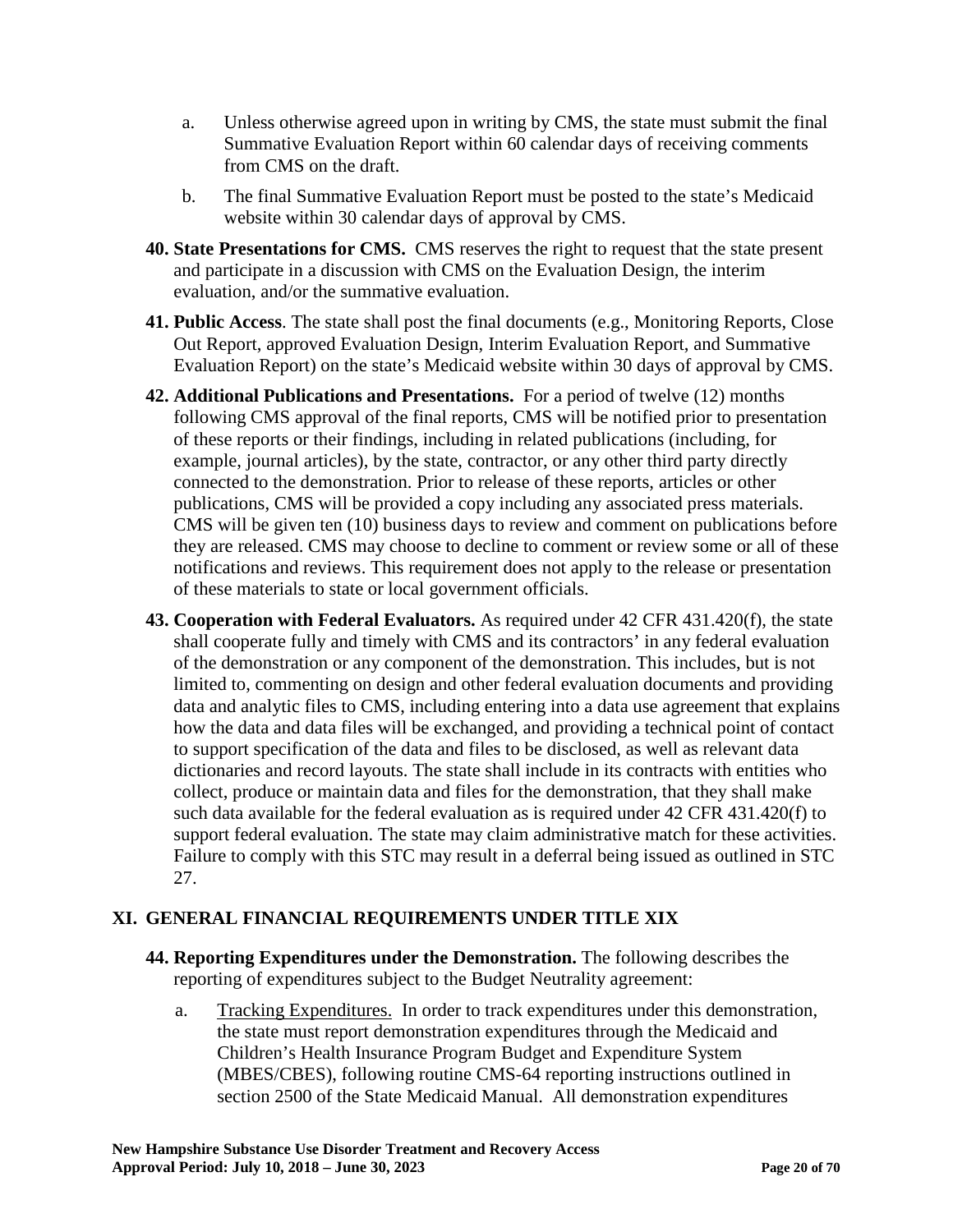a. Unless otherwise agreed upon in writing by CMS, the state must submit the final Summative Evaluation Report within 60 calendar days of receiving comments from CMS on the draft.

b. The final Summative Evaluation Report must be posted to the state's Medicaid website within 30 calendar days of approval by CMS.

**40. State Presentations for CMS.** CMS reserves the right to request that the state present and participate in a discussion with CMS on the Evaluation Design, the interim evaluation, and/or the summative evaluation.

**41. Public Access**. The state shall post the final documents (e.g., Monitoring Reports, Close Out Report, approved Evaluation Design, Interim Evaluation Report, and Summative Evaluation Report) on the state's Medicaid website within 30 days of approval by CMS.

**42. Additional Publications and Presentations.** For a period of twelve (12) months following CMS approval of the final reports, CMS will be notified prior to presentation of these reports or their findings, including in related publications (including, for example, journal articles), by the state, contractor, or any other third party directly connected to the demonstration. Prior to release of these reports, articles or other publications, CMS will be provided a copy including any associated press materials. CMS will be given ten (10) business days to review and comment on publications before they are released. CMS may choose to decline to comment or review some or all of these notifications and reviews. This requirement does not apply to the release or presentation of these materials to state or local government officials.

**43. Cooperation with Federal Evaluators.** As required under 42 CFR 431.420(f), the state shall cooperate fully and timely with CMS and its contractors' in any federal evaluation of the demonstration or any component of the demonstration. This includes, but is not limited to, commenting on design and other federal evaluation documents and providing data and analytic files to CMS, including entering into a data use agreement that explains how the data and data files will be exchanged, and providing a technical point of contact to support specification of the data and files to be disclosed, as well as relevant data dictionaries and record layouts. The state shall include in its contracts with entities who collect, produce or maintain data and files for the demonstration, that they shall make such data available for the federal evaluation as is required under 42 CFR 431.420(f) to support federal evaluation. The state may claim administrative match for these activities. Failure to comply with this STC may result in a deferral being issued as outlined in STC 27.

## XI. GENERAL FINANCIAL REQUIREMENTS UNDER TITLE XIX

**44. Reporting Expenditures under the Demonstration.** The following describes the reporting of expenditures subject to the Budget Neutrality agreement:

a. Tracking Expenditures. In order to track expenditures under this demonstration, the state must report demonstration expenditures through the Medicaid and Children's Health Insurance Program Budget and Expenditure System (MBES/CBES), following routine CMS-64 reporting instructions outlined in section 2500 of the State Medicaid Manual. All demonstration expenditures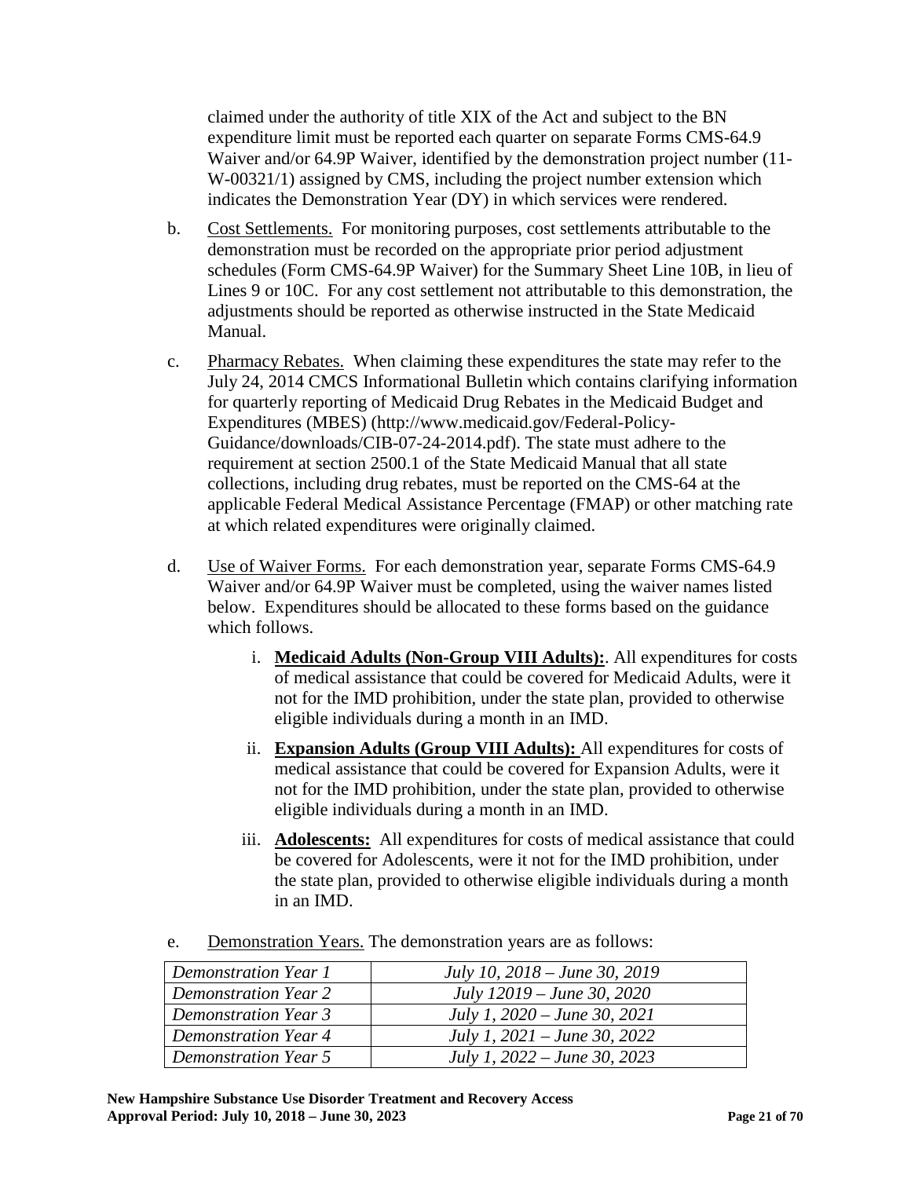claimed under the authority of title XIX of the Act and subject to the BN expenditure limit must be reported each quarter on separate Forms CMS-64.9 Waiver and/or 64.9P Waiver, identified by the demonstration project number (11-W-00321/1) assigned by CMS, including the project number extension which indicates the Demonstration Year (DY) in which services were rendered.

b. Cost Settlements. For monitoring purposes, cost settlements attributable to the demonstration must be recorded on the appropriate prior period adjustment schedules (Form CMS-64.9P Waiver) for the Summary Sheet Line 10B, in lieu of Lines 9 or 10C. For any cost settlement not attributable to this demonstration, the adjustments should be reported as otherwise instructed in the State Medicaid Manual.

c. Pharmacy Rebates. When claiming these expenditures the state may refer to the July 24, 2014 CMCS Informational Bulletin which contains clarifying information for quarterly reporting of Medicaid Drug Rebates in the Medicaid Budget and Expenditures (MBES) (http://www.medicaid.gov/Federal-Policy-Guidance/downloads/CIB-07-24-2014.pdf). The state must adhere to the requirement at section 2500.1 of the State Medicaid Manual that all state collections, including drug rebates, must be reported on the CMS-64 at the applicable Federal Medical Assistance Percentage (FMAP) or other matching rate at which related expenditures were originally claimed.

d. Use of Waiver Forms. For each demonstration year, separate Forms CMS-64.9 Waiver and/or 64.9P Waiver must be completed, using the waiver names listed below. Expenditures should be allocated to these forms based on the guidance which follows.

   i. **Medicaid Adults (Non-Group VIII Adults):**. All expenditures for costs of medical assistance that could be covered for Medicaid Adults, were it not for the IMD prohibition, under the state plan, provided to otherwise eligible individuals during a month in an IMD.

   ii. **Expansion Adults (Group VIII Adults):** All expenditures for costs of medical assistance that could be covered for Expansion Adults, were it not for the IMD prohibition, under the state plan, provided to otherwise eligible individuals during a month in an IMD.

   iii. **Adolescents:** All expenditures for costs of medical assistance that could be covered for Adolescents, were it not for the IMD prohibition, under the state plan, provided to otherwise eligible individuals during a month in an IMD.

e. Demonstration Years. The demonstration years are as follows:

| | |
|---|---|
| *Demonstration Year 1* | *July 10, 2018 – June 30, 2019* |
| *Demonstration Year 2* | *July 12019 – June 30, 2020* |
| *Demonstration Year 3* | *July 1, 2020 – June 30, 2021* |
| *Demonstration Year 4* | *July 1, 2021 – June 30, 2022* |
| *Demonstration Year 5* | *July 1, 2022 – June 30, 2023* |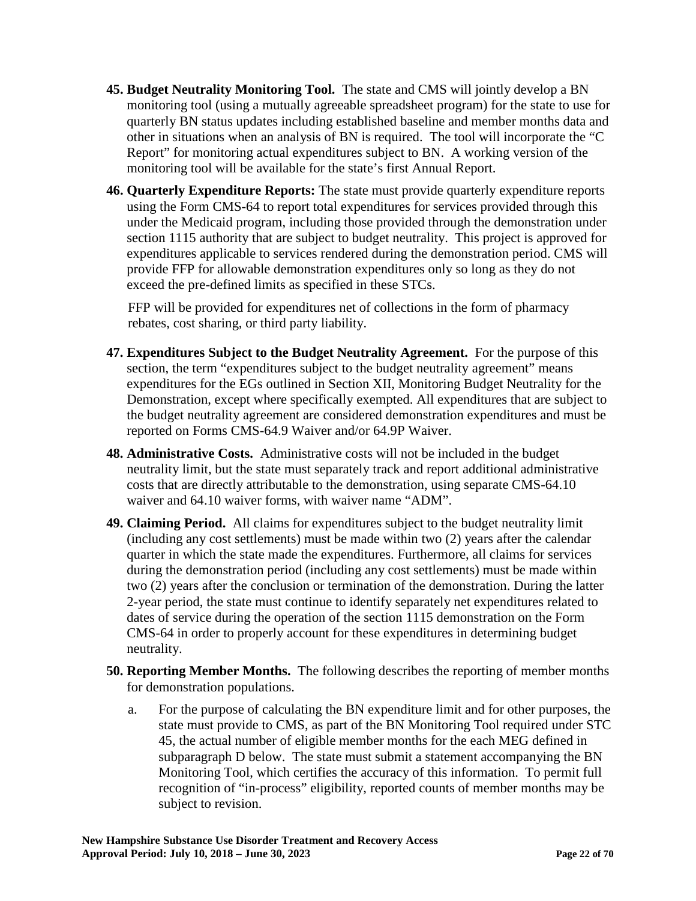45. **Budget Neutrality Monitoring Tool.** The state and CMS will jointly develop a BN monitoring tool (using a mutually agreeable spreadsheet program) for the state to use for quarterly BN status updates including established baseline and member months data and other in situations when an analysis of BN is required. The tool will incorporate the "C Report" for monitoring actual expenditures subject to BN. A working version of the monitoring tool will be available for the state's first Annual Report.

46. **Quarterly Expenditure Reports:** The state must provide quarterly expenditure reports using the Form CMS-64 to report total expenditures for services provided through this under the Medicaid program, including those provided through the demonstration under section 1115 authority that are subject to budget neutrality. This project is approved for expenditures applicable to services rendered during the demonstration period. CMS will provide FFP for allowable demonstration expenditures only so long as they do not exceed the pre-defined limits as specified in these STCs.

    FFP will be provided for expenditures net of collections in the form of pharmacy rebates, cost sharing, or third party liability.

47. **Expenditures Subject to the Budget Neutrality Agreement.** For the purpose of this section, the term "expenditures subject to the budget neutrality agreement" means expenditures for the EGs outlined in Section XII, Monitoring Budget Neutrality for the Demonstration, except where specifically exempted. All expenditures that are subject to the budget neutrality agreement are considered demonstration expenditures and must be reported on Forms CMS-64.9 Waiver and/or 64.9P Waiver.

48. **Administrative Costs.** Administrative costs will not be included in the budget neutrality limit, but the state must separately track and report additional administrative costs that are directly attributable to the demonstration, using separate CMS-64.10 waiver and 64.10 waiver forms, with waiver name "ADM".

49. **Claiming Period.** All claims for expenditures subject to the budget neutrality limit (including any cost settlements) must be made within two (2) years after the calendar quarter in which the state made the expenditures. Furthermore, all claims for services during the demonstration period (including any cost settlements) must be made within two (2) years after the conclusion or termination of the demonstration. During the latter 2-year period, the state must continue to identify separately net expenditures related to dates of service during the operation of the section 1115 demonstration on the Form CMS-64 in order to properly account for these expenditures in determining budget neutrality.

50. **Reporting Member Months.** The following describes the reporting of member months for demonstration populations.

    a. For the purpose of calculating the BN expenditure limit and for other purposes, the state must provide to CMS, as part of the BN Monitoring Tool required under STC 45, the actual number of eligible member months for the each MEG defined in subparagraph D below. The state must submit a statement accompanying the BN Monitoring Tool, which certifies the accuracy of this information. To permit full recognition of "in-process" eligibility, reported counts of member months may be subject to revision.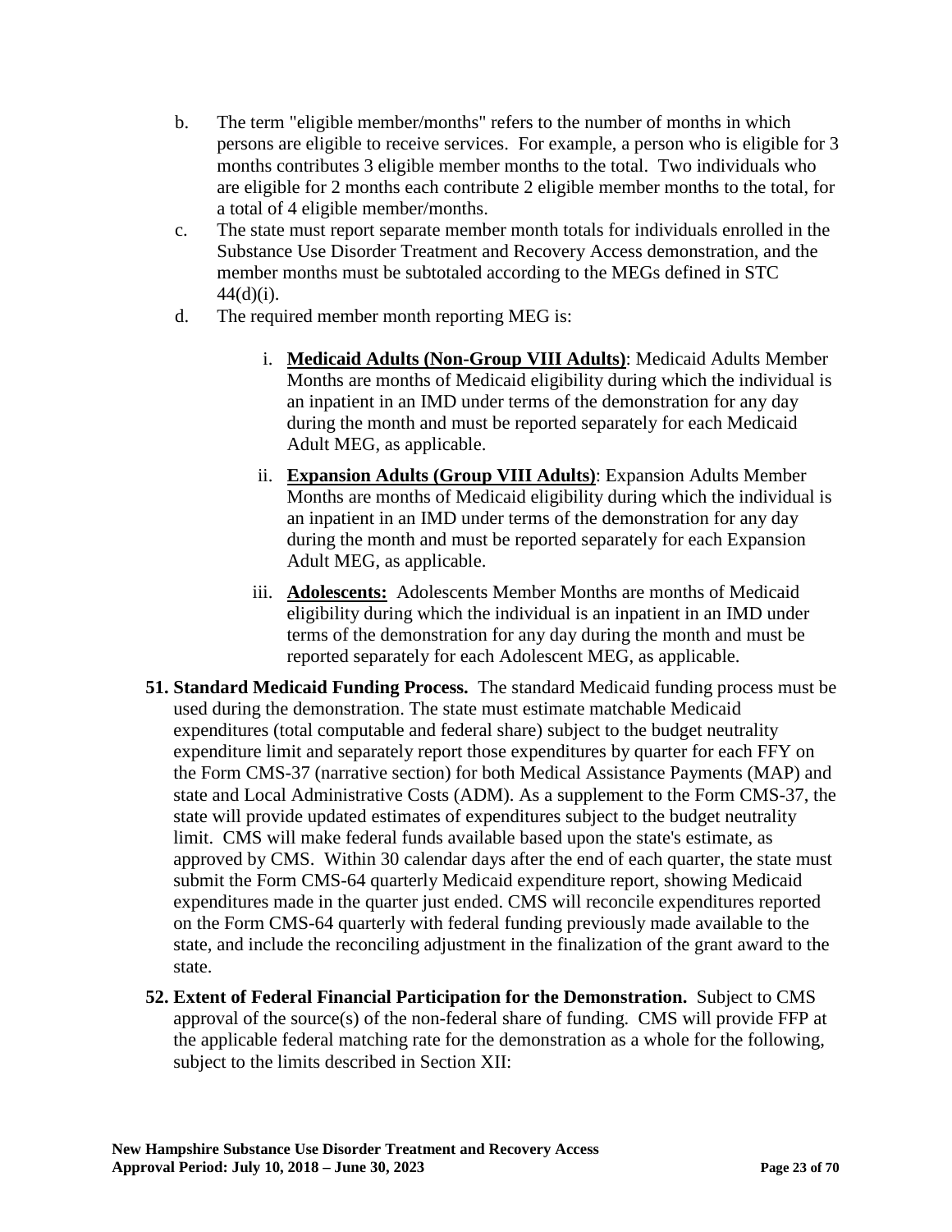b. The term "eligible member/months" refers to the number of months in which persons are eligible to receive services. For example, a person who is eligible for 3 months contributes 3 eligible member months to the total. Two individuals who are eligible for 2 months each contribute 2 eligible member months to the total, for a total of 4 eligible member/months.

c. The state must report separate member month totals for individuals enrolled in the Substance Use Disorder Treatment and Recovery Access demonstration, and the member months must be subtotaled according to the MEGs defined in STC 44(d)(i).

d. The required member month reporting MEG is:

   i. **Medicaid Adults (Non-Group VIII Adults)**: Medicaid Adults Member Months are months of Medicaid eligibility during which the individual is an inpatient in an IMD under terms of the demonstration for any day during the month and must be reported separately for each Medicaid Adult MEG, as applicable.

   ii. **Expansion Adults (Group VIII Adults)**: Expansion Adults Member Months are months of Medicaid eligibility during which the individual is an inpatient in an IMD under terms of the demonstration for any day during the month and must be reported separately for each Expansion Adult MEG, as applicable.

   iii. **Adolescents:** Adolescents Member Months are months of Medicaid eligibility during which the individual is an inpatient in an IMD under terms of the demonstration for any day during the month and must be reported separately for each Adolescent MEG, as applicable.

**51. Standard Medicaid Funding Process.** The standard Medicaid funding process must be used during the demonstration. The state must estimate matchable Medicaid expenditures (total computable and federal share) subject to the budget neutrality expenditure limit and separately report those expenditures by quarter for each FFY on the Form CMS-37 (narrative section) for both Medical Assistance Payments (MAP) and state and Local Administrative Costs (ADM). As a supplement to the Form CMS-37, the state will provide updated estimates of expenditures subject to the budget neutrality limit. CMS will make federal funds available based upon the state's estimate, as approved by CMS. Within 30 calendar days after the end of each quarter, the state must submit the Form CMS-64 quarterly Medicaid expenditure report, showing Medicaid expenditures made in the quarter just ended. CMS will reconcile expenditures reported on the Form CMS-64 quarterly with federal funding previously made available to the state, and include the reconciling adjustment in the finalization of the grant award to the state.

**52. Extent of Federal Financial Participation for the Demonstration.** Subject to CMS approval of the source(s) of the non-federal share of funding. CMS will provide FFP at the applicable federal matching rate for the demonstration as a whole for the following, subject to the limits described in Section XII: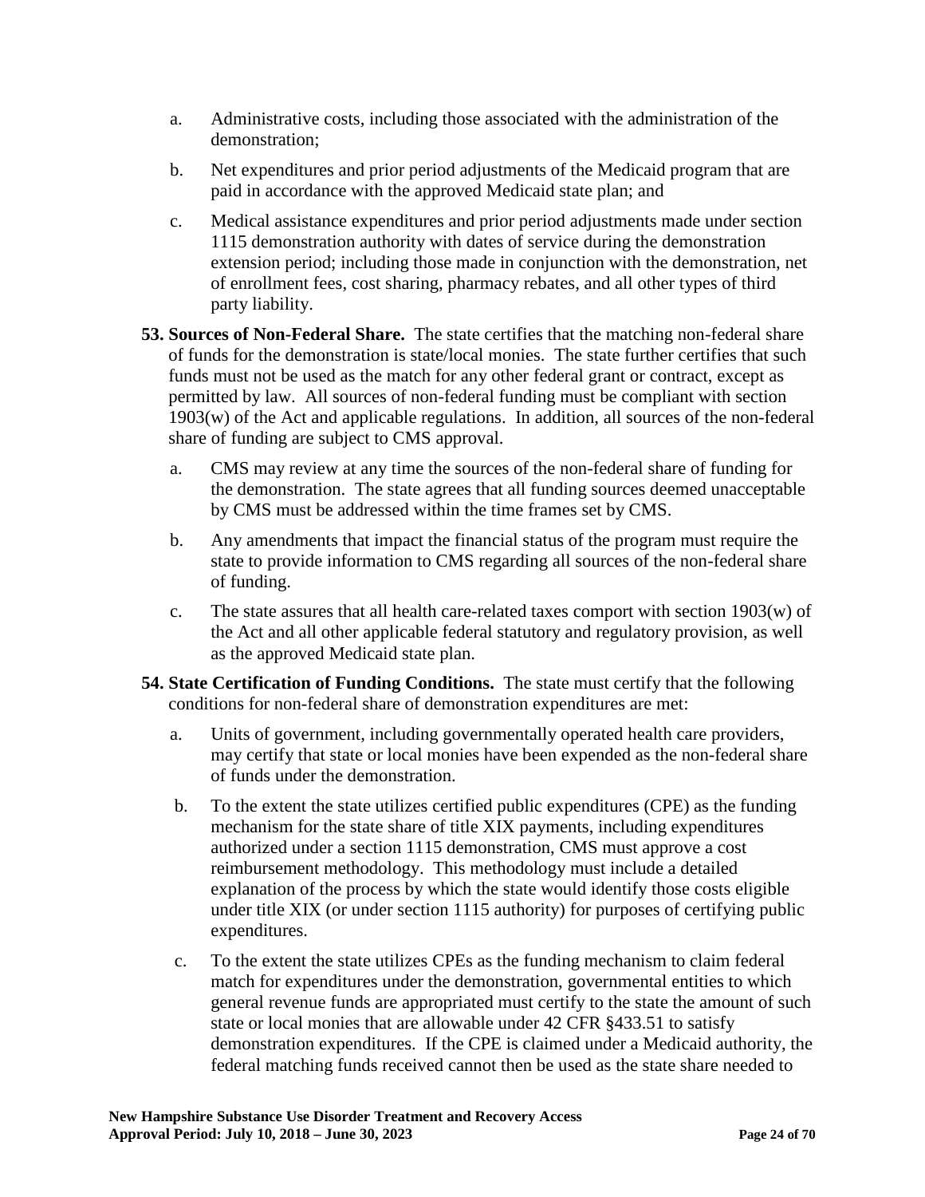a. Administrative costs, including those associated with the administration of the demonstration;

b. Net expenditures and prior period adjustments of the Medicaid program that are paid in accordance with the approved Medicaid state plan; and

c. Medical assistance expenditures and prior period adjustments made under section 1115 demonstration authority with dates of service during the demonstration extension period; including those made in conjunction with the demonstration, net of enrollment fees, cost sharing, pharmacy rebates, and all other types of third party liability.

**53. Sources of Non-Federal Share.** The state certifies that the matching non-federal share of funds for the demonstration is state/local monies. The state further certifies that such funds must not be used as the match for any other federal grant or contract, except as permitted by law. All sources of non-federal funding must be compliant with section 1903(w) of the Act and applicable regulations. In addition, all sources of the non-federal share of funding are subject to CMS approval.

a. CMS may review at any time the sources of the non-federal share of funding for the demonstration. The state agrees that all funding sources deemed unacceptable by CMS must be addressed within the time frames set by CMS.

b. Any amendments that impact the financial status of the program must require the state to provide information to CMS regarding all sources of the non-federal share of funding.

c. The state assures that all health care-related taxes comport with section 1903(w) of the Act and all other applicable federal statutory and regulatory provision, as well as the approved Medicaid state plan.

**54. State Certification of Funding Conditions.** The state must certify that the following conditions for non-federal share of demonstration expenditures are met:

a. Units of government, including governmentally operated health care providers, may certify that state or local monies have been expended as the non-federal share of funds under the demonstration.

b. To the extent the state utilizes certified public expenditures (CPE) as the funding mechanism for the state share of title XIX payments, including expenditures authorized under a section 1115 demonstration, CMS must approve a cost reimbursement methodology. This methodology must include a detailed explanation of the process by which the state would identify those costs eligible under title XIX (or under section 1115 authority) for purposes of certifying public expenditures.

c. To the extent the state utilizes CPEs as the funding mechanism to claim federal match for expenditures under the demonstration, governmental entities to which general revenue funds are appropriated must certify to the state the amount of such state or local monies that are allowable under 42 CFR §433.51 to satisfy demonstration expenditures. If the CPE is claimed under a Medicaid authority, the federal matching funds received cannot then be used as the state share needed to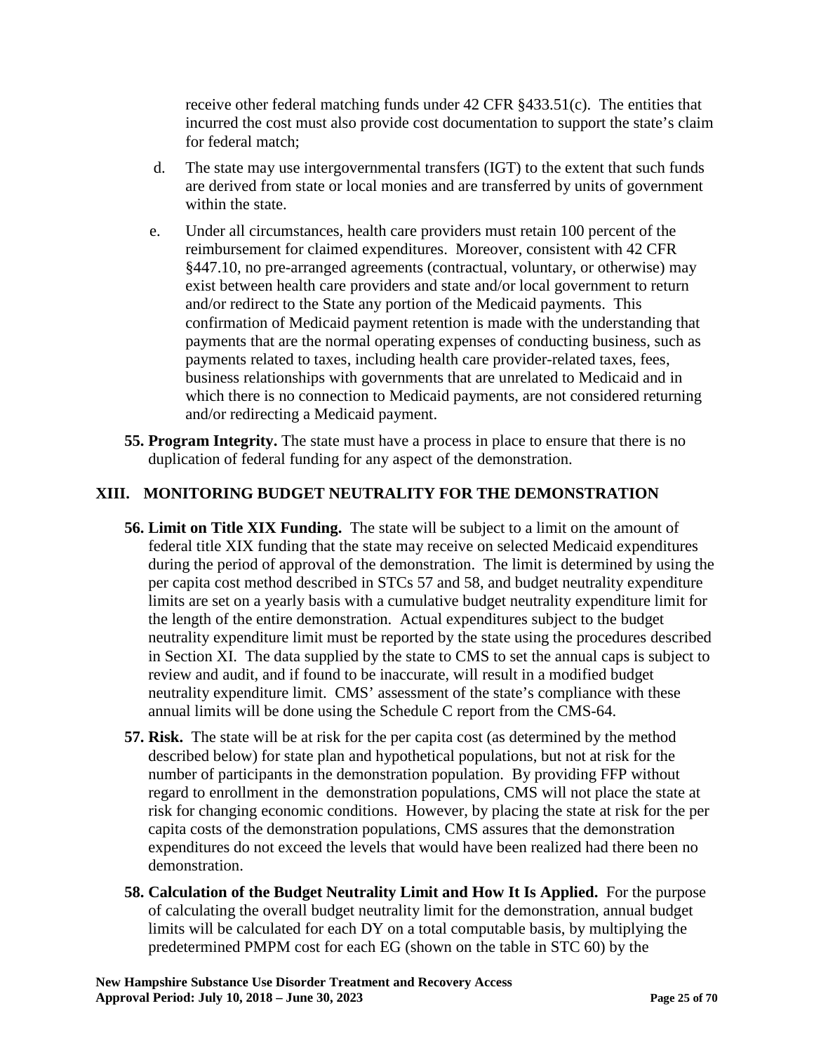receive other federal matching funds under 42 CFR §433.51(c). The entities that incurred the cost must also provide cost documentation to support the state's claim for federal match;

d. The state may use intergovernmental transfers (IGT) to the extent that such funds are derived from state or local monies and are transferred by units of government within the state.

e. Under all circumstances, health care providers must retain 100 percent of the reimbursement for claimed expenditures. Moreover, consistent with 42 CFR §447.10, no pre-arranged agreements (contractual, voluntary, or otherwise) may exist between health care providers and state and/or local government to return and/or redirect to the State any portion of the Medicaid payments. This confirmation of Medicaid payment retention is made with the understanding that payments that are the normal operating expenses of conducting business, such as payments related to taxes, including health care provider-related taxes, fees, business relationships with governments that are unrelated to Medicaid and in which there is no connection to Medicaid payments, are not considered returning and/or redirecting a Medicaid payment.

**55. Program Integrity.** The state must have a process in place to ensure that there is no duplication of federal funding for any aspect of the demonstration.

## XIII. MONITORING BUDGET NEUTRALITY FOR THE DEMONSTRATION

**56. Limit on Title XIX Funding.** The state will be subject to a limit on the amount of federal title XIX funding that the state may receive on selected Medicaid expenditures during the period of approval of the demonstration. The limit is determined by using the per capita cost method described in STCs 57 and 58, and budget neutrality expenditure limits are set on a yearly basis with a cumulative budget neutrality expenditure limit for the length of the entire demonstration. Actual expenditures subject to the budget neutrality expenditure limit must be reported by the state using the procedures described in Section XI. The data supplied by the state to CMS to set the annual caps is subject to review and audit, and if found to be inaccurate, will result in a modified budget neutrality expenditure limit. CMS' assessment of the state's compliance with these annual limits will be done using the Schedule C report from the CMS-64.

**57. Risk.** The state will be at risk for the per capita cost (as determined by the method described below) for state plan and hypothetical populations, but not at risk for the number of participants in the demonstration population. By providing FFP without regard to enrollment in the demonstration populations, CMS will not place the state at risk for changing economic conditions. However, by placing the state at risk for the per capita costs of the demonstration populations, CMS assures that the demonstration expenditures do not exceed the levels that would have been realized had there been no demonstration.

**58. Calculation of the Budget Neutrality Limit and How It Is Applied.** For the purpose of calculating the overall budget neutrality limit for the demonstration, annual budget limits will be calculated for each DY on a total computable basis, by multiplying the predetermined PMPM cost for each EG (shown on the table in STC 60) by the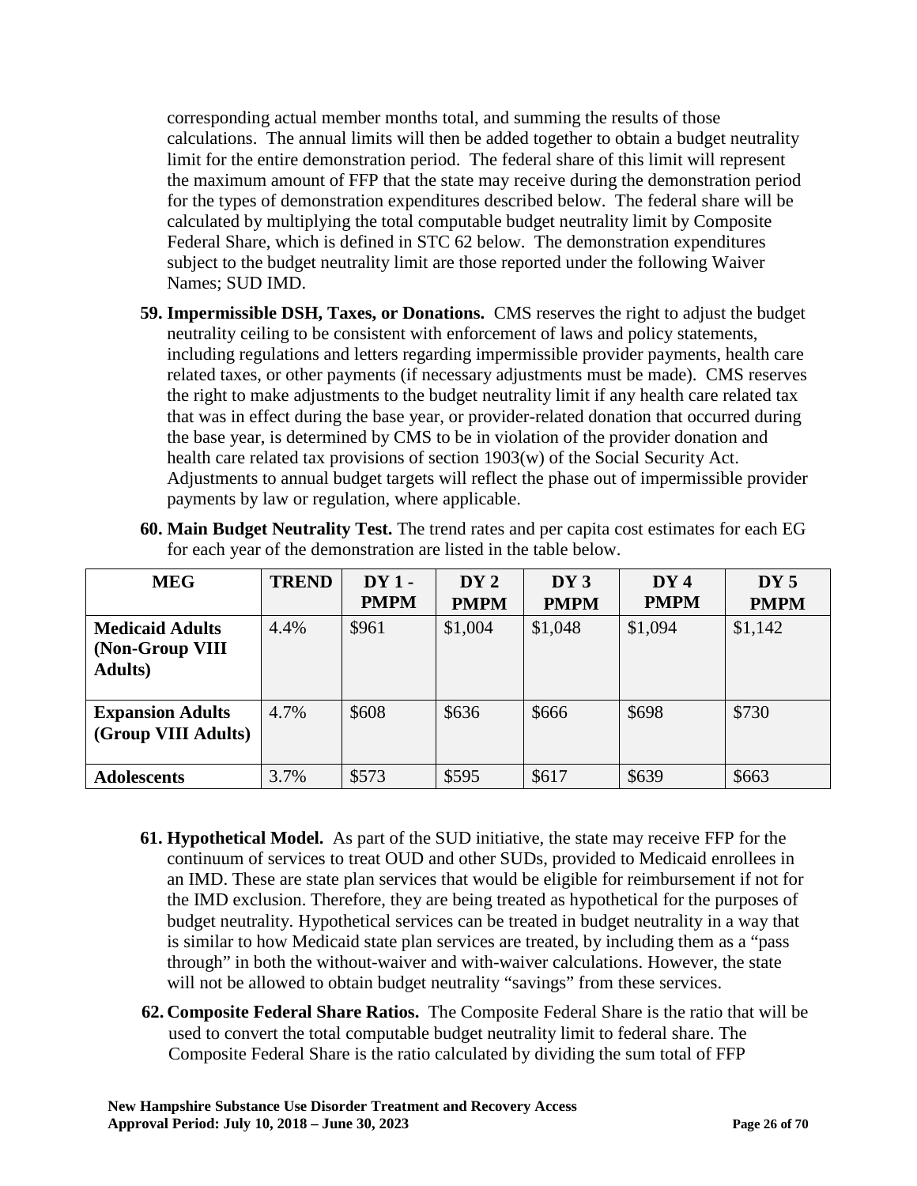corresponding actual member months total, and summing the results of those calculations. The annual limits will then be added together to obtain a budget neutrality limit for the entire demonstration period. The federal share of this limit will represent the maximum amount of FFP that the state may receive during the demonstration period for the types of demonstration expenditures described below. The federal share will be calculated by multiplying the total computable budget neutrality limit by Composite Federal Share, which is defined in STC 62 below. The demonstration expenditures subject to the budget neutrality limit are those reported under the following Waiver Names; SUD IMD.

59. **Impermissible DSH, Taxes, or Donations.** CMS reserves the right to adjust the budget neutrality ceiling to be consistent with enforcement of laws and policy statements, including regulations and letters regarding impermissible provider payments, health care related taxes, or other payments (if necessary adjustments must be made). CMS reserves the right to make adjustments to the budget neutrality limit if any health care related tax that was in effect during the base year, or provider-related donation that occurred during the base year, is determined by CMS to be in violation of the provider donation and health care related tax provisions of section 1903(w) of the Social Security Act. Adjustments to annual budget targets will reflect the phase out of impermissible provider payments by law or regulation, where applicable.

60. **Main Budget Neutrality Test.** The trend rates and per capita cost estimates for each EG for each year of the demonstration are listed in the table below.

| MEG | TREND | DY 1 - PMPM | DY 2 PMPM | DY 3 PMPM | DY 4 PMPM | DY 5 PMPM |
|---|---|---|---|---|---|---|
| **Medicaid Adults (Non-Group VIII Adults)** | 4.4% | $961 | $1,004 | $1,048 | $1,094 | $1,142 |
| **Expansion Adults (Group VIII Adults)** | 4.7% | $608 | $636 | $666 | $698 | $730 |
| **Adolescents** | 3.7% | $573 | $595 | $617 | $639 | $663 |

61. **Hypothetical Model.** As part of the SUD initiative, the state may receive FFP for the continuum of services to treat OUD and other SUDs, provided to Medicaid enrollees in an IMD. These are state plan services that would be eligible for reimbursement if not for the IMD exclusion. Therefore, they are being treated as hypothetical for the purposes of budget neutrality. Hypothetical services can be treated in budget neutrality in a way that is similar to how Medicaid state plan services are treated, by including them as a "pass through" in both the without-waiver and with-waiver calculations. However, the state will not be allowed to obtain budget neutrality "savings" from these services.

62. **Composite Federal Share Ratios.** The Composite Federal Share is the ratio that will be used to convert the total computable budget neutrality limit to federal share. The Composite Federal Share is the ratio calculated by dividing the sum total of FFP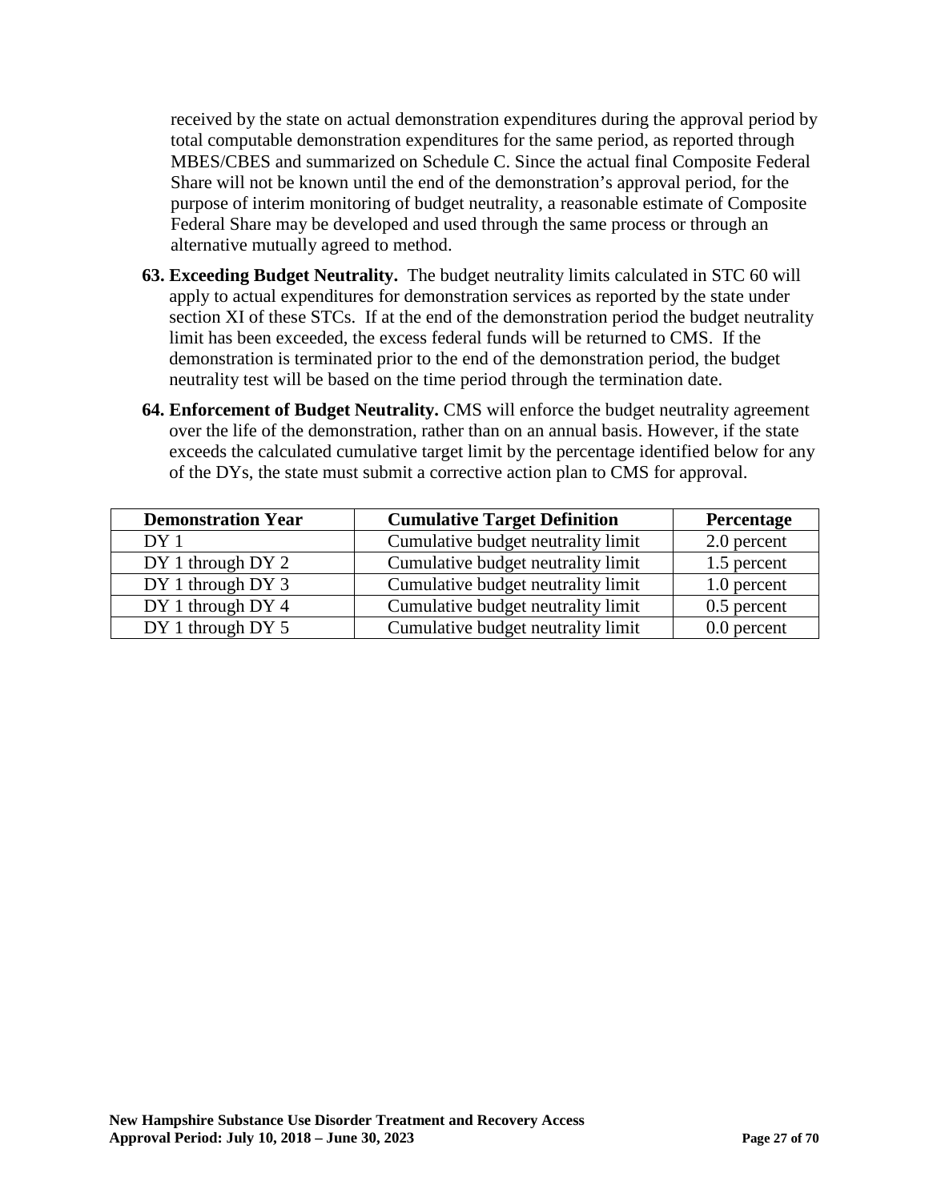received by the state on actual demonstration expenditures during the approval period by total computable demonstration expenditures for the same period, as reported through MBES/CBES and summarized on Schedule C. Since the actual final Composite Federal Share will not be known until the end of the demonstration's approval period, for the purpose of interim monitoring of budget neutrality, a reasonable estimate of Composite Federal Share may be developed and used through the same process or through an alternative mutually agreed to method.

63. **Exceeding Budget Neutrality.** The budget neutrality limits calculated in STC 60 will apply to actual expenditures for demonstration services as reported by the state under section XI of these STCs. If at the end of the demonstration period the budget neutrality limit has been exceeded, the excess federal funds will be returned to CMS. If the demonstration is terminated prior to the end of the demonstration period, the budget neutrality test will be based on the time period through the termination date.

64. **Enforcement of Budget Neutrality.** CMS will enforce the budget neutrality agreement over the life of the demonstration, rather than on an annual basis. However, if the state exceeds the calculated cumulative target limit by the percentage identified below for any of the DYs, the state must submit a corrective action plan to CMS for approval.

| Demonstration Year | Cumulative Target Definition | Percentage |
|---|---|---|
| DY 1 | Cumulative budget neutrality limit | 2.0 percent |
| DY 1 through DY 2 | Cumulative budget neutrality limit | 1.5 percent |
| DY 1 through DY 3 | Cumulative budget neutrality limit | 1.0 percent |
| DY 1 through DY 4 | Cumulative budget neutrality limit | 0.5 percent |
| DY 1 through DY 5 | Cumulative budget neutrality limit | 0.0 percent |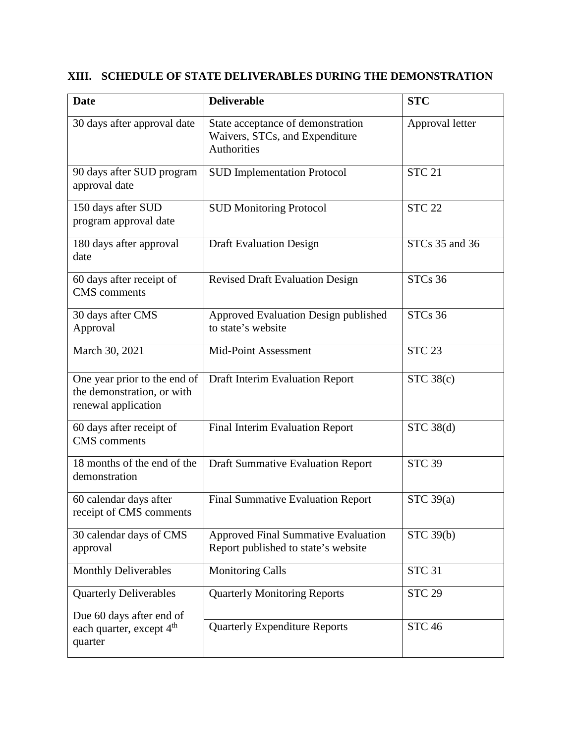## XIII. SCHEDULE OF STATE DELIVERABLES DURING THE DEMONSTRATION

| Date | Deliverable | STC |
|---|---|---|
| 30 days after approval date | State acceptance of demonstration Waivers, STCs, and Expenditure Authorities | Approval letter |
| 90 days after SUD program approval date | SUD Implementation Protocol | STC 21 |
| 150 days after SUD program approval date | SUD Monitoring Protocol | STC 22 |
| 180 days after approval date | Draft Evaluation Design | STCs 35 and 36 |
| 60 days after receipt of CMS comments | Revised Draft Evaluation Design | STCs 36 |
| 30 days after CMS Approval | Approved Evaluation Design published to state's website | STCs 36 |
| March 30, 2021 | Mid-Point Assessment | STC 23 |
| One year prior to the end of the demonstration, or with renewal application | Draft Interim Evaluation Report | STC 38(c) |
| 60 days after receipt of CMS comments | Final Interim Evaluation Report | STC 38(d) |
| 18 months of the end of the demonstration | Draft Summative Evaluation Report | STC 39 |
| 60 calendar days after receipt of CMS comments | Final Summative Evaluation Report | STC 39(a) |
| 30 calendar days of CMS approval | Approved Final Summative Evaluation Report published to state's website | STC 39(b) |
| Monthly Deliverables | Monitoring Calls | STC 31 |
| Quarterly Deliverables<br>Due 60 days after end of each quarter, except 4th quarter | Quarterly Monitoring Reports | STC 29 |
| | Quarterly Expenditure Reports | STC 46 |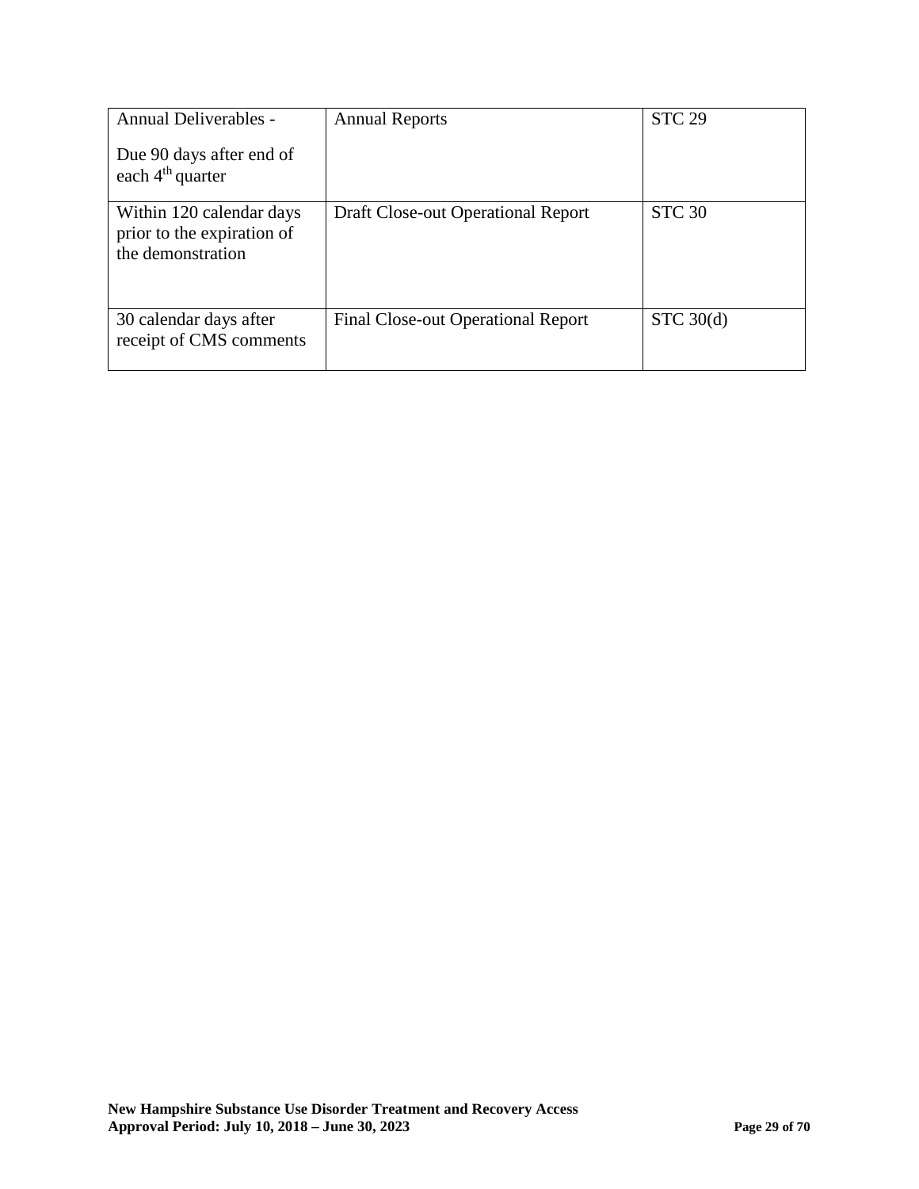| Annual Deliverables - Due 90 days after end of each 4th quarter | Annual Reports | STC 29 |
|---|---|---|
| Within 120 calendar days prior to the expiration of the demonstration | Draft Close-out Operational Report | STC 30 |
| 30 calendar days after receipt of CMS comments | Final Close-out Operational Report | STC 30(d) |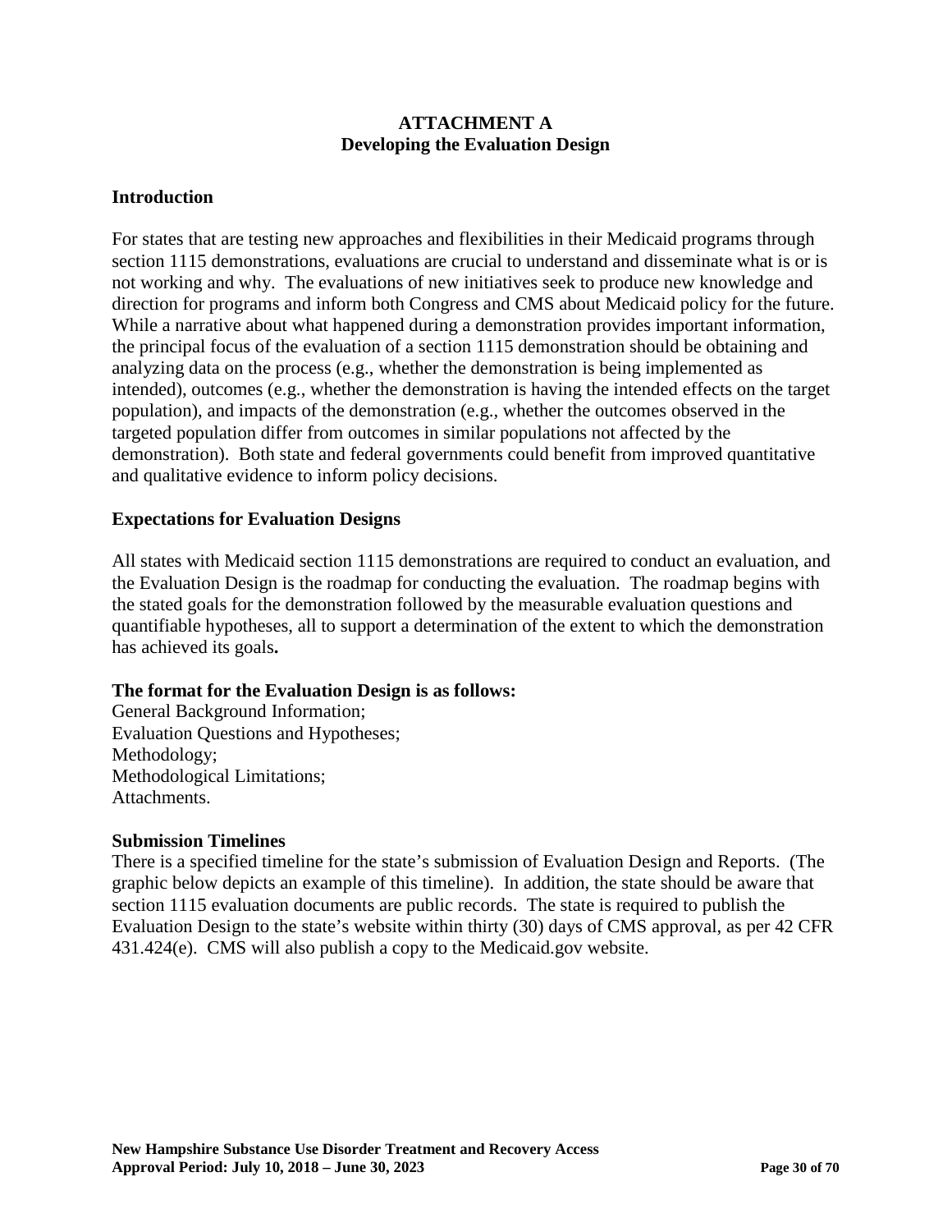## ATTACHMENT A
## Developing the Evaluation Design

### Introduction

For states that are testing new approaches and flexibilities in their Medicaid programs through section 1115 demonstrations, evaluations are crucial to understand and disseminate what is or is not working and why. The evaluations of new initiatives seek to produce new knowledge and direction for programs and inform both Congress and CMS about Medicaid policy for the future. While a narrative about what happened during a demonstration provides important information, the principal focus of the evaluation of a section 1115 demonstration should be obtaining and analyzing data on the process (e.g., whether the demonstration is being implemented as intended), outcomes (e.g., whether the demonstration is having the intended effects on the target population), and impacts of the demonstration (e.g., whether the outcomes observed in the targeted population differ from outcomes in similar populations not affected by the demonstration). Both state and federal governments could benefit from improved quantitative and qualitative evidence to inform policy decisions.

### Expectations for Evaluation Designs

All states with Medicaid section 1115 demonstrations are required to conduct an evaluation, and the Evaluation Design is the roadmap for conducting the evaluation. The roadmap begins with the stated goals for the demonstration followed by the measurable evaluation questions and quantifiable hypotheses, all to support a determination of the extent to which the demonstration has achieved its goals**.**

**The format for the Evaluation Design is as follows:**
General Background Information;
Evaluation Questions and Hypotheses;
Methodology;
Methodological Limitations;
Attachments.

**Submission Timelines**
There is a specified timeline for the state's submission of Evaluation Design and Reports. (The graphic below depicts an example of this timeline). In addition, the state should be aware that section 1115 evaluation documents are public records. The state is required to publish the Evaluation Design to the state's website within thirty (30) days of CMS approval, as per 42 CFR 431.424(e). CMS will also publish a copy to the Medicaid.gov website.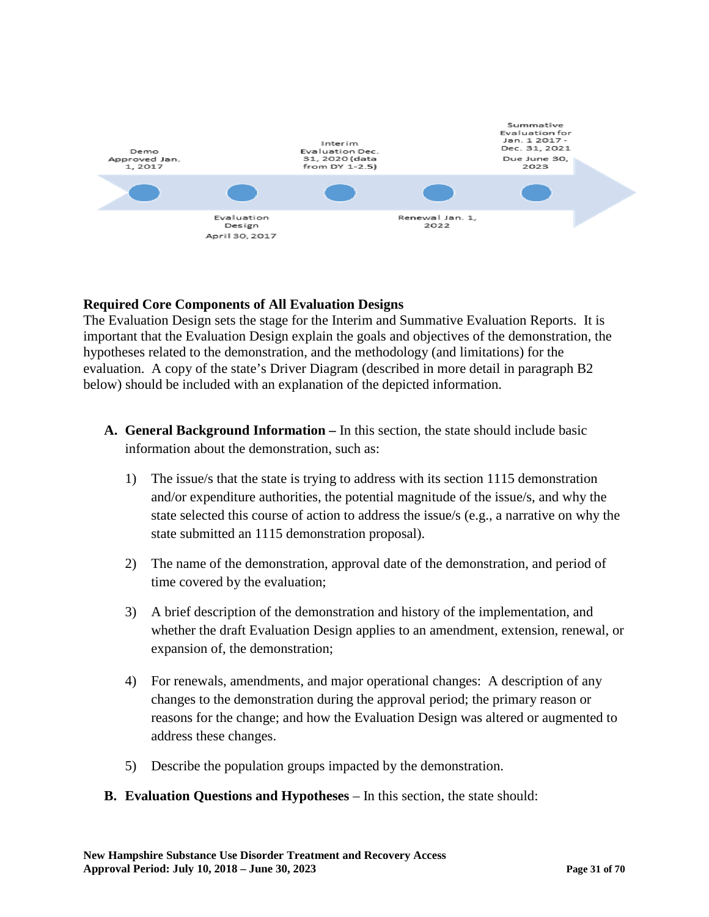Demo Approved Jan. 1, 2017

Evaluation Design April 30, 2017

Interim Evaluation Dec. 31, 2020 (data from DY 1-2.5)

Renewal Jan. 1, 2022

Summative Evaluation for Jan. 1 2017 - Dec. 31, 2021 Due June 30, 2023

**Required Core Components of All Evaluation Designs**

The Evaluation Design sets the stage for the Interim and Summative Evaluation Reports. It is important that the Evaluation Design explain the goals and objectives of the demonstration, the hypotheses related to the demonstration, and the methodology (and limitations) for the evaluation. A copy of the state's Driver Diagram (described in more detail in paragraph B2 below) should be included with an explanation of the depicted information.

**A. General Background Information** – In this section, the state should include basic information about the demonstration, such as:

1) The issue/s that the state is trying to address with its section 1115 demonstration and/or expenditure authorities, the potential magnitude of the issue/s, and why the state selected this course of action to address the issue/s (e.g., a narrative on why the state submitted an 1115 demonstration proposal).

2) The name of the demonstration, approval date of the demonstration, and period of time covered by the evaluation;

3) A brief description of the demonstration and history of the implementation, and whether the draft Evaluation Design applies to an amendment, extension, renewal, or expansion of, the demonstration;

4) For renewals, amendments, and major operational changes: A description of any changes to the demonstration during the approval period; the primary reason or reasons for the change; and how the Evaluation Design was altered or augmented to address these changes.

5) Describe the population groups impacted by the demonstration.

**B. Evaluation Questions and Hypotheses** – In this section, the state should: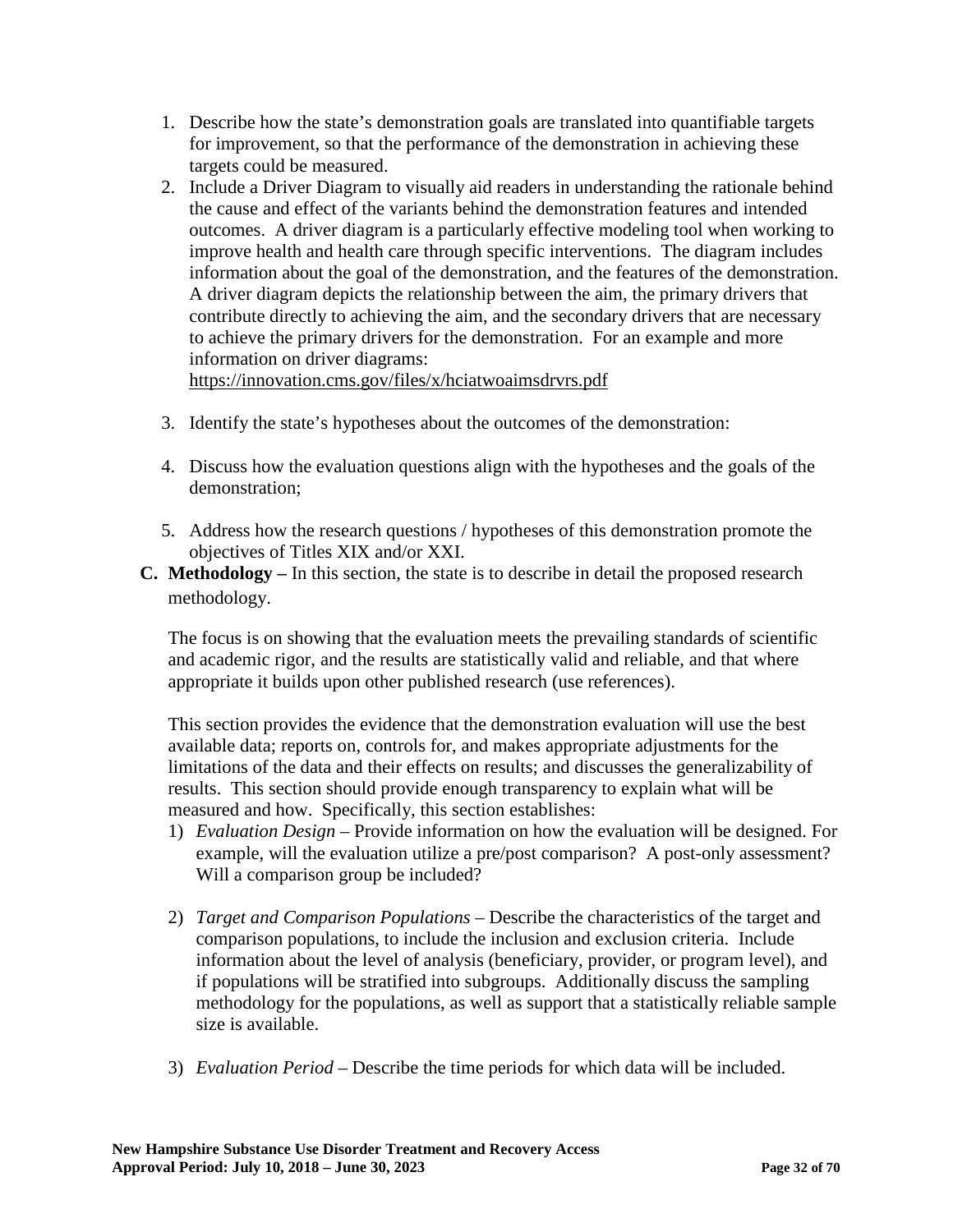1. Describe how the state's demonstration goals are translated into quantifiable targets for improvement, so that the performance of the demonstration in achieving these targets could be measured.
2. Include a Driver Diagram to visually aid readers in understanding the rationale behind the cause and effect of the variants behind the demonstration features and intended outcomes. A driver diagram is a particularly effective modeling tool when working to improve health and health care through specific interventions. The diagram includes information about the goal of the demonstration, and the features of the demonstration. A driver diagram depicts the relationship between the aim, the primary drivers that contribute directly to achieving the aim, and the secondary drivers that are necessary to achieve the primary drivers for the demonstration. For an example and more information on driver diagrams: https://innovation.cms.gov/files/x/hciatwoaimsdrvrs.pdf
3. Identify the state's hypotheses about the outcomes of the demonstration:
4. Discuss how the evaluation questions align with the hypotheses and the goals of the demonstration;
5. Address how the research questions / hypotheses of this demonstration promote the objectives of Titles XIX and/or XXI.

**C. Methodology –** In this section, the state is to describe in detail the proposed research methodology.

The focus is on showing that the evaluation meets the prevailing standards of scientific and academic rigor, and the results are statistically valid and reliable, and that where appropriate it builds upon other published research (use references).

This section provides the evidence that the demonstration evaluation will use the best available data; reports on, controls for, and makes appropriate adjustments for the limitations of the data and their effects on results; and discusses the generalizability of results. This section should provide enough transparency to explain what will be measured and how. Specifically, this section establishes:

1) *Evaluation Design* – Provide information on how the evaluation will be designed. For example, will the evaluation utilize a pre/post comparison? A post-only assessment? Will a comparison group be included?

2) *Target and Comparison Populations* – Describe the characteristics of the target and comparison populations, to include the inclusion and exclusion criteria. Include information about the level of analysis (beneficiary, provider, or program level), and if populations will be stratified into subgroups. Additionally discuss the sampling methodology for the populations, as well as support that a statistically reliable sample size is available.

3) *Evaluation Period* – Describe the time periods for which data will be included.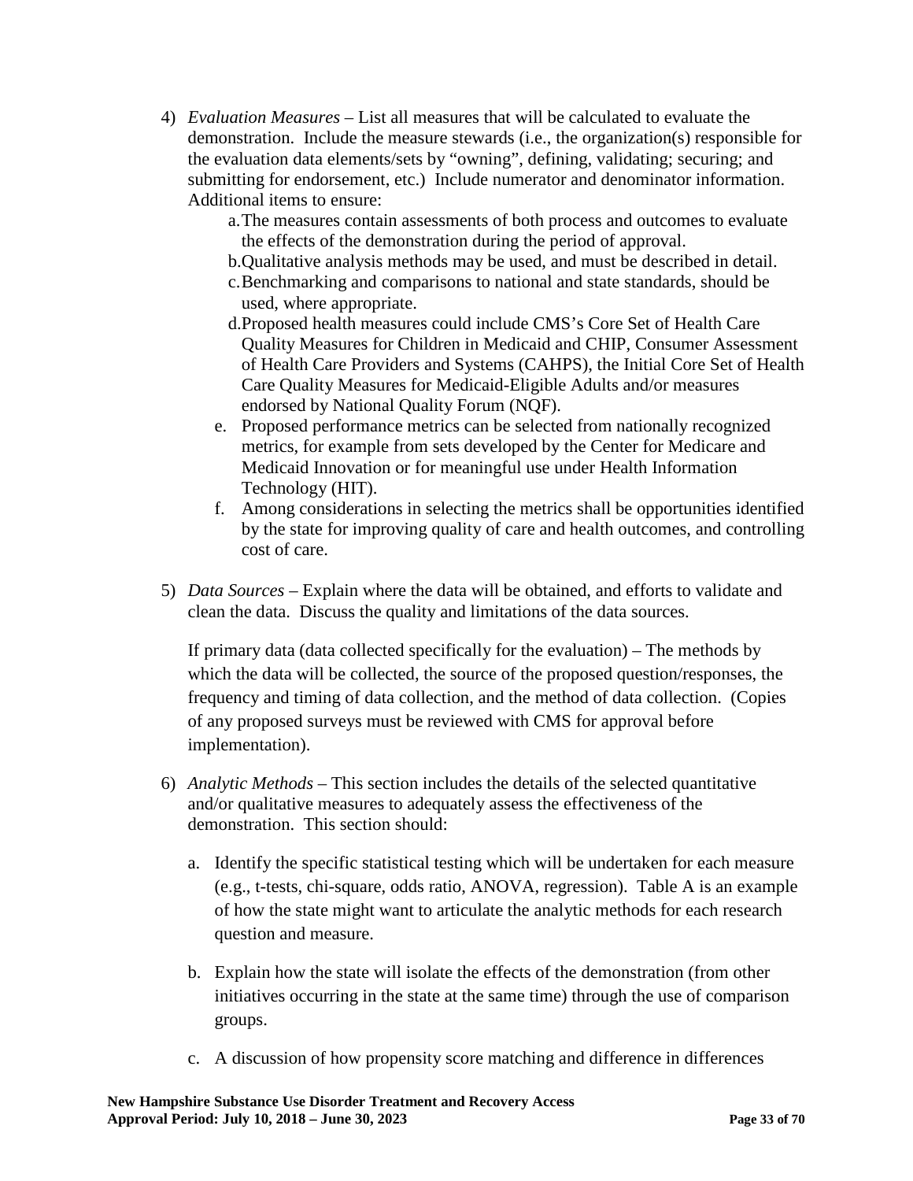4) *Evaluation Measures* – List all measures that will be calculated to evaluate the demonstration. Include the measure stewards (i.e., the organization(s) responsible for the evaluation data elements/sets by "owning", defining, validating; securing; and submitting for endorsement, etc.) Include numerator and denominator information. Additional items to ensure:
   a. The measures contain assessments of both process and outcomes to evaluate the effects of the demonstration during the period of approval.
   b. Qualitative analysis methods may be used, and must be described in detail.
   c. Benchmarking and comparisons to national and state standards, should be used, where appropriate.
   d. Proposed health measures could include CMS's Core Set of Health Care Quality Measures for Children in Medicaid and CHIP, Consumer Assessment of Health Care Providers and Systems (CAHPS), the Initial Core Set of Health Care Quality Measures for Medicaid-Eligible Adults and/or measures endorsed by National Quality Forum (NQF).
   e. Proposed performance metrics can be selected from nationally recognized metrics, for example from sets developed by the Center for Medicare and Medicaid Innovation or for meaningful use under Health Information Technology (HIT).
   f. Among considerations in selecting the metrics shall be opportunities identified by the state for improving quality of care and health outcomes, and controlling cost of care.

5) *Data Sources* – Explain where the data will be obtained, and efforts to validate and clean the data. Discuss the quality and limitations of the data sources.

   If primary data (data collected specifically for the evaluation) – The methods by which the data will be collected, the source of the proposed question/responses, the frequency and timing of data collection, and the method of data collection. (Copies of any proposed surveys must be reviewed with CMS for approval before implementation).

6) *Analytic Methods* – This section includes the details of the selected quantitative and/or qualitative measures to adequately assess the effectiveness of the demonstration. This section should:

   a. Identify the specific statistical testing which will be undertaken for each measure (e.g., t-tests, chi-square, odds ratio, ANOVA, regression). Table A is an example of how the state might want to articulate the analytic methods for each research question and measure.

   b. Explain how the state will isolate the effects of the demonstration (from other initiatives occurring in the state at the same time) through the use of comparison groups.

   c. A discussion of how propensity score matching and difference in differences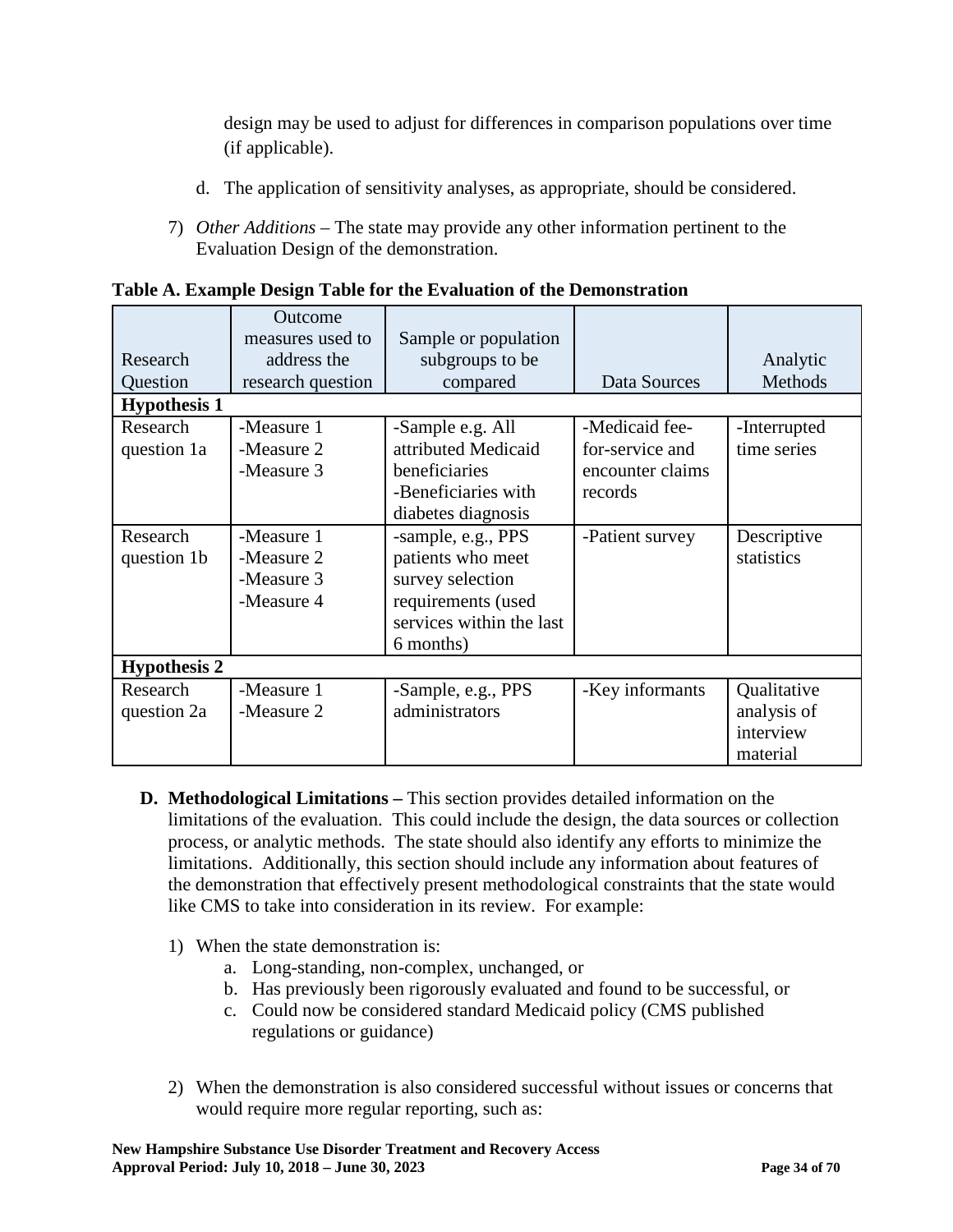design may be used to adjust for differences in comparison populations over time (if applicable).

d. The application of sensitivity analyses, as appropriate, should be considered.

7) *Other Additions* – The state may provide any other information pertinent to the Evaluation Design of the demonstration.

**Table A. Example Design Table for the Evaluation of the Demonstration**

| Research Question | Outcome measures used to address the research question | Sample or population subgroups to be compared | Data Sources | Analytic Methods |
|---|---|---|---|---|
| **Hypothesis 1** | | | | |
| Research question 1a | -Measure 1<br>-Measure 2<br>-Measure 3 | -Sample e.g. All attributed Medicaid beneficiaries<br>-Beneficiaries with diabetes diagnosis | -Medicaid fee-for-service and encounter claims records | -Interrupted time series |
| Research question 1b | -Measure 1<br>-Measure 2<br>-Measure 3<br>-Measure 4 | -sample, e.g., PPS patients who meet survey selection requirements (used services within the last 6 months) | -Patient survey | Descriptive statistics |
| **Hypothesis 2** | | | | |
| Research question 2a | -Measure 1<br>-Measure 2 | -Sample, e.g., PPS administrators | -Key informants | Qualitative analysis of interview material |

**D. Methodological Limitations –** This section provides detailed information on the limitations of the evaluation. This could include the design, the data sources or collection process, or analytic methods. The state should also identify any efforts to minimize the limitations. Additionally, this section should include any information about features of the demonstration that effectively present methodological constraints that the state would like CMS to take into consideration in its review. For example:

1) When the state demonstration is:
   a. Long-standing, non-complex, unchanged, or
   b. Has previously been rigorously evaluated and found to be successful, or
   c. Could now be considered standard Medicaid policy (CMS published regulations or guidance)

2) When the demonstration is also considered successful without issues or concerns that would require more regular reporting, such as: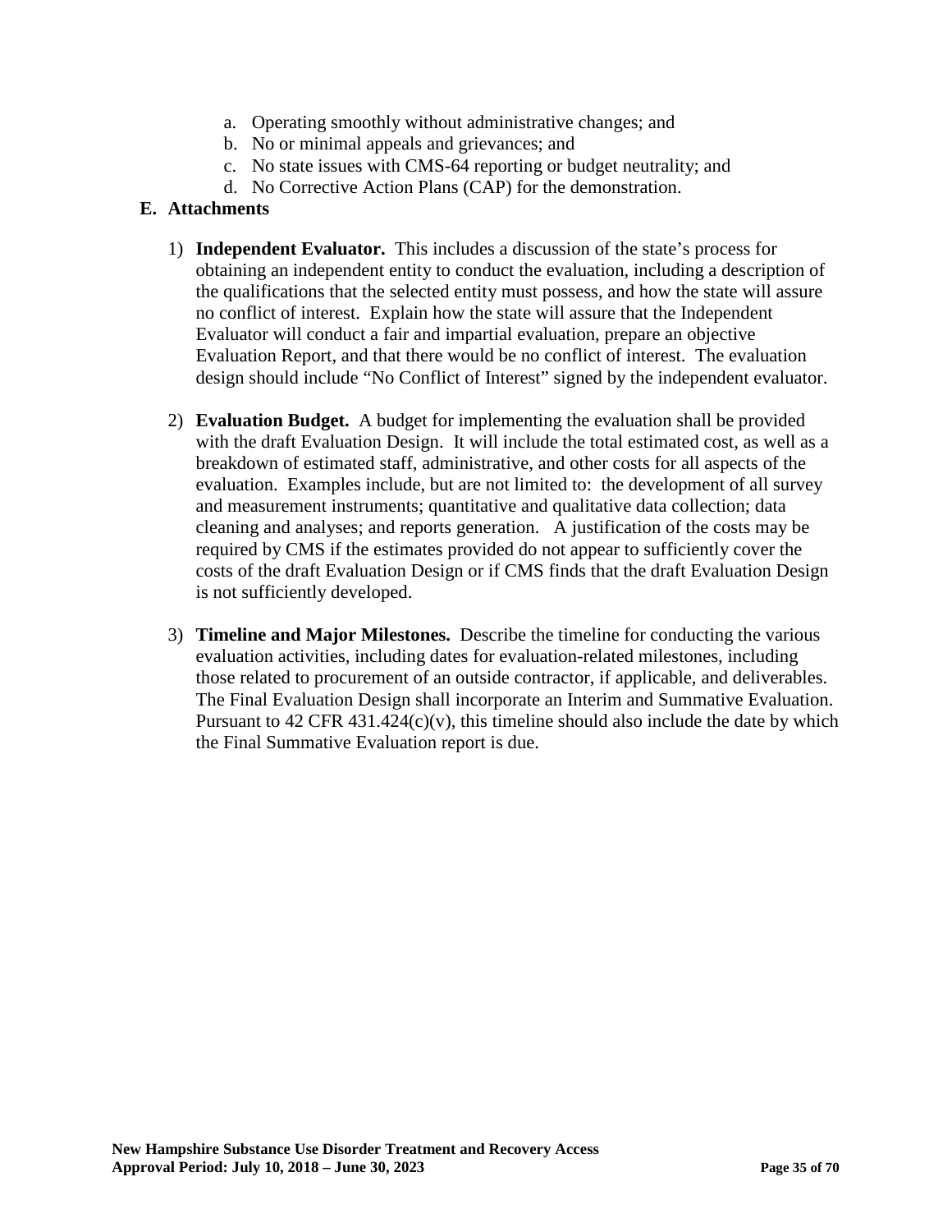a. Operating smoothly without administrative changes; and
b. No or minimal appeals and grievances; and
c. No state issues with CMS-64 reporting or budget neutrality; and
d. No Corrective Action Plans (CAP) for the demonstration.

**E. Attachments**

1) **Independent Evaluator.** This includes a discussion of the state's process for obtaining an independent entity to conduct the evaluation, including a description of the qualifications that the selected entity must possess, and how the state will assure no conflict of interest. Explain how the state will assure that the Independent Evaluator will conduct a fair and impartial evaluation, prepare an objective Evaluation Report, and that there would be no conflict of interest. The evaluation design should include "No Conflict of Interest" signed by the independent evaluator.

2) **Evaluation Budget.** A budget for implementing the evaluation shall be provided with the draft Evaluation Design. It will include the total estimated cost, as well as a breakdown of estimated staff, administrative, and other costs for all aspects of the evaluation. Examples include, but are not limited to: the development of all survey and measurement instruments; quantitative and qualitative data collection; data cleaning and analyses; and reports generation. A justification of the costs may be required by CMS if the estimates provided do not appear to sufficiently cover the costs of the draft Evaluation Design or if CMS finds that the draft Evaluation Design is not sufficiently developed.

3) **Timeline and Major Milestones.** Describe the timeline for conducting the various evaluation activities, including dates for evaluation-related milestones, including those related to procurement of an outside contractor, if applicable, and deliverables. The Final Evaluation Design shall incorporate an Interim and Summative Evaluation. Pursuant to 42 CFR 431.424(c)(v), this timeline should also include the date by which the Final Summative Evaluation report is due.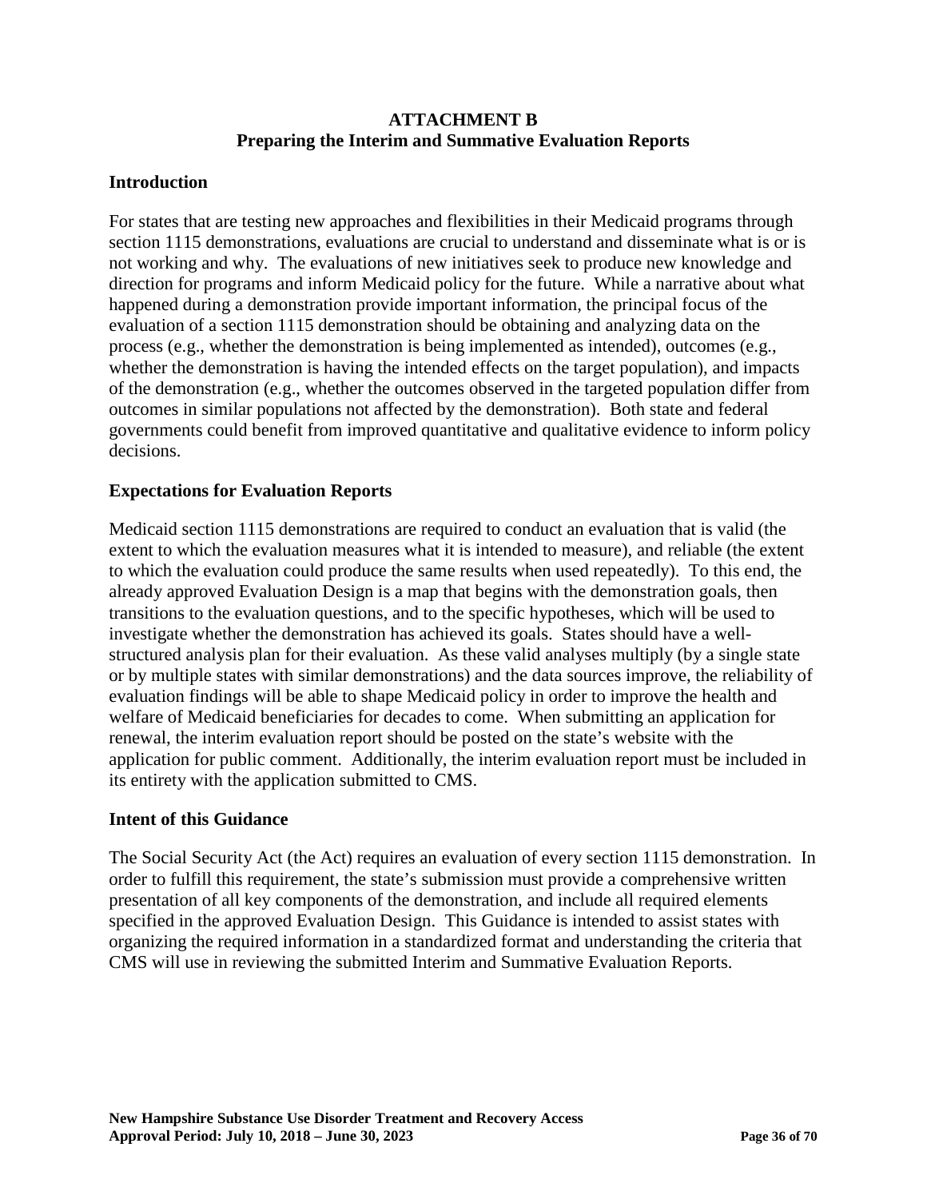## ATTACHMENT B
## Preparing the Interim and Summative Evaluation Reports

### Introduction

For states that are testing new approaches and flexibilities in their Medicaid programs through section 1115 demonstrations, evaluations are crucial to understand and disseminate what is or is not working and why. The evaluations of new initiatives seek to produce new knowledge and direction for programs and inform Medicaid policy for the future. While a narrative about what happened during a demonstration provide important information, the principal focus of the evaluation of a section 1115 demonstration should be obtaining and analyzing data on the process (e.g., whether the demonstration is being implemented as intended), outcomes (e.g., whether the demonstration is having the intended effects on the target population), and impacts of the demonstration (e.g., whether the outcomes observed in the targeted population differ from outcomes in similar populations not affected by the demonstration). Both state and federal governments could benefit from improved quantitative and qualitative evidence to inform policy decisions.

### Expectations for Evaluation Reports

Medicaid section 1115 demonstrations are required to conduct an evaluation that is valid (the extent to which the evaluation measures what it is intended to measure), and reliable (the extent to which the evaluation could produce the same results when used repeatedly). To this end, the already approved Evaluation Design is a map that begins with the demonstration goals, then transitions to the evaluation questions, and to the specific hypotheses, which will be used to investigate whether the demonstration has achieved its goals. States should have a well-structured analysis plan for their evaluation. As these valid analyses multiply (by a single state or by multiple states with similar demonstrations) and the data sources improve, the reliability of evaluation findings will be able to shape Medicaid policy in order to improve the health and welfare of Medicaid beneficiaries for decades to come. When submitting an application for renewal, the interim evaluation report should be posted on the state's website with the application for public comment. Additionally, the interim evaluation report must be included in its entirety with the application submitted to CMS.

### Intent of this Guidance

The Social Security Act (the Act) requires an evaluation of every section 1115 demonstration. In order to fulfill this requirement, the state's submission must provide a comprehensive written presentation of all key components of the demonstration, and include all required elements specified in the approved Evaluation Design. This Guidance is intended to assist states with organizing the required information in a standardized format and understanding the criteria that CMS will use in reviewing the submitted Interim and Summative Evaluation Reports.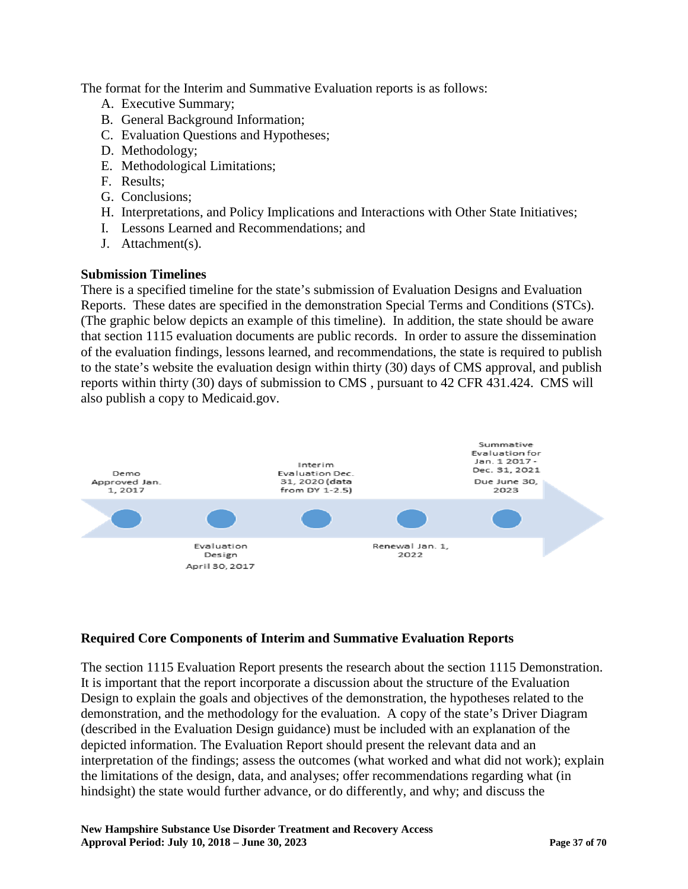The format for the Interim and Summative Evaluation reports is as follows:

A. Executive Summary;
B. General Background Information;
C. Evaluation Questions and Hypotheses;
D. Methodology;
E. Methodological Limitations;
F. Results;
G. Conclusions;
H. Interpretations, and Policy Implications and Interactions with Other State Initiatives;
I. Lessons Learned and Recommendations; and
J. Attachment(s).

**Submission Timelines**

There is a specified timeline for the state's submission of Evaluation Designs and Evaluation Reports. These dates are specified in the demonstration Special Terms and Conditions (STCs). (The graphic below depicts an example of this timeline). In addition, the state should be aware that section 1115 evaluation documents are public records. In order to assure the dissemination of the evaluation findings, lessons learned, and recommendations, the state is required to publish to the state's website the evaluation design within thirty (30) days of CMS approval, and publish reports within thirty (30) days of submission to CMS , pursuant to 42 CFR 431.424. CMS will also publish a copy to Medicaid.gov.

- Demo Approved Jan. 1, 2017
- Evaluation Design April 30, 2017
- Interim Evaluation Dec. 31, 2020 (data from DY 1-2.5)
- Renewal Jan. 1, 2022
- Summative Evaluation for Jan. 1 2017 - Dec. 31, 2021 Due June 30, 2023

**Required Core Components of Interim and Summative Evaluation Reports**

The section 1115 Evaluation Report presents the research about the section 1115 Demonstration. It is important that the report incorporate a discussion about the structure of the Evaluation Design to explain the goals and objectives of the demonstration, the hypotheses related to the demonstration, and the methodology for the evaluation. A copy of the state's Driver Diagram (described in the Evaluation Design guidance) must be included with an explanation of the depicted information. The Evaluation Report should present the relevant data and an interpretation of the findings; assess the outcomes (what worked and what did not work); explain the limitations of the design, data, and analyses; offer recommendations regarding what (in hindsight) the state would further advance, or do differently, and why; and discuss the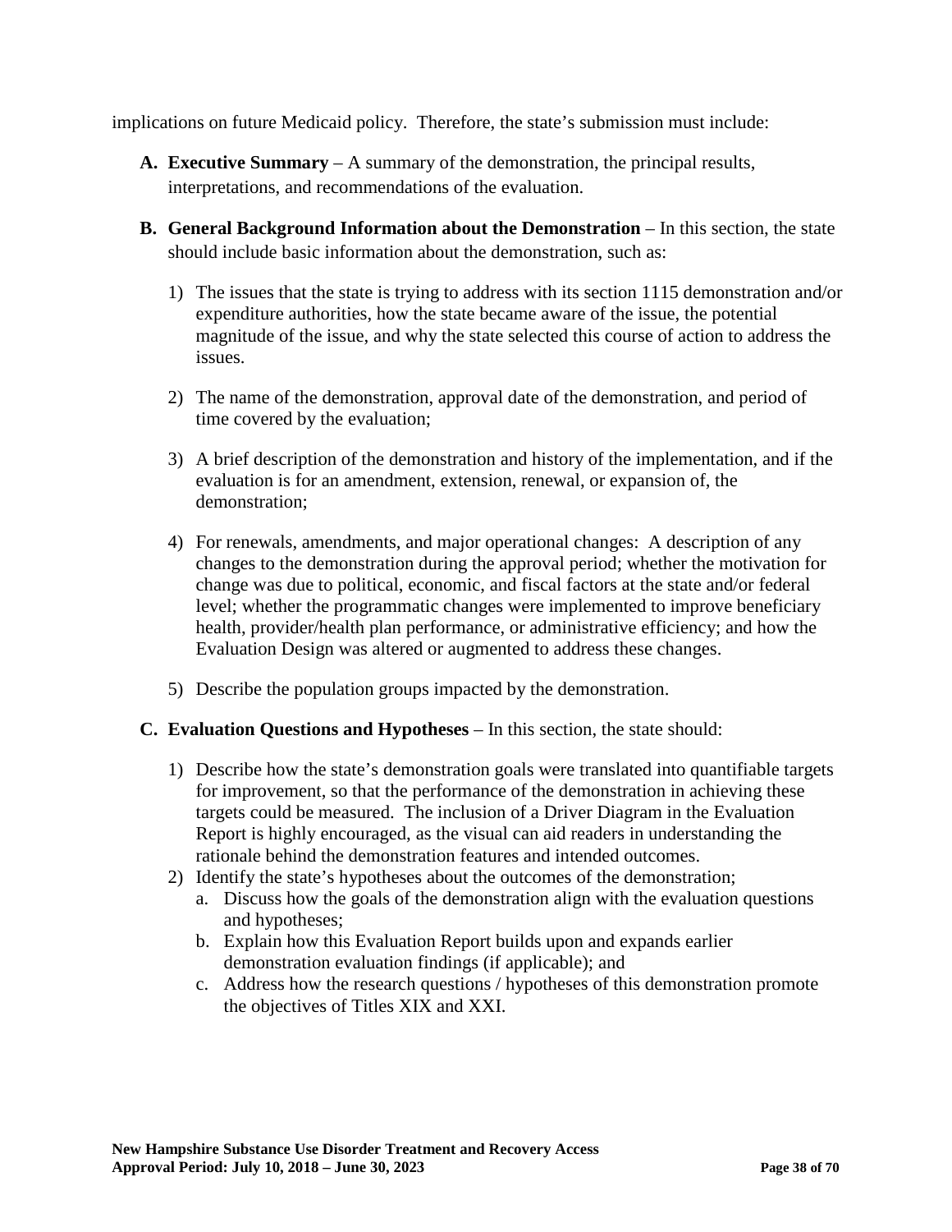implications on future Medicaid policy. Therefore, the state's submission must include:

A. **Executive Summary** – A summary of the demonstration, the principal results, interpretations, and recommendations of the evaluation.

B. **General Background Information about the Demonstration** – In this section, the state should include basic information about the demonstration, such as:

   1) The issues that the state is trying to address with its section 1115 demonstration and/or expenditure authorities, how the state became aware of the issue, the potential magnitude of the issue, and why the state selected this course of action to address the issues.

   2) The name of the demonstration, approval date of the demonstration, and period of time covered by the evaluation;

   3) A brief description of the demonstration and history of the implementation, and if the evaluation is for an amendment, extension, renewal, or expansion of, the demonstration;

   4) For renewals, amendments, and major operational changes: A description of any changes to the demonstration during the approval period; whether the motivation for change was due to political, economic, and fiscal factors at the state and/or federal level; whether the programmatic changes were implemented to improve beneficiary health, provider/health plan performance, or administrative efficiency; and how the Evaluation Design was altered or augmented to address these changes.

   5) Describe the population groups impacted by the demonstration.

C. **Evaluation Questions and Hypotheses** – In this section, the state should:

   1) Describe how the state's demonstration goals were translated into quantifiable targets for improvement, so that the performance of the demonstration in achieving these targets could be measured. The inclusion of a Driver Diagram in the Evaluation Report is highly encouraged, as the visual can aid readers in understanding the rationale behind the demonstration features and intended outcomes.
   2) Identify the state's hypotheses about the outcomes of the demonstration;
      a. Discuss how the goals of the demonstration align with the evaluation questions and hypotheses;
      b. Explain how this Evaluation Report builds upon and expands earlier demonstration evaluation findings (if applicable); and
      c. Address how the research questions / hypotheses of this demonstration promote the objectives of Titles XIX and XXI.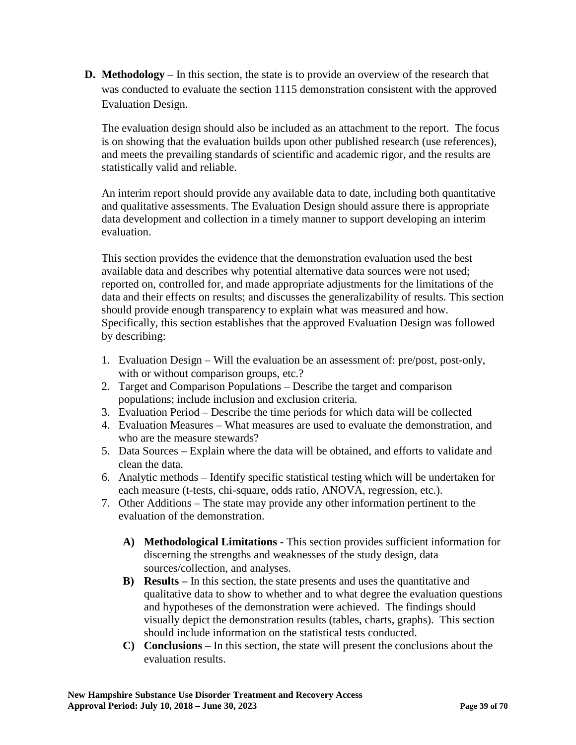**D. Methodology** – In this section, the state is to provide an overview of the research that was conducted to evaluate the section 1115 demonstration consistent with the approved Evaluation Design.

The evaluation design should also be included as an attachment to the report. The focus is on showing that the evaluation builds upon other published research (use references), and meets the prevailing standards of scientific and academic rigor, and the results are statistically valid and reliable.

An interim report should provide any available data to date, including both quantitative and qualitative assessments. The Evaluation Design should assure there is appropriate data development and collection in a timely manner to support developing an interim evaluation.

This section provides the evidence that the demonstration evaluation used the best available data and describes why potential alternative data sources were not used; reported on, controlled for, and made appropriate adjustments for the limitations of the data and their effects on results; and discusses the generalizability of results. This section should provide enough transparency to explain what was measured and how. Specifically, this section establishes that the approved Evaluation Design was followed by describing:

1. Evaluation Design – Will the evaluation be an assessment of: pre/post, post-only, with or without comparison groups, etc.?
2. Target and Comparison Populations – Describe the target and comparison populations; include inclusion and exclusion criteria.
3. Evaluation Period – Describe the time periods for which data will be collected
4. Evaluation Measures – What measures are used to evaluate the demonstration, and who are the measure stewards?
5. Data Sources – Explain where the data will be obtained, and efforts to validate and clean the data.
6. Analytic methods – Identify specific statistical testing which will be undertaken for each measure (t-tests, chi-square, odds ratio, ANOVA, regression, etc.).
7. Other Additions – The state may provide any other information pertinent to the evaluation of the demonstration.

   **A) Methodological Limitations -** This section provides sufficient information for discerning the strengths and weaknesses of the study design, data sources/collection, and analyses.

   **B) Results –** In this section, the state presents and uses the quantitative and qualitative data to show to whether and to what degree the evaluation questions and hypotheses of the demonstration were achieved. The findings should visually depict the demonstration results (tables, charts, graphs). This section should include information on the statistical tests conducted.

   **C) Conclusions** – In this section, the state will present the conclusions about the evaluation results.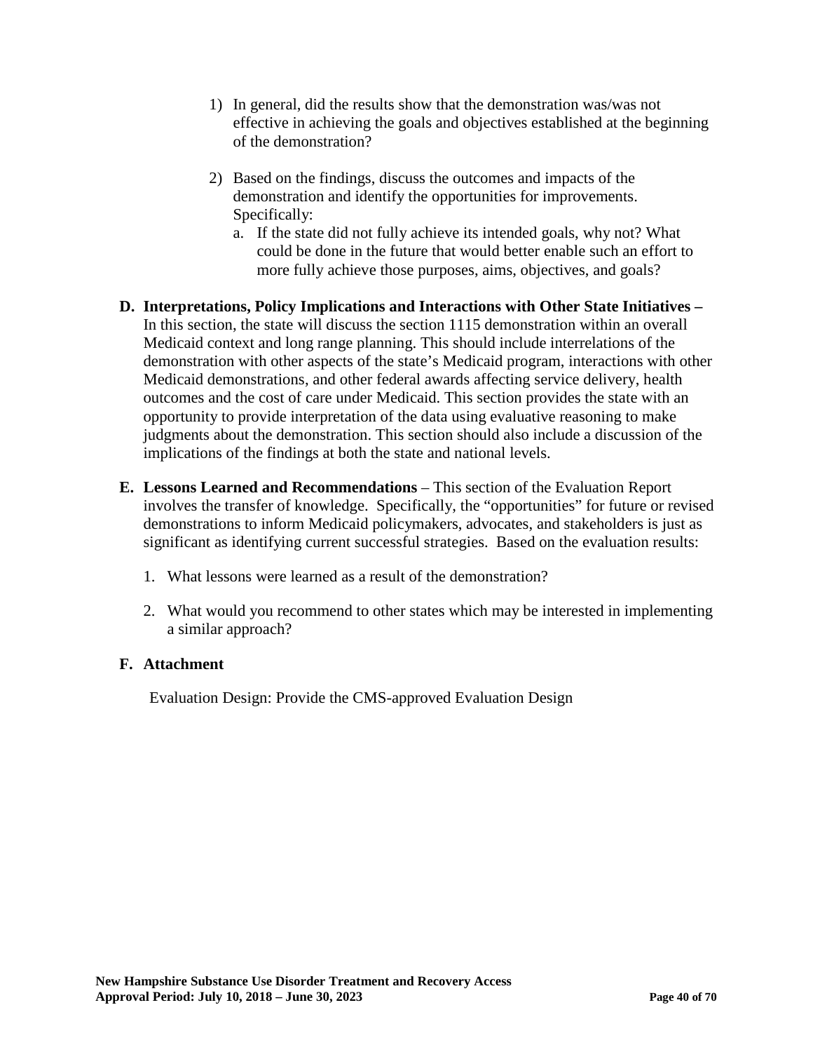1) In general, did the results show that the demonstration was/was not effective in achieving the goals and objectives established at the beginning of the demonstration?

2) Based on the findings, discuss the outcomes and impacts of the demonstration and identify the opportunities for improvements. Specifically:
   a. If the state did not fully achieve its intended goals, why not? What could be done in the future that would better enable such an effort to more fully achieve those purposes, aims, objectives, and goals?

**D. Interpretations, Policy Implications and Interactions with Other State Initiatives –** In this section, the state will discuss the section 1115 demonstration within an overall Medicaid context and long range planning. This should include interrelations of the demonstration with other aspects of the state's Medicaid program, interactions with other Medicaid demonstrations, and other federal awards affecting service delivery, health outcomes and the cost of care under Medicaid. This section provides the state with an opportunity to provide interpretation of the data using evaluative reasoning to make judgments about the demonstration. This section should also include a discussion of the implications of the findings at both the state and national levels.

**E. Lessons Learned and Recommendations** – This section of the Evaluation Report involves the transfer of knowledge. Specifically, the "opportunities" for future or revised demonstrations to inform Medicaid policymakers, advocates, and stakeholders is just as significant as identifying current successful strategies. Based on the evaluation results:

1. What lessons were learned as a result of the demonstration?

2. What would you recommend to other states which may be interested in implementing a similar approach?

**F. Attachment**

Evaluation Design: Provide the CMS-approved Evaluation Design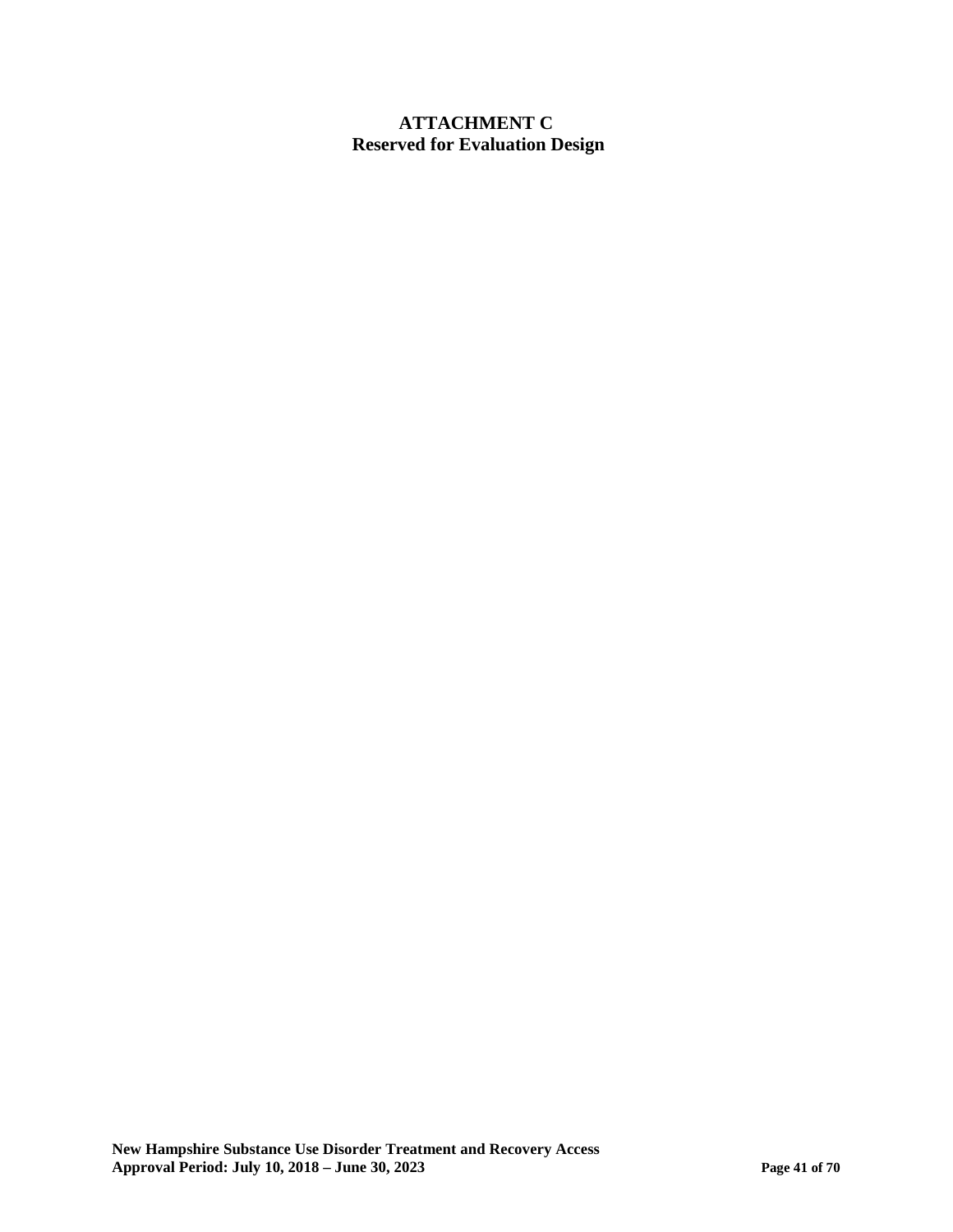## ATTACHMENT C
## Reserved for Evaluation Design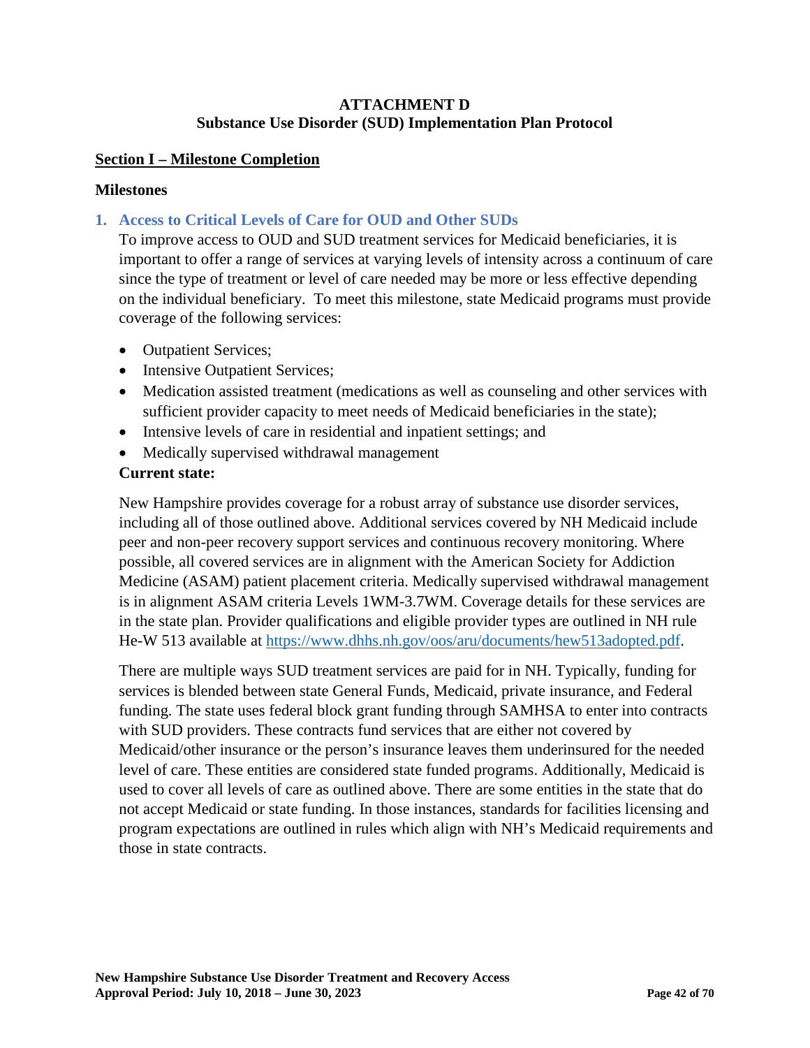## ATTACHMENT D
## Substance Use Disorder (SUD) Implementation Plan Protocol

### Section I – Milestone Completion

#### Milestones

1. **Access to Critical Levels of Care for OUD and Other SUDs**

   To improve access to OUD and SUD treatment services for Medicaid beneficiaries, it is important to offer a range of services at varying levels of intensity across a continuum of care since the type of treatment or level of care needed may be more or less effective depending on the individual beneficiary. To meet this milestone, state Medicaid programs must provide coverage of the following services:

   - Outpatient Services;
   - Intensive Outpatient Services;
   - Medication assisted treatment (medications as well as counseling and other services with sufficient provider capacity to meet needs of Medicaid beneficiaries in the state);
   - Intensive levels of care in residential and inpatient settings; and
   - Medically supervised withdrawal management

   **Current state:**

   New Hampshire provides coverage for a robust array of substance use disorder services, including all of those outlined above. Additional services covered by NH Medicaid include peer and non-peer recovery support services and continuous recovery monitoring. Where possible, all covered services are in alignment with the American Society for Addiction Medicine (ASAM) patient placement criteria. Medically supervised withdrawal management is in alignment ASAM criteria Levels 1WM-3.7WM. Coverage details for these services are in the state plan. Provider qualifications and eligible provider types are outlined in NH rule He-W 513 available at https://www.dhhs.nh.gov/oos/aru/documents/hew513adopted.pdf.

   There are multiple ways SUD treatment services are paid for in NH. Typically, funding for services is blended between state General Funds, Medicaid, private insurance, and Federal funding. The state uses federal block grant funding through SAMHSA to enter into contracts with SUD providers. These contracts fund services that are either not covered by Medicaid/other insurance or the person's insurance leaves them underinsured for the needed level of care. These entities are considered state funded programs. Additionally, Medicaid is used to cover all levels of care as outlined above. There are some entities in the state that do not accept Medicaid or state funding. In those instances, standards for facilities licensing and program expectations are outlined in rules which align with NH's Medicaid requirements and those in state contracts.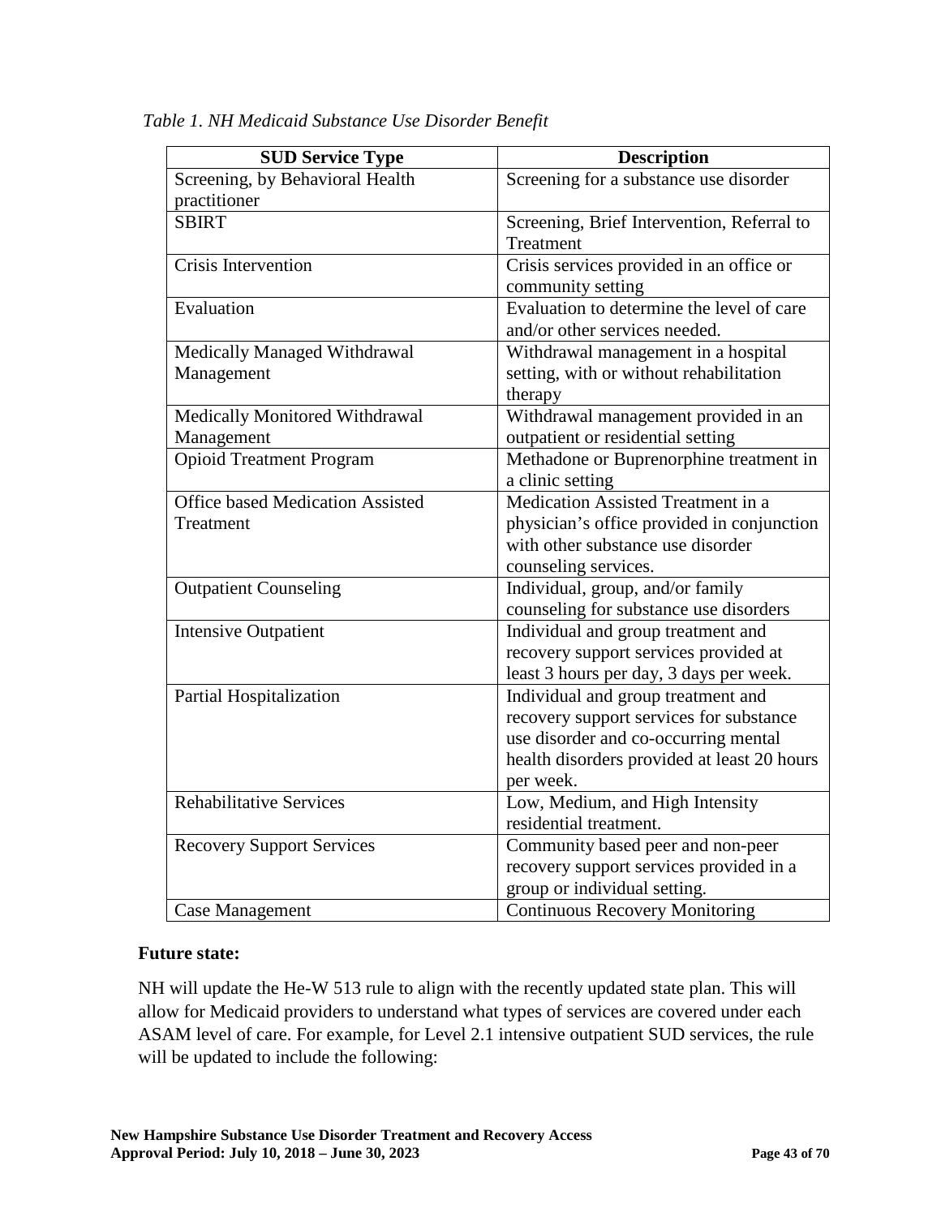*Table 1. NH Medicaid Substance Use Disorder Benefit*

| SUD Service Type | Description |
|---|---|
| Screening, by Behavioral Health practitioner | Screening for a substance use disorder |
| SBIRT | Screening, Brief Intervention, Referral to Treatment |
| Crisis Intervention | Crisis services provided in an office or community setting |
| Evaluation | Evaluation to determine the level of care and/or other services needed. |
| Medically Managed Withdrawal Management | Withdrawal management in a hospital setting, with or without rehabilitation therapy |
| Medically Monitored Withdrawal Management | Withdrawal management provided in an outpatient or residential setting |
| Opioid Treatment Program | Methadone or Buprenorphine treatment in a clinic setting |
| Office based Medication Assisted Treatment | Medication Assisted Treatment in a physician's office provided in conjunction with other substance use disorder counseling services. |
| Outpatient Counseling | Individual, group, and/or family counseling for substance use disorders |
| Intensive Outpatient | Individual and group treatment and recovery support services provided at least 3 hours per day, 3 days per week. |
| Partial Hospitalization | Individual and group treatment and recovery support services for substance use disorder and co-occurring mental health disorders provided at least 20 hours per week. |
| Rehabilitative Services | Low, Medium, and High Intensity residential treatment. |
| Recovery Support Services | Community based peer and non-peer recovery support services provided in a group or individual setting. |
| Case Management | Continuous Recovery Monitoring |

**Future state:**

NH will update the He-W 513 rule to align with the recently updated state plan. This will allow for Medicaid providers to understand what types of services are covered under each ASAM level of care. For example, for Level 2.1 intensive outpatient SUD services, the rule will be updated to include the following: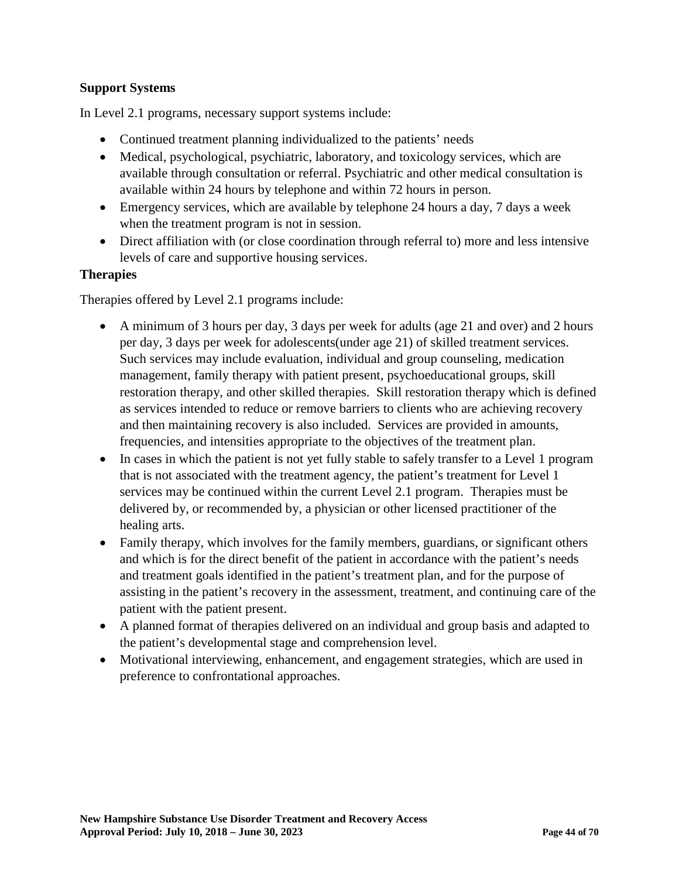**Support Systems**

In Level 2.1 programs, necessary support systems include:

- Continued treatment planning individualized to the patients' needs
- Medical, psychological, psychiatric, laboratory, and toxicology services, which are available through consultation or referral. Psychiatric and other medical consultation is available within 24 hours by telephone and within 72 hours in person.
- Emergency services, which are available by telephone 24 hours a day, 7 days a week when the treatment program is not in session.
- Direct affiliation with (or close coordination through referral to) more and less intensive levels of care and supportive housing services.

**Therapies**

Therapies offered by Level 2.1 programs include:

- A minimum of 3 hours per day, 3 days per week for adults (age 21 and over) and 2 hours per day, 3 days per week for adolescents(under age 21) of skilled treatment services. Such services may include evaluation, individual and group counseling, medication management, family therapy with patient present, psychoeducational groups, skill restoration therapy, and other skilled therapies. Skill restoration therapy which is defined as services intended to reduce or remove barriers to clients who are achieving recovery and then maintaining recovery is also included. Services are provided in amounts, frequencies, and intensities appropriate to the objectives of the treatment plan.
- In cases in which the patient is not yet fully stable to safely transfer to a Level 1 program that is not associated with the treatment agency, the patient's treatment for Level 1 services may be continued within the current Level 2.1 program. Therapies must be delivered by, or recommended by, a physician or other licensed practitioner of the healing arts.
- Family therapy, which involves for the family members, guardians, or significant others and which is for the direct benefit of the patient in accordance with the patient's needs and treatment goals identified in the patient's treatment plan, and for the purpose of assisting in the patient's recovery in the assessment, treatment, and continuing care of the patient with the patient present.
- A planned format of therapies delivered on an individual and group basis and adapted to the patient's developmental stage and comprehension level.
- Motivational interviewing, enhancement, and engagement strategies, which are used in preference to confrontational approaches.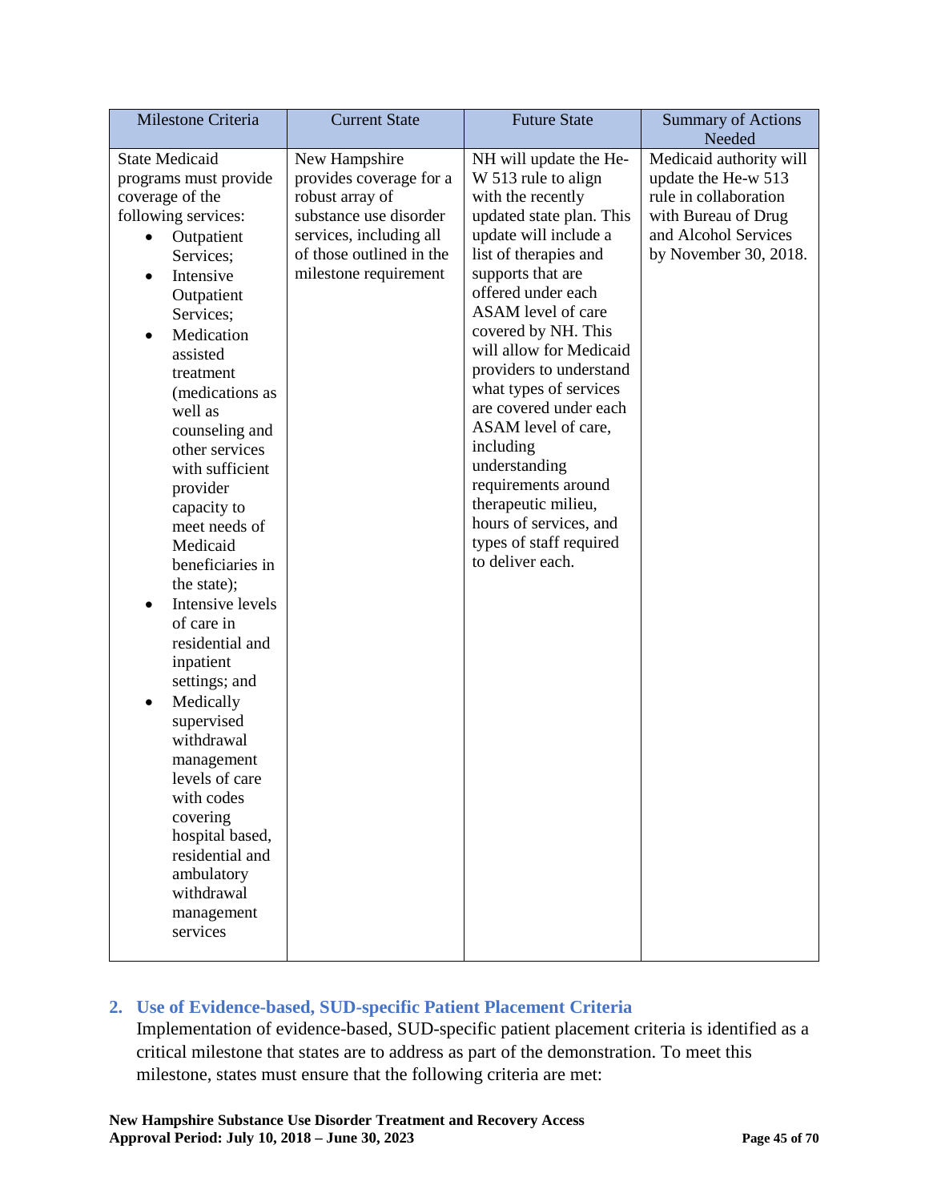| Milestone Criteria | Current State | Future State | Summary of Actions Needed |
|---|---|---|---|
| State Medicaid programs must provide coverage of the following services:<br>• Outpatient Services;<br>• Intensive Outpatient Services;<br>• Medication assisted treatment (medications as well as counseling and other services with sufficient provider capacity to meet needs of Medicaid beneficiaries in the state);<br>• Intensive levels of care in residential and inpatient settings; and<br>• Medically supervised withdrawal management levels of care with codes covering hospital based, residential and ambulatory withdrawal management services | New Hampshire provides coverage for a robust array of substance use disorder services, including all of those outlined in the milestone requirement | NH will update the He-W 513 rule to align with the recently updated state plan. This update will include a list of therapies and supports that are offered under each ASAM level of care covered by NH. This will allow for Medicaid providers to understand what types of services are covered under each ASAM level of care, including understanding requirements around therapeutic milieu, hours of services, and types of staff required to deliver each. | Medicaid authority will update the He-w 513 rule in collaboration with Bureau of Drug and Alcohol Services by November 30, 2018. |

## 2. Use of Evidence-based, SUD-specific Patient Placement Criteria

Implementation of evidence-based, SUD-specific patient placement criteria is identified as a critical milestone that states are to address as part of the demonstration. To meet this milestone, states must ensure that the following criteria are met: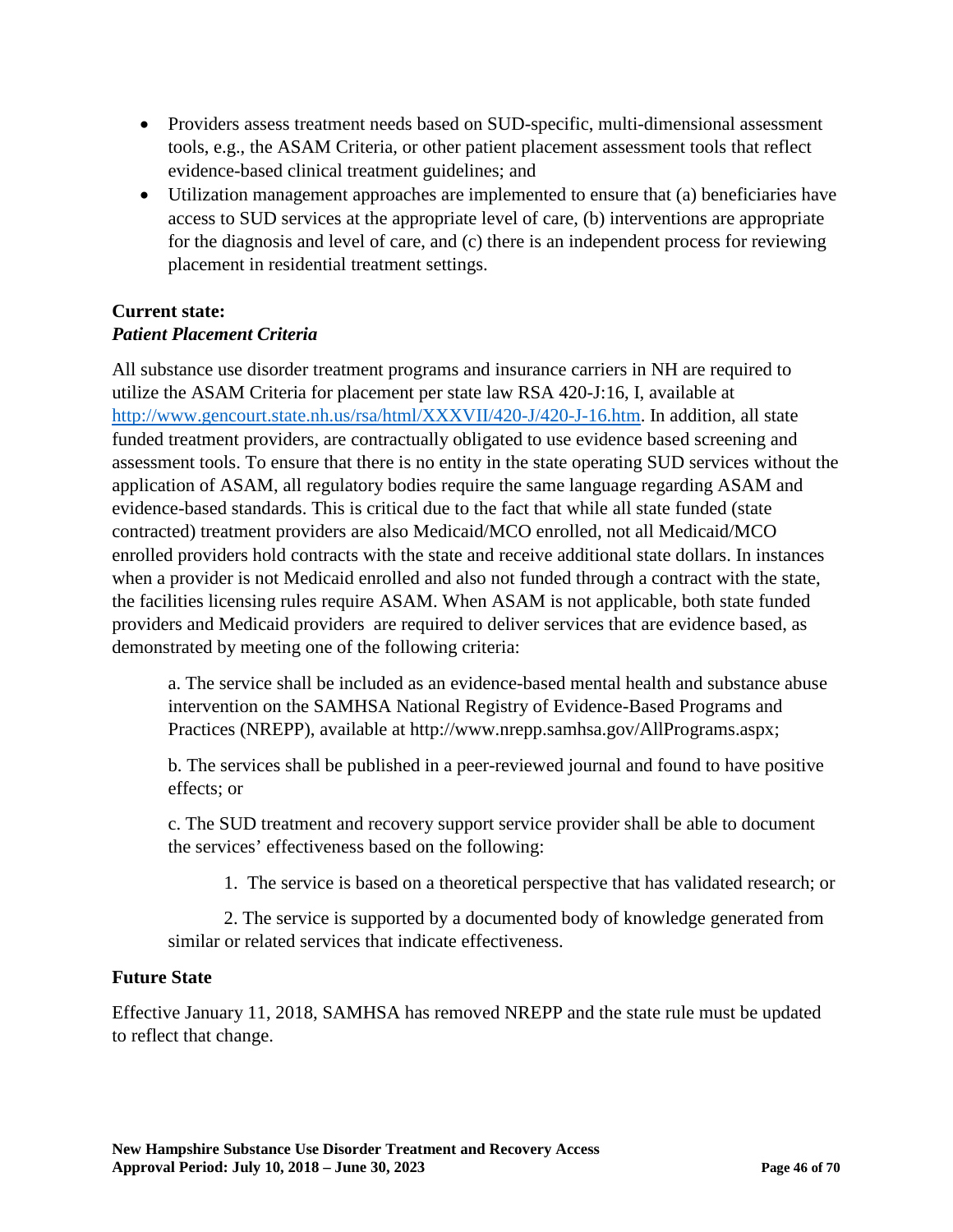- Providers assess treatment needs based on SUD-specific, multi-dimensional assessment tools, e.g., the ASAM Criteria, or other patient placement assessment tools that reflect evidence-based clinical treatment guidelines; and
- Utilization management approaches are implemented to ensure that (a) beneficiaries have access to SUD services at the appropriate level of care, (b) interventions are appropriate for the diagnosis and level of care, and (c) there is an independent process for reviewing placement in residential treatment settings.

**Current state:**
***Patient Placement Criteria***

All substance use disorder treatment programs and insurance carriers in NH are required to utilize the ASAM Criteria for placement per state law RSA 420-J:16, I, available at [http://www.gencourt.state.nh.us/rsa/html/XXXVII/420-J/420-J-16.htm](http://www.gencourt.state.nh.us/rsa/html/XXXVII/420-J/420-J-16.htm). In addition, all state funded treatment providers, are contractually obligated to use evidence based screening and assessment tools. To ensure that there is no entity in the state operating SUD services without the application of ASAM, all regulatory bodies require the same language regarding ASAM and evidence-based standards. This is critical due to the fact that while all state funded (state contracted) treatment providers are also Medicaid/MCO enrolled, not all Medicaid/MCO enrolled providers hold contracts with the state and receive additional state dollars. In instances when a provider is not Medicaid enrolled and also not funded through a contract with the state, the facilities licensing rules require ASAM. When ASAM is not applicable, both state funded providers and Medicaid providers are required to deliver services that are evidence based, as demonstrated by meeting one of the following criteria:

a. The service shall be included as an evidence-based mental health and substance abuse intervention on the SAMHSA National Registry of Evidence-Based Programs and Practices (NREPP), available at http://www.nrepp.samhsa.gov/AllPrograms.aspx;

b. The services shall be published in a peer-reviewed journal and found to have positive effects; or

c. The SUD treatment and recovery support service provider shall be able to document the services' effectiveness based on the following:

1. The service is based on a theoretical perspective that has validated research; or

2. The service is supported by a documented body of knowledge generated from similar or related services that indicate effectiveness.

**Future State**

Effective January 11, 2018, SAMHSA has removed NREPP and the state rule must be updated to reflect that change.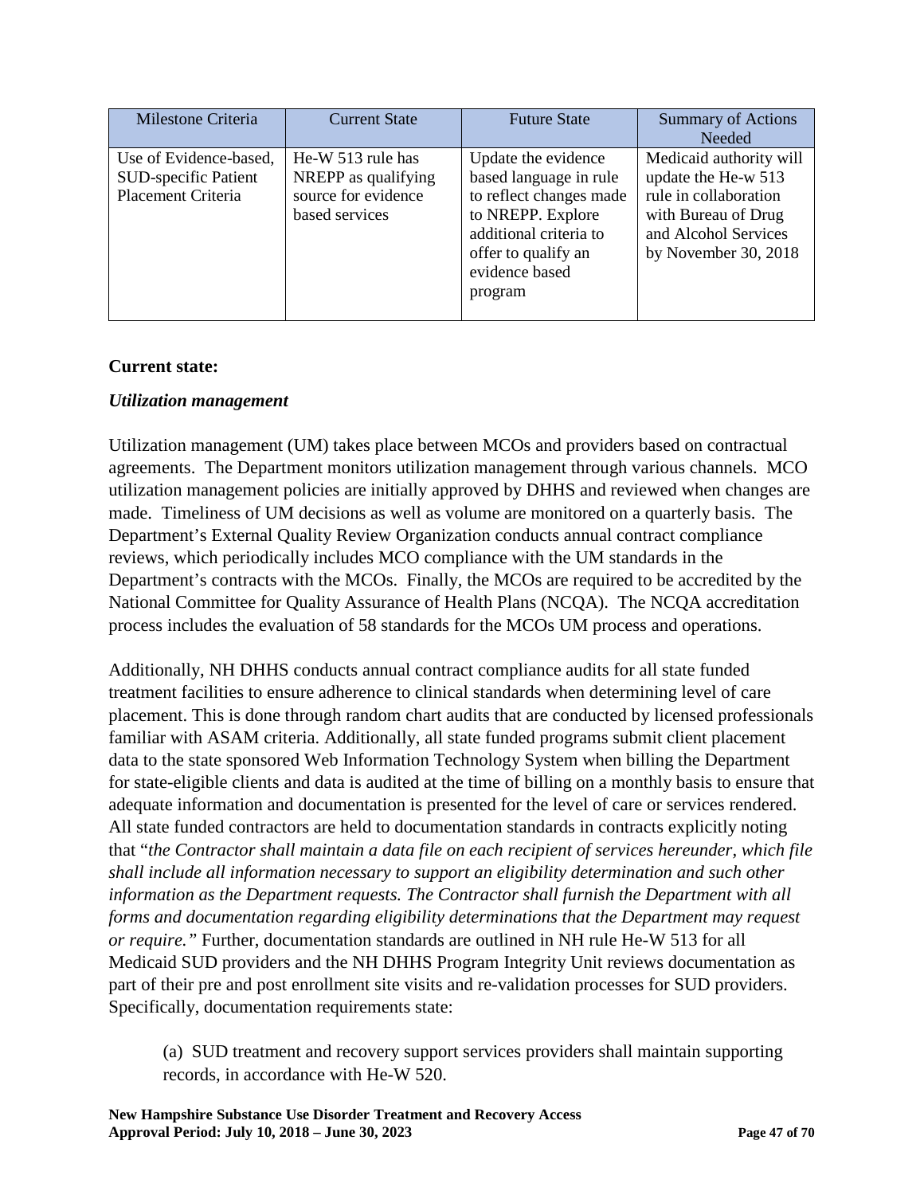| Milestone Criteria | Current State | Future State | Summary of Actions Needed |
|---|---|---|---|
| Use of Evidence-based, SUD-specific Patient Placement Criteria | He-W 513 rule has NREPP as qualifying source for evidence based services | Update the evidence based language in rule to reflect changes made to NREPP. Explore additional criteria to offer to qualify an evidence based program | Medicaid authority will update the He-w 513 rule in collaboration with Bureau of Drug and Alcohol Services by November 30, 2018 |

**Current state:**

***Utilization management***

Utilization management (UM) takes place between MCOs and providers based on contractual agreements. The Department monitors utilization management through various channels. MCO utilization management policies are initially approved by DHHS and reviewed when changes are made. Timeliness of UM decisions as well as volume are monitored on a quarterly basis. The Department's External Quality Review Organization conducts annual contract compliance reviews, which periodically includes MCO compliance with the UM standards in the Department's contracts with the MCOs. Finally, the MCOs are required to be accredited by the National Committee for Quality Assurance of Health Plans (NCQA). The NCQA accreditation process includes the evaluation of 58 standards for the MCOs UM process and operations.

Additionally, NH DHHS conducts annual contract compliance audits for all state funded treatment facilities to ensure adherence to clinical standards when determining level of care placement. This is done through random chart audits that are conducted by licensed professionals familiar with ASAM criteria. Additionally, all state funded programs submit client placement data to the state sponsored Web Information Technology System when billing the Department for state-eligible clients and data is audited at the time of billing on a monthly basis to ensure that adequate information and documentation is presented for the level of care or services rendered. All state funded contractors are held to documentation standards in contracts explicitly noting that "*the Contractor shall maintain a data file on each recipient of services hereunder, which file shall include all information necessary to support an eligibility determination and such other information as the Department requests. The Contractor shall furnish the Department with all forms and documentation regarding eligibility determinations that the Department may request or require."* Further, documentation standards are outlined in NH rule He-W 513 for all Medicaid SUD providers and the NH DHHS Program Integrity Unit reviews documentation as part of their pre and post enrollment site visits and re-validation processes for SUD providers. Specifically, documentation requirements state:

(a) SUD treatment and recovery support services providers shall maintain supporting records, in accordance with He-W 520.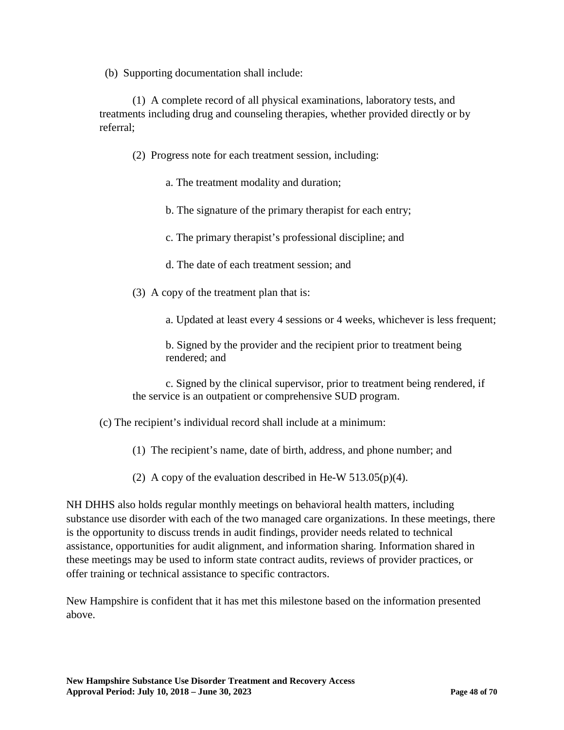(b) Supporting documentation shall include:

(1) A complete record of all physical examinations, laboratory tests, and treatments including drug and counseling therapies, whether provided directly or by referral;

(2) Progress note for each treatment session, including:

a. The treatment modality and duration;

b. The signature of the primary therapist for each entry;

c. The primary therapist's professional discipline; and

d. The date of each treatment session; and

(3) A copy of the treatment plan that is:

a. Updated at least every 4 sessions or 4 weeks, whichever is less frequent;

b. Signed by the provider and the recipient prior to treatment being rendered; and

c. Signed by the clinical supervisor, prior to treatment being rendered, if the service is an outpatient or comprehensive SUD program.

(c) The recipient's individual record shall include at a minimum:

(1) The recipient's name, date of birth, address, and phone number; and

(2) A copy of the evaluation described in He-W 513.05(p)(4).

NH DHHS also holds regular monthly meetings on behavioral health matters, including substance use disorder with each of the two managed care organizations. In these meetings, there is the opportunity to discuss trends in audit findings, provider needs related to technical assistance, opportunities for audit alignment, and information sharing. Information shared in these meetings may be used to inform state contract audits, reviews of provider practices, or offer training or technical assistance to specific contractors.

New Hampshire is confident that it has met this milestone based on the information presented above.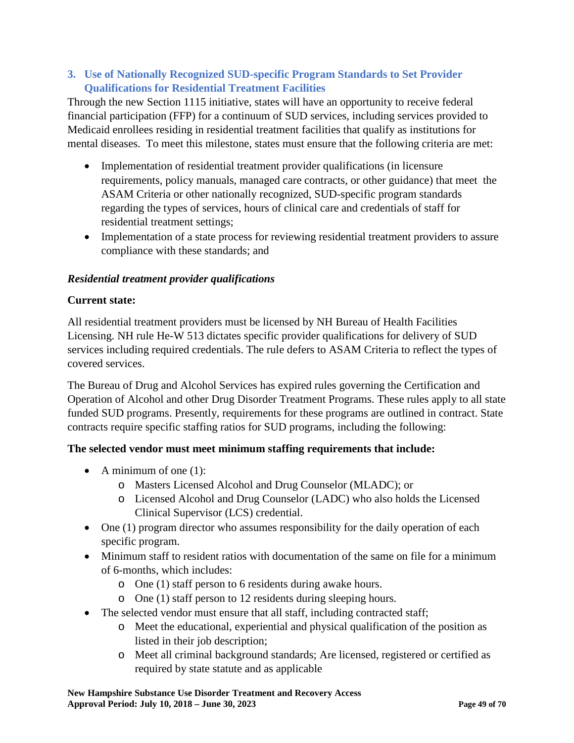### 3. Use of Nationally Recognized SUD-specific Program Standards to Set Provider Qualifications for Residential Treatment Facilities

Through the new Section 1115 initiative, states will have an opportunity to receive federal financial participation (FFP) for a continuum of SUD services, including services provided to Medicaid enrollees residing in residential treatment facilities that qualify as institutions for mental diseases. To meet this milestone, states must ensure that the following criteria are met:

- Implementation of residential treatment provider qualifications (in licensure requirements, policy manuals, managed care contracts, or other guidance) that meet the ASAM Criteria or other nationally recognized, SUD-specific program standards regarding the types of services, hours of clinical care and credentials of staff for residential treatment settings;
- Implementation of a state process for reviewing residential treatment providers to assure compliance with these standards; and

***Residential treatment provider qualifications***

**Current state:**

All residential treatment providers must be licensed by NH Bureau of Health Facilities Licensing. NH rule He-W 513 dictates specific provider qualifications for delivery of SUD services including required credentials. The rule defers to ASAM Criteria to reflect the types of covered services.

The Bureau of Drug and Alcohol Services has expired rules governing the Certification and Operation of Alcohol and other Drug Disorder Treatment Programs. These rules apply to all state funded SUD programs. Presently, requirements for these programs are outlined in contract. State contracts require specific staffing ratios for SUD programs, including the following:

**The selected vendor must meet minimum staffing requirements that include:**

- A minimum of one (1):
  - Masters Licensed Alcohol and Drug Counselor (MLADC); or
  - Licensed Alcohol and Drug Counselor (LADC) who also holds the Licensed Clinical Supervisor (LCS) credential.
- One (1) program director who assumes responsibility for the daily operation of each specific program.
- Minimum staff to resident ratios with documentation of the same on file for a minimum of 6-months, which includes:
  - One (1) staff person to 6 residents during awake hours.
  - One (1) staff person to 12 residents during sleeping hours.
- The selected vendor must ensure that all staff, including contracted staff;
  - Meet the educational, experiential and physical qualification of the position as listed in their job description;
  - Meet all criminal background standards; Are licensed, registered or certified as required by state statute and as applicable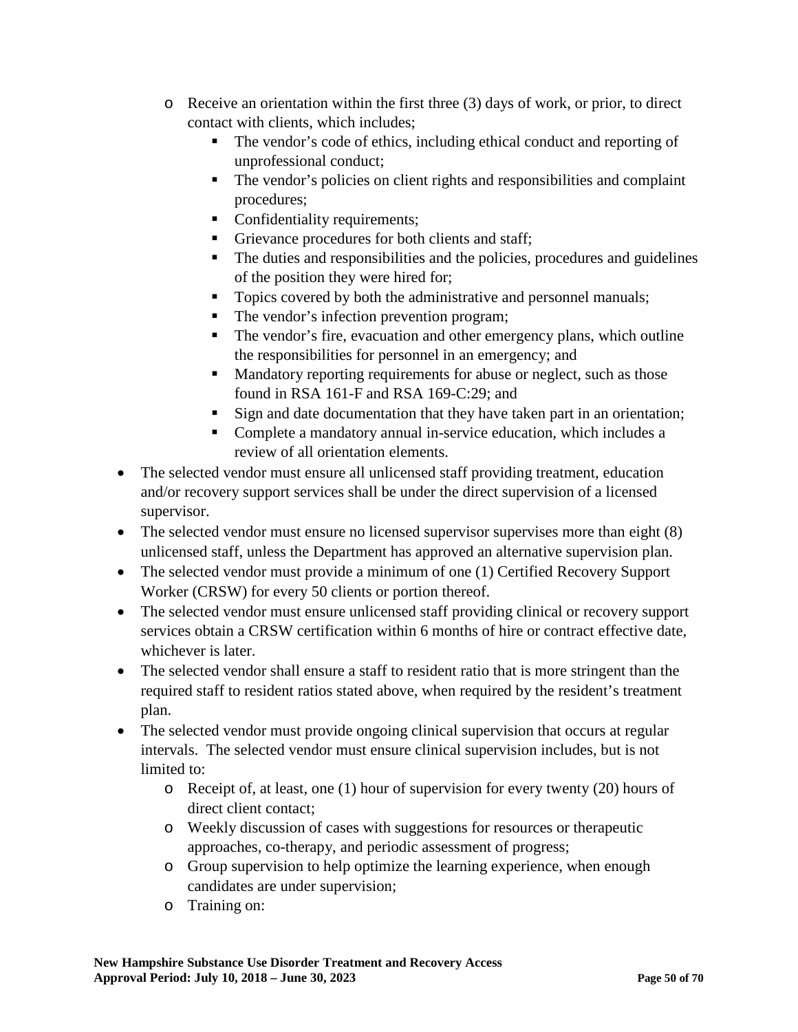- Receive an orientation within the first three (3) days of work, or prior, to direct contact with clients, which includes;
  - The vendor's code of ethics, including ethical conduct and reporting of unprofessional conduct;
  - The vendor's policies on client rights and responsibilities and complaint procedures;
  - Confidentiality requirements;
  - Grievance procedures for both clients and staff;
  - The duties and responsibilities and the policies, procedures and guidelines of the position they were hired for;
  - Topics covered by both the administrative and personnel manuals;
  - The vendor's infection prevention program;
  - The vendor's fire, evacuation and other emergency plans, which outline the responsibilities for personnel in an emergency; and
  - Mandatory reporting requirements for abuse or neglect, such as those found in RSA 161-F and RSA 169-C:29; and
  - Sign and date documentation that they have taken part in an orientation;
  - Complete a mandatory annual in-service education, which includes a review of all orientation elements.

- The selected vendor must ensure all unlicensed staff providing treatment, education and/or recovery support services shall be under the direct supervision of a licensed supervisor.
- The selected vendor must ensure no licensed supervisor supervises more than eight (8) unlicensed staff, unless the Department has approved an alternative supervision plan.
- The selected vendor must provide a minimum of one (1) Certified Recovery Support Worker (CRSW) for every 50 clients or portion thereof.
- The selected vendor must ensure unlicensed staff providing clinical or recovery support services obtain a CRSW certification within 6 months of hire or contract effective date, whichever is later.
- The selected vendor shall ensure a staff to resident ratio that is more stringent than the required staff to resident ratios stated above, when required by the resident's treatment plan.
- The selected vendor must provide ongoing clinical supervision that occurs at regular intervals. The selected vendor must ensure clinical supervision includes, but is not limited to:
  - Receipt of, at least, one (1) hour of supervision for every twenty (20) hours of direct client contact;
  - Weekly discussion of cases with suggestions for resources or therapeutic approaches, co-therapy, and periodic assessment of progress;
  - Group supervision to help optimize the learning experience, when enough candidates are under supervision;
  - Training on: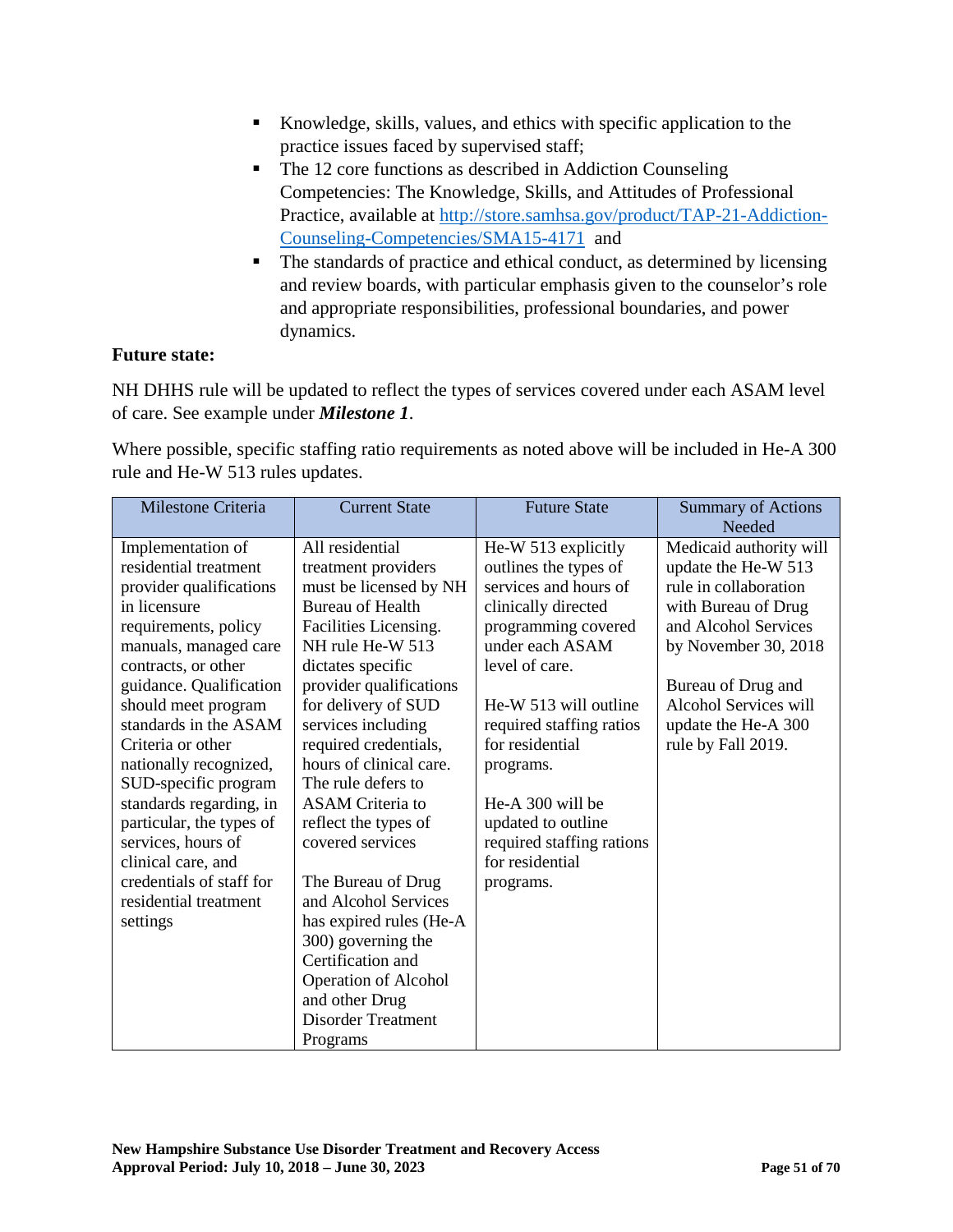- Knowledge, skills, values, and ethics with specific application to the practice issues faced by supervised staff;
- The 12 core functions as described in Addiction Counseling Competencies: The Knowledge, Skills, and Attitudes of Professional Practice, available at [http://store.samhsa.gov/product/TAP-21-Addiction-Counseling-Competencies/SMA15-4171](http://store.samhsa.gov/product/TAP-21-Addiction-Counseling-Competencies/SMA15-4171) and
- The standards of practice and ethical conduct, as determined by licensing and review boards, with particular emphasis given to the counselor's role and appropriate responsibilities, professional boundaries, and power dynamics.

**Future state:**

NH DHHS rule will be updated to reflect the types of services covered under each ASAM level of care. See example under ***Milestone 1***.

Where possible, specific staffing ratio requirements as noted above will be included in He-A 300 rule and He-W 513 rules updates.

| Milestone Criteria | Current State | Future State | Summary of Actions Needed |
|---|---|---|---|
| Implementation of residential treatment provider qualifications in licensure requirements, policy manuals, managed care contracts, or other guidance. Qualification should meet program standards in the ASAM Criteria or other nationally recognized, SUD-specific program standards regarding, in particular, the types of services, hours of clinical care, and credentials of staff for residential treatment settings | All residential treatment providers must be licensed by NH Bureau of Health Facilities Licensing. NH rule He-W 513 dictates specific provider qualifications for delivery of SUD services including required credentials, hours of clinical care. The rule defers to ASAM Criteria to reflect the types of covered services<br><br>The Bureau of Drug and Alcohol Services has expired rules (He-A 300) governing the Certification and Operation of Alcohol and other Drug Disorder Treatment Programs | He-W 513 explicitly outlines the types of services and hours of clinically directed programming covered under each ASAM level of care.<br><br>He-W 513 will outline required staffing ratios for residential programs.<br><br>He-A 300 will be updated to outline required staffing rations for residential programs. | Medicaid authority will update the He-W 513 rule in collaboration with Bureau of Drug and Alcohol Services by November 30, 2018<br><br>Bureau of Drug and Alcohol Services will update the He-A 300 rule by Fall 2019. |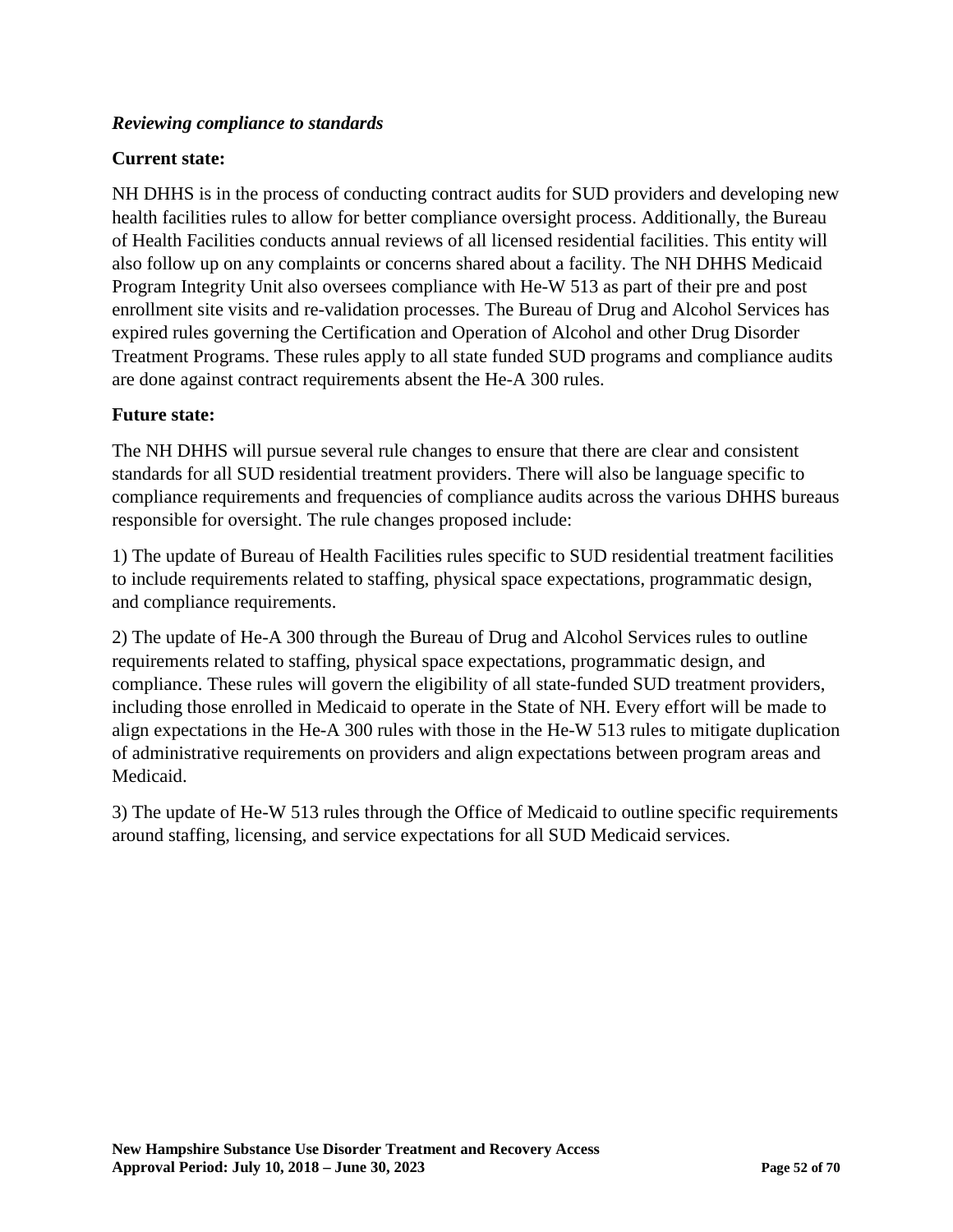*Reviewing compliance to standards*

**Current state:**

NH DHHS is in the process of conducting contract audits for SUD providers and developing new health facilities rules to allow for better compliance oversight process. Additionally, the Bureau of Health Facilities conducts annual reviews of all licensed residential facilities. This entity will also follow up on any complaints or concerns shared about a facility. The NH DHHS Medicaid Program Integrity Unit also oversees compliance with He-W 513 as part of their pre and post enrollment site visits and re-validation processes. The Bureau of Drug and Alcohol Services has expired rules governing the Certification and Operation of Alcohol and other Drug Disorder Treatment Programs. These rules apply to all state funded SUD programs and compliance audits are done against contract requirements absent the He-A 300 rules.

**Future state:**

The NH DHHS will pursue several rule changes to ensure that there are clear and consistent standards for all SUD residential treatment providers. There will also be language specific to compliance requirements and frequencies of compliance audits across the various DHHS bureaus responsible for oversight. The rule changes proposed include:

1) The update of Bureau of Health Facilities rules specific to SUD residential treatment facilities to include requirements related to staffing, physical space expectations, programmatic design, and compliance requirements.

2) The update of He-A 300 through the Bureau of Drug and Alcohol Services rules to outline requirements related to staffing, physical space expectations, programmatic design, and compliance. These rules will govern the eligibility of all state-funded SUD treatment providers, including those enrolled in Medicaid to operate in the State of NH. Every effort will be made to align expectations in the He-A 300 rules with those in the He-W 513 rules to mitigate duplication of administrative requirements on providers and align expectations between program areas and Medicaid.

3) The update of He-W 513 rules through the Office of Medicaid to outline specific requirements around staffing, licensing, and service expectations for all SUD Medicaid services.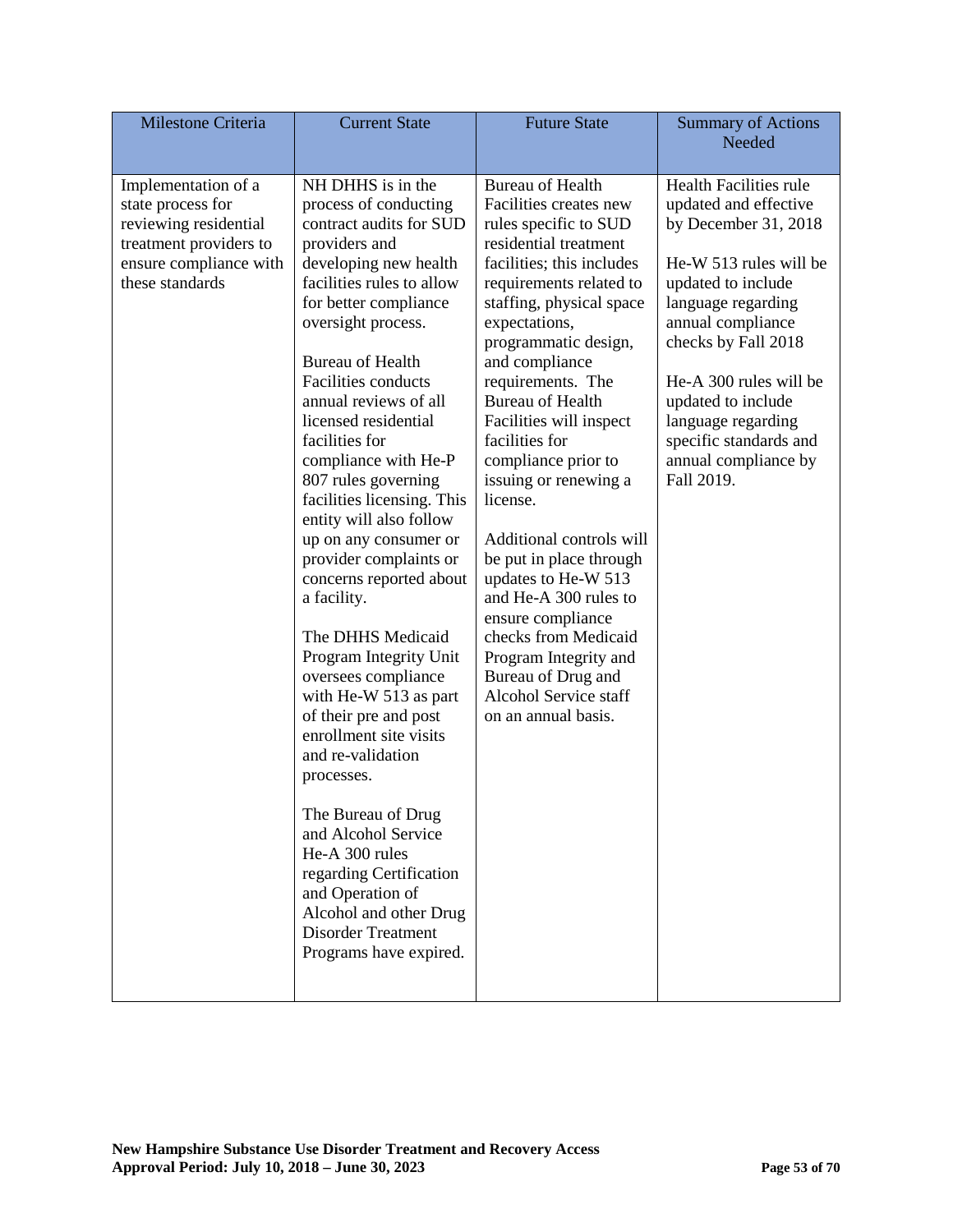| Milestone Criteria | Current State | Future State | Summary of Actions Needed |
|---|---|---|---|
| Implementation of a state process for reviewing residential treatment providers to ensure compliance with these standards | NH DHHS is in the process of conducting contract audits for SUD providers and developing new health facilities rules to allow for better compliance oversight process.<br><br>Bureau of Health Facilities conducts annual reviews of all licensed residential facilities for compliance with He-P 807 rules governing facilities licensing. This entity will also follow up on any consumer or provider complaints or concerns reported about a facility.<br><br>The DHHS Medicaid Program Integrity Unit oversees compliance with He-W 513 as part of their pre and post enrollment site visits and re-validation processes.<br><br>The Bureau of Drug and Alcohol Service He-A 300 rules regarding Certification and Operation of Alcohol and other Drug Disorder Treatment Programs have expired. | Bureau of Health Facilities creates new rules specific to SUD residential treatment facilities; this includes requirements related to staffing, physical space expectations, programmatic design, and compliance requirements. The Bureau of Health Facilities will inspect facilities for compliance prior to issuing or renewing a license.<br><br>Additional controls will be put in place through updates to He-W 513 and He-A 300 rules to ensure compliance checks from Medicaid Program Integrity and Bureau of Drug and Alcohol Service staff on an annual basis. | Health Facilities rule updated and effective by December 31, 2018<br><br>He-W 513 rules will be updated to include language regarding annual compliance checks by Fall 2018<br><br>He-A 300 rules will be updated to include language regarding specific standards and annual compliance by Fall 2019. |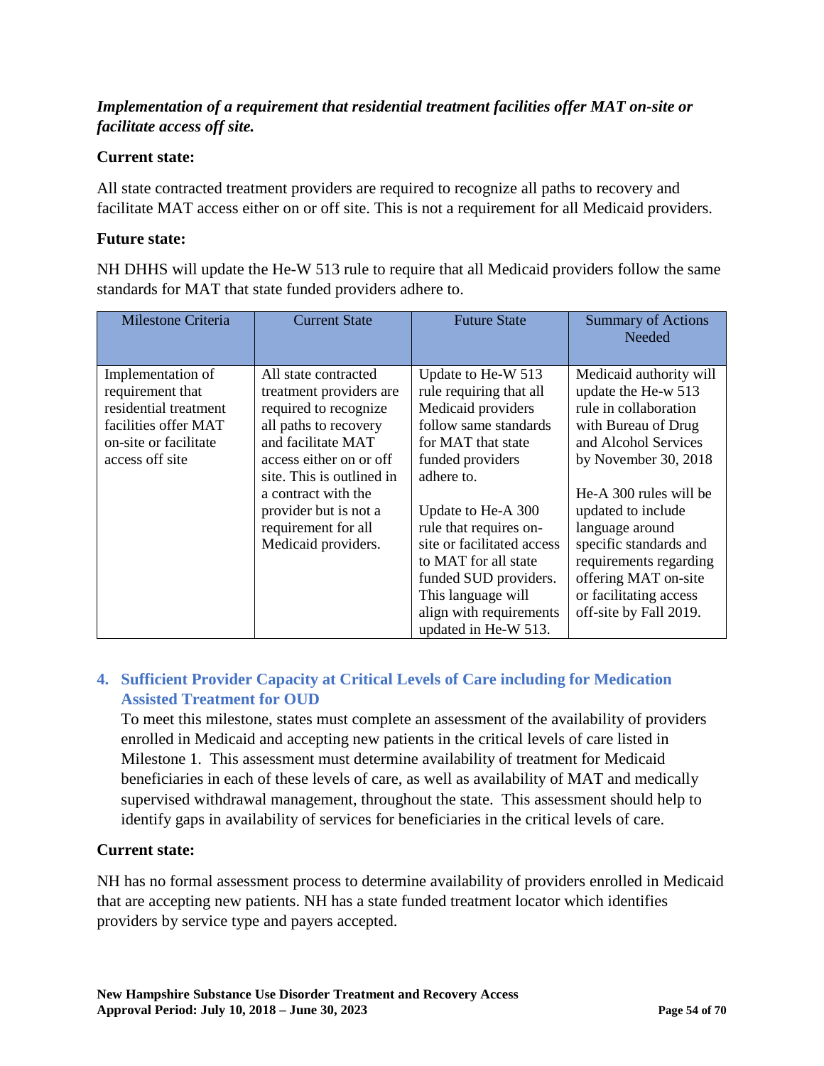***Implementation of a requirement that residential treatment facilities offer MAT on-site or facilitate access off site.***

**Current state:**

All state contracted treatment providers are required to recognize all paths to recovery and facilitate MAT access either on or off site. This is not a requirement for all Medicaid providers.

**Future state:**

NH DHHS will update the He-W 513 rule to require that all Medicaid providers follow the same standards for MAT that state funded providers adhere to.

| Milestone Criteria | Current State | Future State | Summary of Actions Needed |
|---|---|---|---|
| Implementation of requirement that residential treatment facilities offer MAT on-site or facilitate access off site | All state contracted treatment providers are required to recognize all paths to recovery and facilitate MAT access either on or off site. This is outlined in a contract with the provider but is not a requirement for all Medicaid providers. | Update to He-W 513 rule requiring that all Medicaid providers follow same standards for MAT that state funded providers adhere to.<br><br>Update to He-A 300 rule that requires on-site or facilitated access to MAT for all state funded SUD providers. This language will align with requirements updated in He-W 513. | Medicaid authority will update the He-w 513 rule in collaboration with Bureau of Drug and Alcohol Services by November 30, 2018<br><br>He-A 300 rules will be updated to include language around specific standards and requirements regarding offering MAT on-site or facilitating access off-site by Fall 2019. |

### 4. Sufficient Provider Capacity at Critical Levels of Care including for Medication Assisted Treatment for OUD

To meet this milestone, states must complete an assessment of the availability of providers enrolled in Medicaid and accepting new patients in the critical levels of care listed in Milestone 1. This assessment must determine availability of treatment for Medicaid beneficiaries in each of these levels of care, as well as availability of MAT and medically supervised withdrawal management, throughout the state. This assessment should help to identify gaps in availability of services for beneficiaries in the critical levels of care.

**Current state:**

NH has no formal assessment process to determine availability of providers enrolled in Medicaid that are accepting new patients. NH has a state funded treatment locator which identifies providers by service type and payers accepted.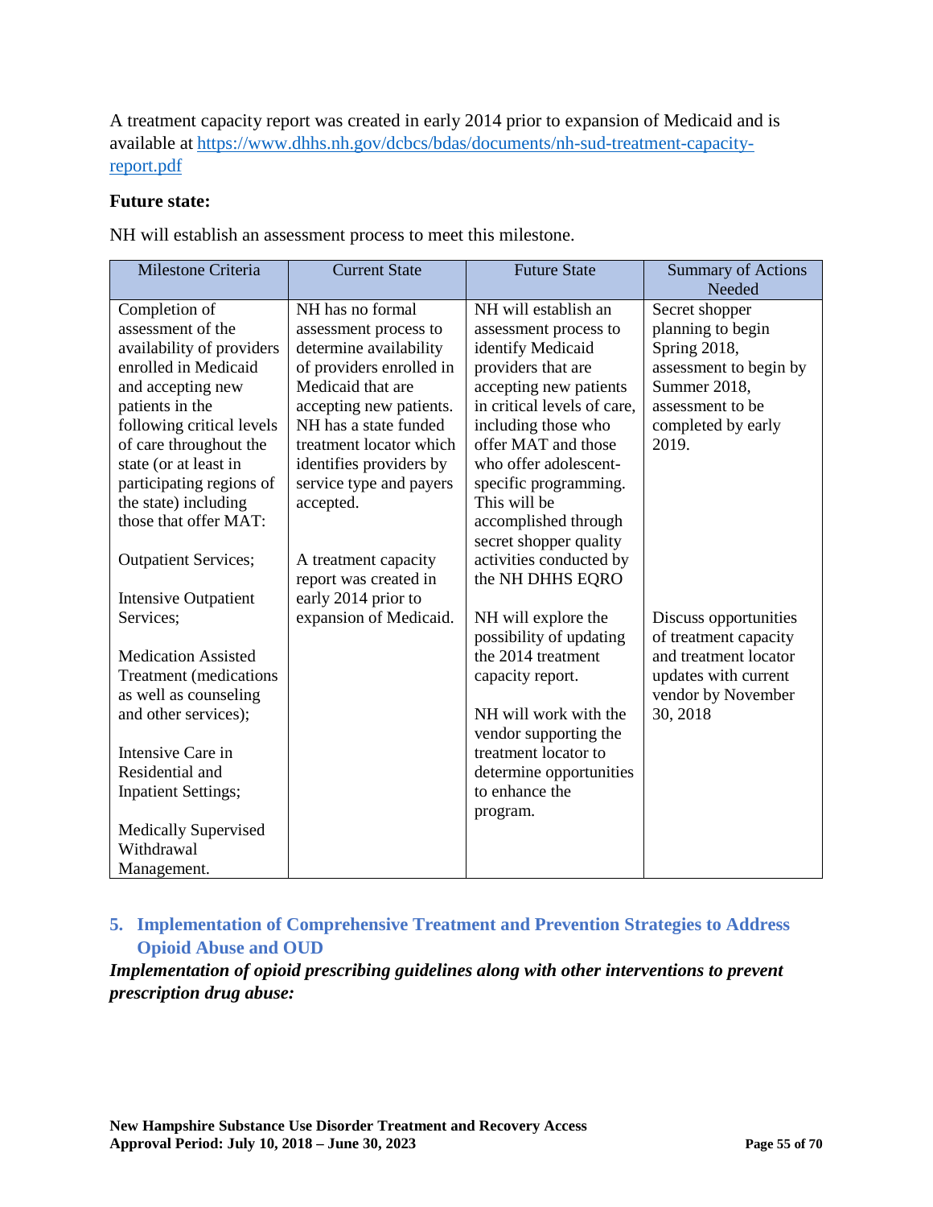A treatment capacity report was created in early 2014 prior to expansion of Medicaid and is available at https://www.dhhs.nh.gov/dcbcs/bdas/documents/nh-sud-treatment-capacity-report.pdf

**Future state:**

NH will establish an assessment process to meet this milestone.

| Milestone Criteria | Current State | Future State | Summary of Actions Needed |
|---|---|---|---|
| Completion of assessment of the availability of providers enrolled in Medicaid and accepting new patients in the following critical levels of care throughout the state (or at least in participating regions of the state) including those that offer MAT:<br><br>Outpatient Services;<br><br>Intensive Outpatient Services;<br><br>Medication Assisted Treatment (medications as well as counseling and other services);<br><br>Intensive Care in Residential and Inpatient Settings;<br><br>Medically Supervised Withdrawal Management. | NH has no formal assessment process to determine availability of providers enrolled in Medicaid that are accepting new patients. NH has a state funded treatment locator which identifies providers by service type and payers accepted.<br><br>A treatment capacity report was created in early 2014 prior to expansion of Medicaid. | NH will establish an assessment process to identify Medicaid providers that are accepting new patients in critical levels of care, including those who offer MAT and those who offer adolescent-specific programming. This will be accomplished through secret shopper quality activities conducted by the NH DHHS EQRO<br><br>NH will explore the possibility of updating the 2014 treatment capacity report.<br><br>NH will work with the vendor supporting the treatment locator to determine opportunities to enhance the program. | Secret shopper planning to begin Spring 2018, assessment to begin by Summer 2018, assessment to be completed by early 2019.<br><br>Discuss opportunities of treatment capacity and treatment locator updates with current vendor by November 30, 2018 |

## 5. Implementation of Comprehensive Treatment and Prevention Strategies to Address Opioid Abuse and OUD

***Implementation of opioid prescribing guidelines along with other interventions to prevent prescription drug abuse:***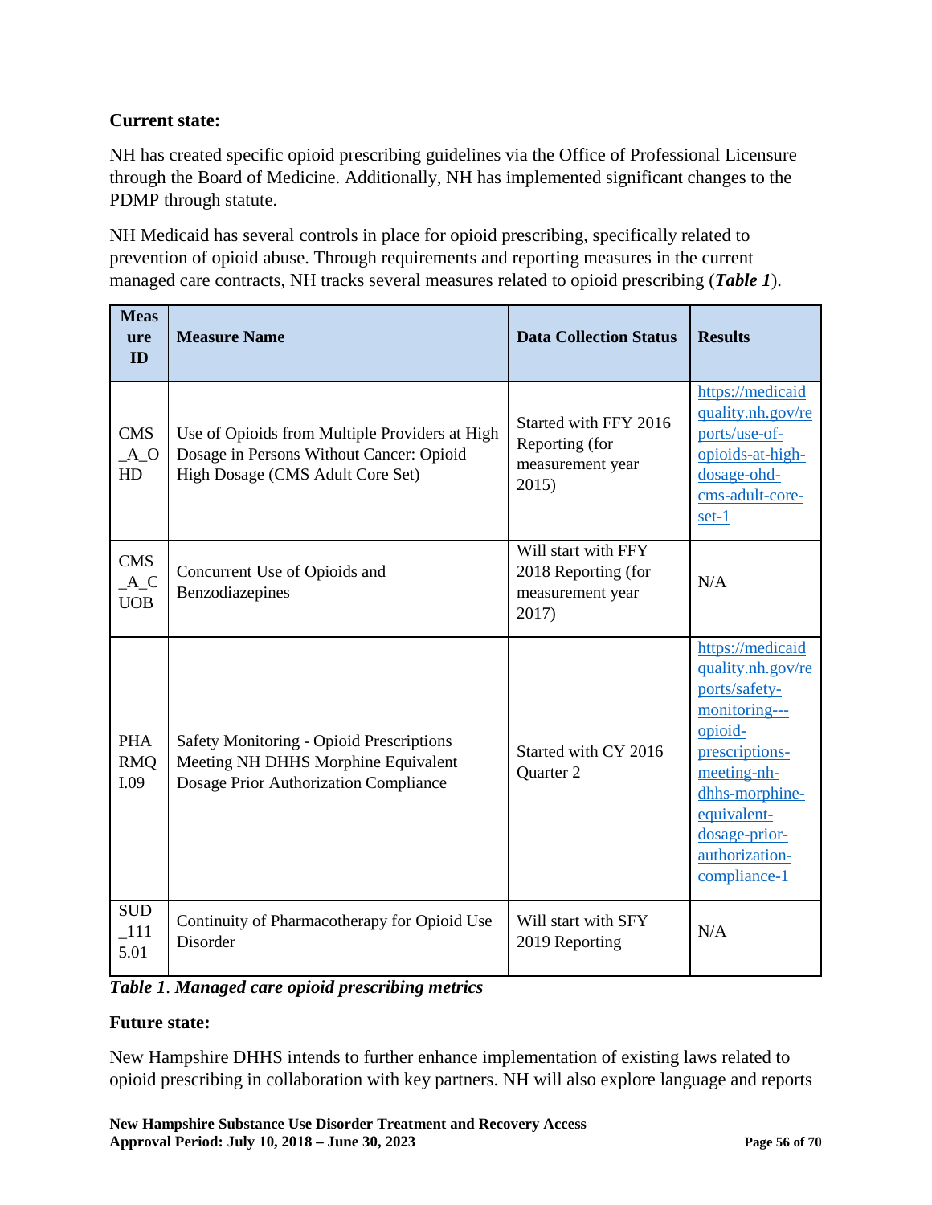**Current state:**

NH has created specific opioid prescribing guidelines via the Office of Professional Licensure through the Board of Medicine. Additionally, NH has implemented significant changes to the PDMP through statute.

NH Medicaid has several controls in place for opioid prescribing, specifically related to prevention of opioid abuse. Through requirements and reporting measures in the current managed care contracts, NH tracks several measures related to opioid prescribing (***Table 1***).

| Measure ID | Measure Name | Data Collection Status | Results |
|---|---|---|---|
| CMS_A_OHD | Use of Opioids from Multiple Providers at High Dosage in Persons Without Cancer: Opioid High Dosage (CMS Adult Core Set) | Started with FFY 2016 Reporting (for measurement year 2015) | https://medicaidquality.nh.gov/reports/use-of-opioids-at-high-dosage-ohd-cms-adult-core-set-1 |
| CMS_A_CUOB | Concurrent Use of Opioids and Benzodiazepines | Will start with FFY 2018 Reporting (for measurement year 2017) | N/A |
| PHARMQI.09 | Safety Monitoring - Opioid Prescriptions Meeting NH DHHS Morphine Equivalent Dosage Prior Authorization Compliance | Started with CY 2016 Quarter 2 | https://medicaidquality.nh.gov/reports/safety-monitoring---opioid-prescriptions-meeting-nh-dhhs-morphine-equivalent-dosage-prior-authorization-compliance-1 |
| SUD_1115.01 | Continuity of Pharmacotherapy for Opioid Use Disorder | Will start with SFY 2019 Reporting | N/A |

***Table 1. Managed care opioid prescribing metrics***

**Future state:**

New Hampshire DHHS intends to further enhance implementation of existing laws related to opioid prescribing in collaboration with key partners. NH will also explore language and reports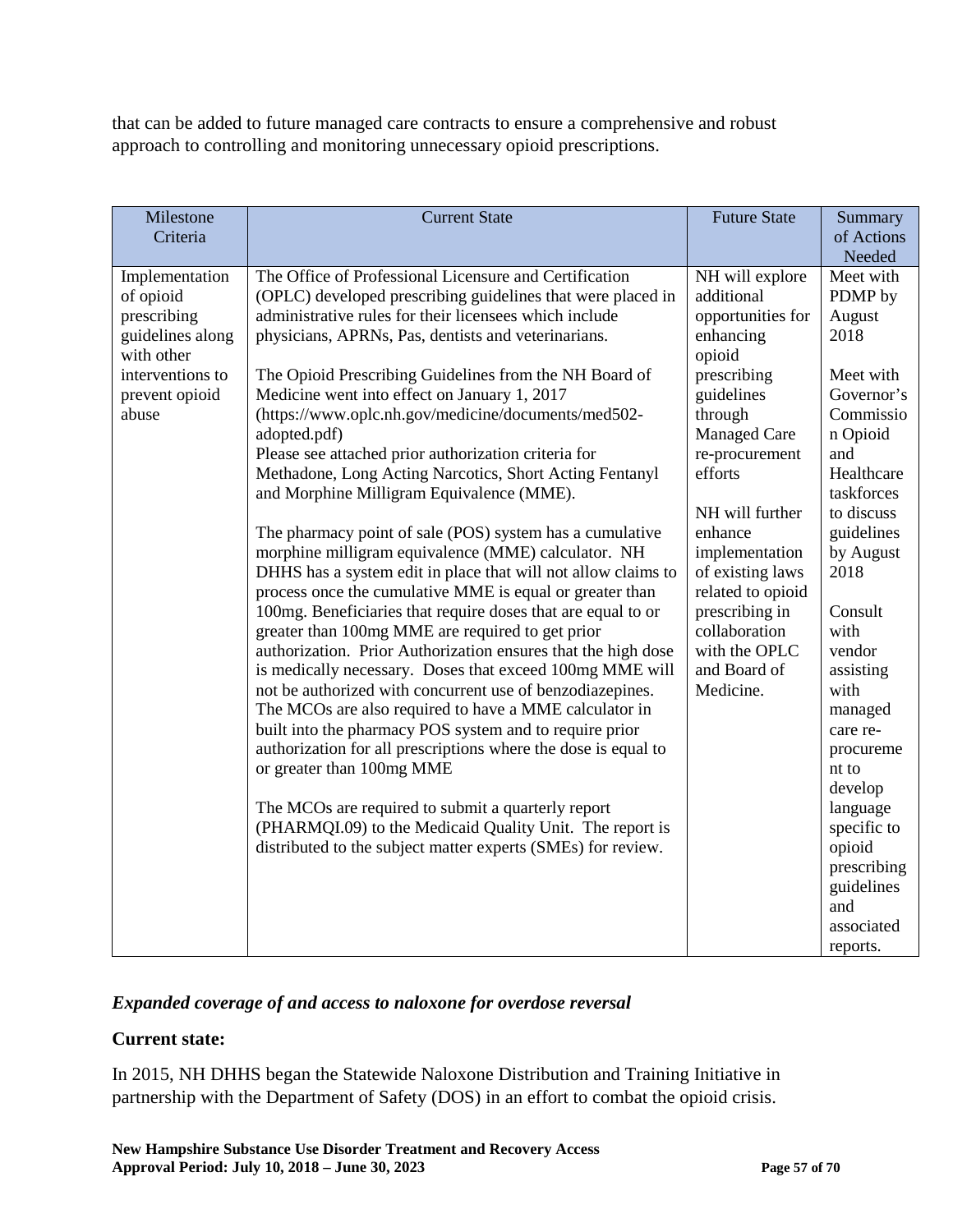that can be added to future managed care contracts to ensure a comprehensive and robust approach to controlling and monitoring unnecessary opioid prescriptions.

| Milestone Criteria | Current State | Future State | Summary of Actions Needed |
|---|---|---|---|
| Implementation of opioid prescribing guidelines along with other interventions to prevent opioid abuse | The Office of Professional Licensure and Certification (OPLC) developed prescribing guidelines that were placed in administrative rules for their licensees which include physicians, APRNs, Pas, dentists and veterinarians.<br><br>The Opioid Prescribing Guidelines from the NH Board of Medicine went into effect on January 1, 2017 (https://www.oplc.nh.gov/medicine/documents/med502-adopted.pdf)<br>Please see attached prior authorization criteria for Methadone, Long Acting Narcotics, Short Acting Fentanyl and Morphine Milligram Equivalence (MME).<br><br>The pharmacy point of sale (POS) system has a cumulative morphine milligram equivalence (MME) calculator. NH DHHS has a system edit in place that will not allow claims to process once the cumulative MME is equal or greater than 100mg. Beneficiaries that require doses that are equal to or greater than 100mg MME are required to get prior authorization. Prior Authorization ensures that the high dose is medically necessary. Doses that exceed 100mg MME will not be authorized with concurrent use of benzodiazepines. The MCOs are also required to have a MME calculator in built into the pharmacy POS system and to require prior authorization for all prescriptions where the dose is equal to or greater than 100mg MME<br><br>The MCOs are required to submit a quarterly report (PHARMQI.09) to the Medicaid Quality Unit. The report is distributed to the subject matter experts (SMEs) for review. | NH will explore additional opportunities for enhancing opioid prescribing guidelines through Managed Care re-procurement efforts<br><br>NH will further enhance implementation of existing laws related to opioid prescribing in collaboration with the OPLC and Board of Medicine. | Meet with PDMP by August 2018<br><br>Meet with Governor's Commission Opioid and Healthcare taskforces to discuss guidelines by August 2018<br><br>Consult with vendor assisting with managed care re-procurement to develop language specific to opioid prescribing guidelines and associated reports. |

### *Expanded coverage of and access to naloxone for overdose reversal*

**Current state:**

In 2015, NH DHHS began the Statewide Naloxone Distribution and Training Initiative in partnership with the Department of Safety (DOS) in an effort to combat the opioid crisis.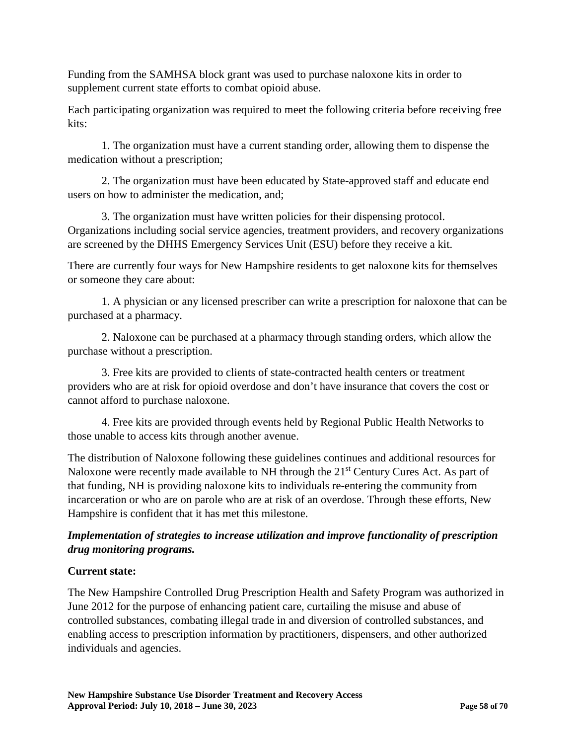Funding from the SAMHSA block grant was used to purchase naloxone kits in order to supplement current state efforts to combat opioid abuse.

Each participating organization was required to meet the following criteria before receiving free kits:

1. The organization must have a current standing order, allowing them to dispense the medication without a prescription;

2. The organization must have been educated by State-approved staff and educate end users on how to administer the medication, and;

3. The organization must have written policies for their dispensing protocol. Organizations including social service agencies, treatment providers, and recovery organizations are screened by the DHHS Emergency Services Unit (ESU) before they receive a kit.

There are currently four ways for New Hampshire residents to get naloxone kits for themselves or someone they care about:

1. A physician or any licensed prescriber can write a prescription for naloxone that can be purchased at a pharmacy.

2. Naloxone can be purchased at a pharmacy through standing orders, which allow the purchase without a prescription.

3. Free kits are provided to clients of state-contracted health centers or treatment providers who are at risk for opioid overdose and don't have insurance that covers the cost or cannot afford to purchase naloxone.

4. Free kits are provided through events held by Regional Public Health Networks to those unable to access kits through another avenue.

The distribution of Naloxone following these guidelines continues and additional resources for Naloxone were recently made available to NH through the 21st Century Cures Act. As part of that funding, NH is providing naloxone kits to individuals re-entering the community from incarceration or who are on parole who are at risk of an overdose. Through these efforts, New Hampshire is confident that it has met this milestone.

### *Implementation of strategies to increase utilization and improve functionality of prescription drug monitoring programs.*

**Current state:**

The New Hampshire Controlled Drug Prescription Health and Safety Program was authorized in June 2012 for the purpose of enhancing patient care, curtailing the misuse and abuse of controlled substances, combating illegal trade in and diversion of controlled substances, and enabling access to prescription information by practitioners, dispensers, and other authorized individuals and agencies.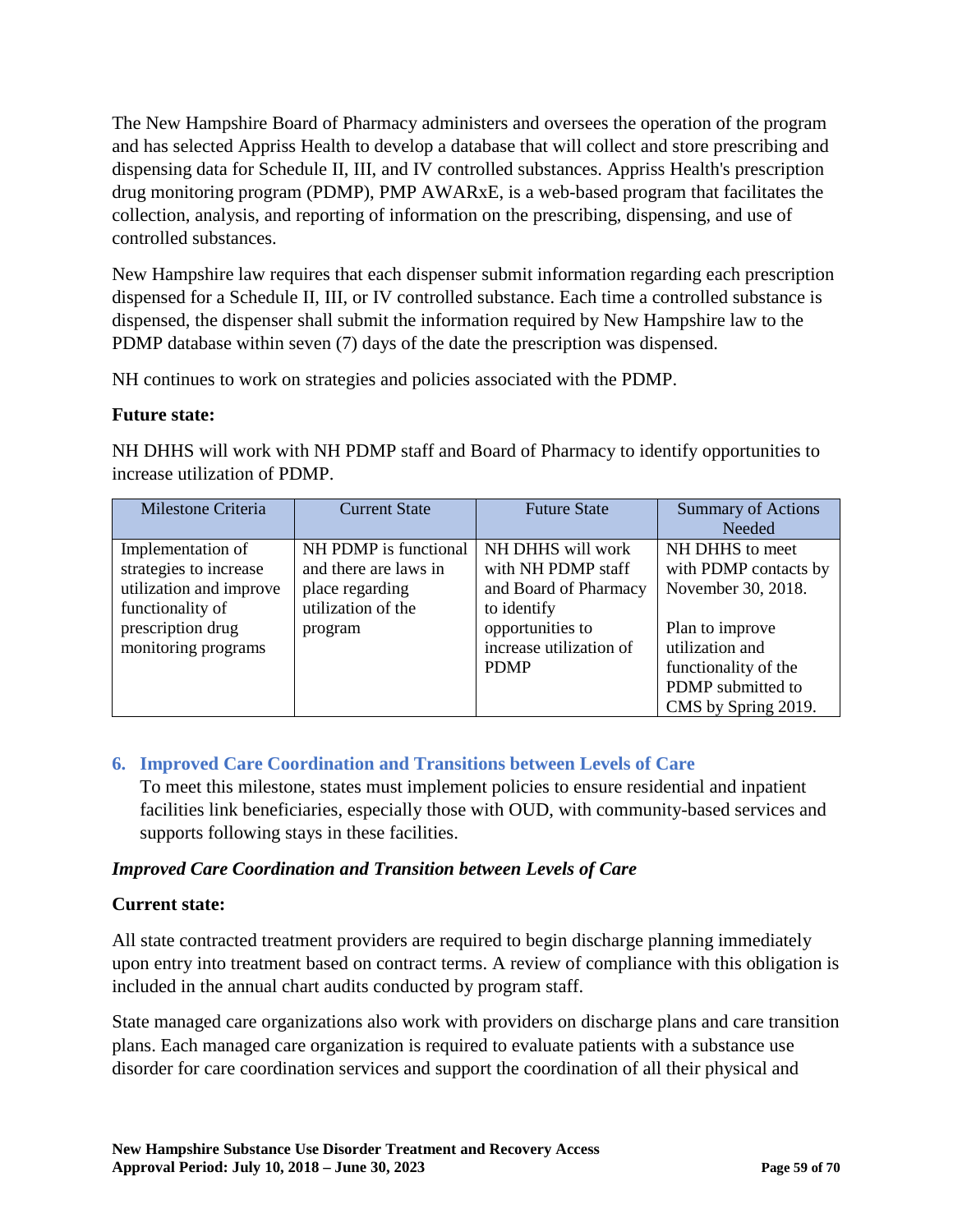The New Hampshire Board of Pharmacy administers and oversees the operation of the program and has selected Appriss Health to develop a database that will collect and store prescribing and dispensing data for Schedule II, III, and IV controlled substances. Appriss Health's prescription drug monitoring program (PDMP), PMP AWARxE, is a web-based program that facilitates the collection, analysis, and reporting of information on the prescribing, dispensing, and use of controlled substances.

New Hampshire law requires that each dispenser submit information regarding each prescription dispensed for a Schedule II, III, or IV controlled substance. Each time a controlled substance is dispensed, the dispenser shall submit the information required by New Hampshire law to the PDMP database within seven (7) days of the date the prescription was dispensed.

NH continues to work on strategies and policies associated with the PDMP.

**Future state:**

NH DHHS will work with NH PDMP staff and Board of Pharmacy to identify opportunities to increase utilization of PDMP.

| Milestone Criteria | Current State | Future State | Summary of Actions Needed |
|---|---|---|---|
| Implementation of strategies to increase utilization and improve functionality of prescription drug monitoring programs | NH PDMP is functional and there are laws in place regarding utilization of the program | NH DHHS will work with NH PDMP staff and Board of Pharmacy to identify opportunities to increase utilization of PDMP | NH DHHS to meet with PDMP contacts by November 30, 2018.<br><br>Plan to improve utilization and functionality of the PDMP submitted to CMS by Spring 2019. |

### 6. Improved Care Coordination and Transitions between Levels of Care

To meet this milestone, states must implement policies to ensure residential and inpatient facilities link beneficiaries, especially those with OUD, with community-based services and supports following stays in these facilities.

***Improved Care Coordination and Transition between Levels of Care***

**Current state:**

All state contracted treatment providers are required to begin discharge planning immediately upon entry into treatment based on contract terms. A review of compliance with this obligation is included in the annual chart audits conducted by program staff.

State managed care organizations also work with providers on discharge plans and care transition plans. Each managed care organization is required to evaluate patients with a substance use disorder for care coordination services and support the coordination of all their physical and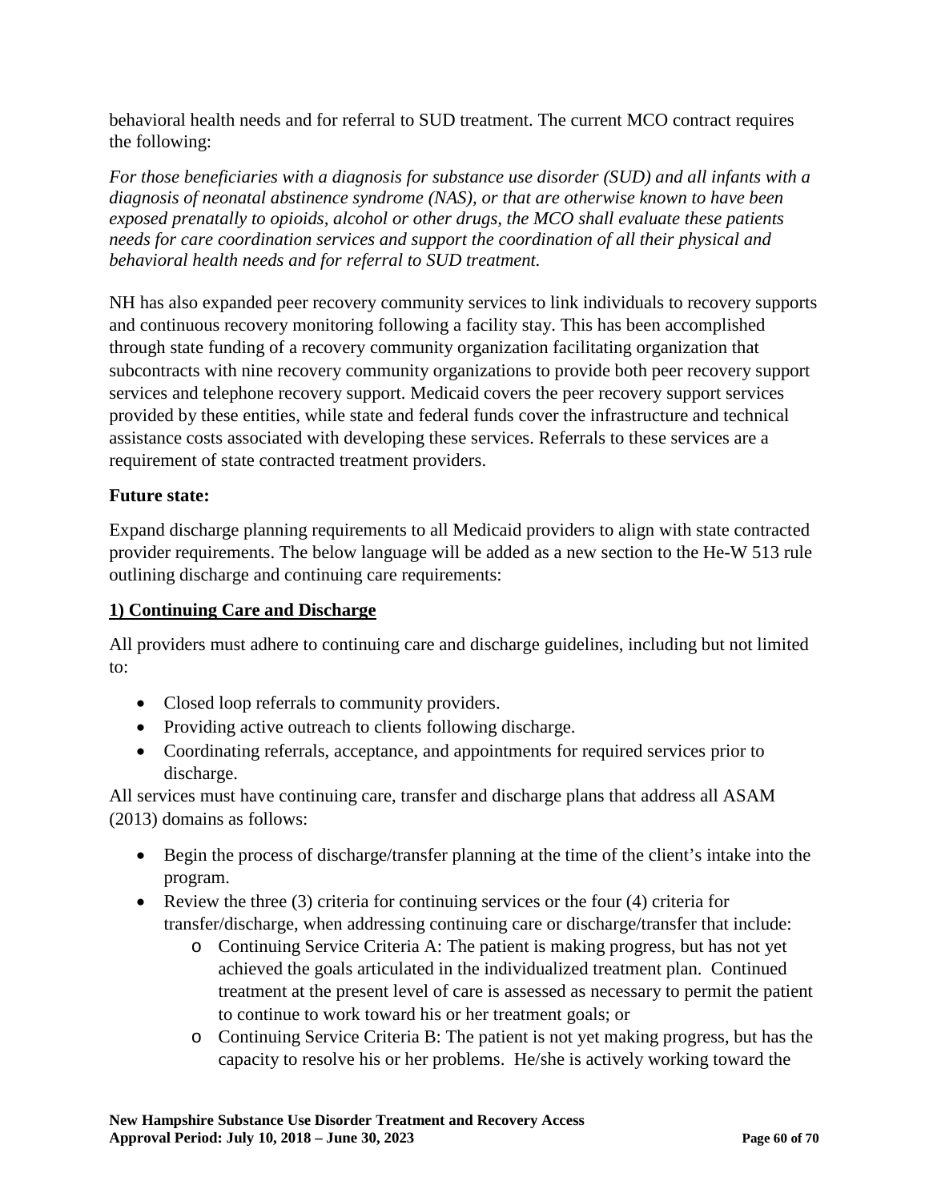behavioral health needs and for referral to SUD treatment. The current MCO contract requires the following:

*For those beneficiaries with a diagnosis for substance use disorder (SUD) and all infants with a diagnosis of neonatal abstinence syndrome (NAS), or that are otherwise known to have been exposed prenatally to opioids, alcohol or other drugs, the MCO shall evaluate these patients needs for care coordination services and support the coordination of all their physical and behavioral health needs and for referral to SUD treatment.*

NH has also expanded peer recovery community services to link individuals to recovery supports and continuous recovery monitoring following a facility stay. This has been accomplished through state funding of a recovery community organization facilitating organization that subcontracts with nine recovery community organizations to provide both peer recovery support services and telephone recovery support. Medicaid covers the peer recovery support services provided by these entities, while state and federal funds cover the infrastructure and technical assistance costs associated with developing these services. Referrals to these services are a requirement of state contracted treatment providers.

**Future state:**

Expand discharge planning requirements to all Medicaid providers to align with state contracted provider requirements. The below language will be added as a new section to the He-W 513 rule outlining discharge and continuing care requirements:

**1) Continuing Care and Discharge**

All providers must adhere to continuing care and discharge guidelines, including but not limited to:

- Closed loop referrals to community providers.
- Providing active outreach to clients following discharge.
- Coordinating referrals, acceptance, and appointments for required services prior to discharge.

All services must have continuing care, transfer and discharge plans that address all ASAM (2013) domains as follows:

- Begin the process of discharge/transfer planning at the time of the client's intake into the program.
- Review the three (3) criteria for continuing services or the four (4) criteria for transfer/discharge, when addressing continuing care or discharge/transfer that include:
    - Continuing Service Criteria A: The patient is making progress, but has not yet achieved the goals articulated in the individualized treatment plan. Continued treatment at the present level of care is assessed as necessary to permit the patient to continue to work toward his or her treatment goals; or
    - Continuing Service Criteria B: The patient is not yet making progress, but has the capacity to resolve his or her problems. He/she is actively working toward the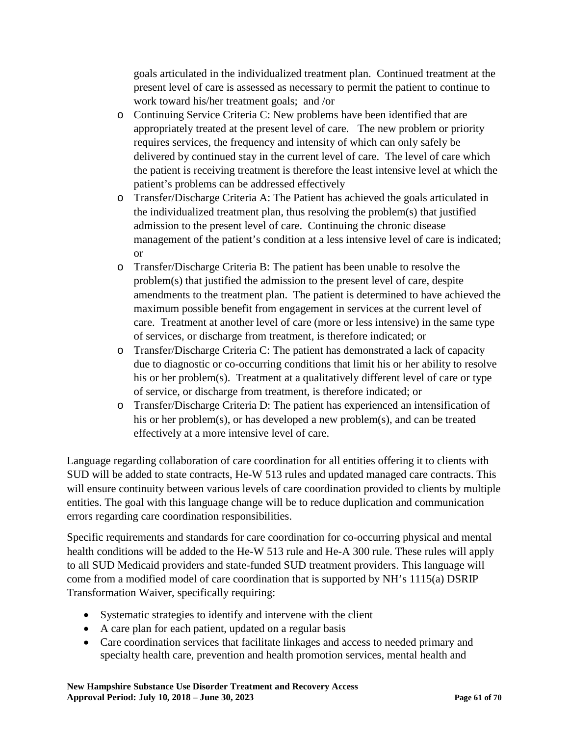goals articulated in the individualized treatment plan. Continued treatment at the present level of care is assessed as necessary to permit the patient to continue to work toward his/her treatment goals; and /or

- Continuing Service Criteria C: New problems have been identified that are appropriately treated at the present level of care. The new problem or priority requires services, the frequency and intensity of which can only safely be delivered by continued stay in the current level of care. The level of care which the patient is receiving treatment is therefore the least intensive level at which the patient's problems can be addressed effectively
- Transfer/Discharge Criteria A: The Patient has achieved the goals articulated in the individualized treatment plan, thus resolving the problem(s) that justified admission to the present level of care. Continuing the chronic disease management of the patient's condition at a less intensive level of care is indicated; or
- Transfer/Discharge Criteria B: The patient has been unable to resolve the problem(s) that justified the admission to the present level of care, despite amendments to the treatment plan. The patient is determined to have achieved the maximum possible benefit from engagement in services at the current level of care. Treatment at another level of care (more or less intensive) in the same type of services, or discharge from treatment, is therefore indicated; or
- Transfer/Discharge Criteria C: The patient has demonstrated a lack of capacity due to diagnostic or co-occurring conditions that limit his or her ability to resolve his or her problem(s). Treatment at a qualitatively different level of care or type of service, or discharge from treatment, is therefore indicated; or
- Transfer/Discharge Criteria D: The patient has experienced an intensification of his or her problem(s), or has developed a new problem(s), and can be treated effectively at a more intensive level of care.

Language regarding collaboration of care coordination for all entities offering it to clients with SUD will be added to state contracts, He-W 513 rules and updated managed care contracts. This will ensure continuity between various levels of care coordination provided to clients by multiple entities. The goal with this language change will be to reduce duplication and communication errors regarding care coordination responsibilities.

Specific requirements and standards for care coordination for co-occurring physical and mental health conditions will be added to the He-W 513 rule and He-A 300 rule. These rules will apply to all SUD Medicaid providers and state-funded SUD treatment providers. This language will come from a modified model of care coordination that is supported by NH's 1115(a) DSRIP Transformation Waiver, specifically requiring:

- Systematic strategies to identify and intervene with the client
- A care plan for each patient, updated on a regular basis
- Care coordination services that facilitate linkages and access to needed primary and specialty health care, prevention and health promotion services, mental health and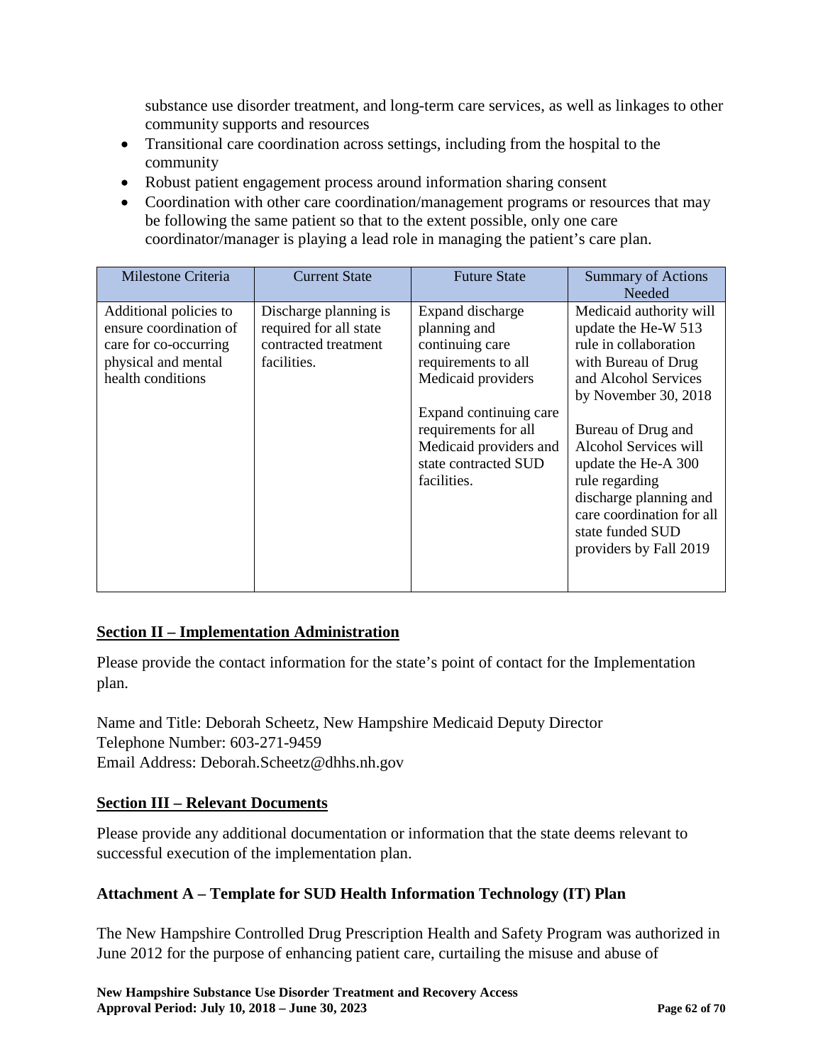substance use disorder treatment, and long-term care services, as well as linkages to other community supports and resources

- Transitional care coordination across settings, including from the hospital to the community
- Robust patient engagement process around information sharing consent
- Coordination with other care coordination/management programs or resources that may be following the same patient so that to the extent possible, only one care coordinator/manager is playing a lead role in managing the patient's care plan.

| Milestone Criteria | Current State | Future State | Summary of Actions Needed |
|---|---|---|---|
| Additional policies to ensure coordination of care for co-occurring physical and mental health conditions | Discharge planning is required for all state contracted treatment facilities. | Expand discharge planning and continuing care requirements to all Medicaid providers<br><br>Expand continuing care requirements for all Medicaid providers and state contracted SUD facilities. | Medicaid authority will update the He-W 513 rule in collaboration with Bureau of Drug and Alcohol Services by November 30, 2018<br><br>Bureau of Drug and Alcohol Services will update the He-A 300 rule regarding discharge planning and care coordination for all state funded SUD providers by Fall 2019 |

## Section II – Implementation Administration

Please provide the contact information for the state's point of contact for the Implementation plan.

Name and Title: Deborah Scheetz, New Hampshire Medicaid Deputy Director
Telephone Number: 603-271-9459
Email Address: Deborah.Scheetz@dhhs.nh.gov

## Section III – Relevant Documents

Please provide any additional documentation or information that the state deems relevant to successful execution of the implementation plan.

## Attachment A – Template for SUD Health Information Technology (IT) Plan

The New Hampshire Controlled Drug Prescription Health and Safety Program was authorized in June 2012 for the purpose of enhancing patient care, curtailing the misuse and abuse of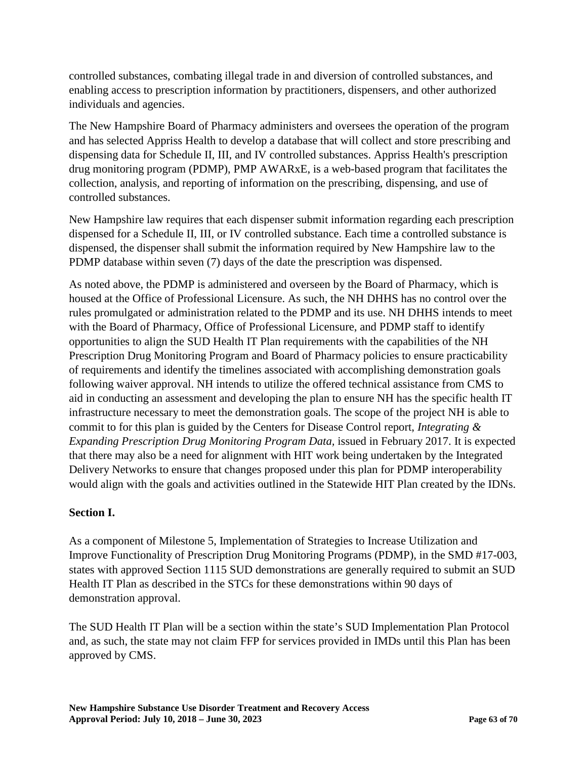controlled substances, combating illegal trade in and diversion of controlled substances, and enabling access to prescription information by practitioners, dispensers, and other authorized individuals and agencies.

The New Hampshire Board of Pharmacy administers and oversees the operation of the program and has selected Appriss Health to develop a database that will collect and store prescribing and dispensing data for Schedule II, III, and IV controlled substances. Appriss Health's prescription drug monitoring program (PDMP), PMP AWARxE, is a web-based program that facilitates the collection, analysis, and reporting of information on the prescribing, dispensing, and use of controlled substances.

New Hampshire law requires that each dispenser submit information regarding each prescription dispensed for a Schedule II, III, or IV controlled substance. Each time a controlled substance is dispensed, the dispenser shall submit the information required by New Hampshire law to the PDMP database within seven (7) days of the date the prescription was dispensed.

As noted above, the PDMP is administered and overseen by the Board of Pharmacy, which is housed at the Office of Professional Licensure. As such, the NH DHHS has no control over the rules promulgated or administration related to the PDMP and its use. NH DHHS intends to meet with the Board of Pharmacy, Office of Professional Licensure, and PDMP staff to identify opportunities to align the SUD Health IT Plan requirements with the capabilities of the NH Prescription Drug Monitoring Program and Board of Pharmacy policies to ensure practicability of requirements and identify the timelines associated with accomplishing demonstration goals following waiver approval. NH intends to utilize the offered technical assistance from CMS to aid in conducting an assessment and developing the plan to ensure NH has the specific health IT infrastructure necessary to meet the demonstration goals. The scope of the project NH is able to commit to for this plan is guided by the Centers for Disease Control report, *Integrating & Expanding Prescription Drug Monitoring Program Data,* issued in February 2017. It is expected that there may also be a need for alignment with HIT work being undertaken by the Integrated Delivery Networks to ensure that changes proposed under this plan for PDMP interoperability would align with the goals and activities outlined in the Statewide HIT Plan created by the IDNs.

**Section I.**

As a component of Milestone 5, Implementation of Strategies to Increase Utilization and Improve Functionality of Prescription Drug Monitoring Programs (PDMP), in the SMD #17-003, states with approved Section 1115 SUD demonstrations are generally required to submit an SUD Health IT Plan as described in the STCs for these demonstrations within 90 days of demonstration approval.

The SUD Health IT Plan will be a section within the state's SUD Implementation Plan Protocol and, as such, the state may not claim FFP for services provided in IMDs until this Plan has been approved by CMS.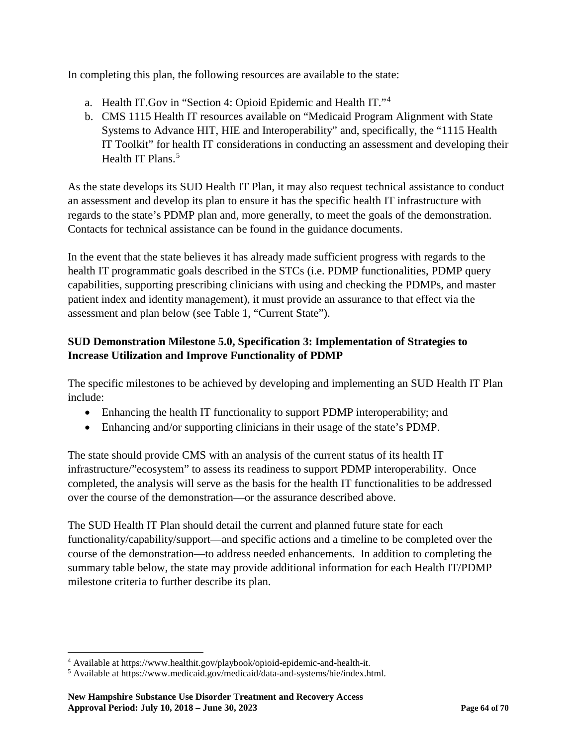In completing this plan, the following resources are available to the state:

a. Health IT.Gov in "Section 4: Opioid Epidemic and Health IT."[4]
b. CMS 1115 Health IT resources available on "Medicaid Program Alignment with State Systems to Advance HIT, HIE and Interoperability" and, specifically, the "1115 Health IT Toolkit" for health IT considerations in conducting an assessment and developing their Health IT Plans.[5]

As the state develops its SUD Health IT Plan, it may also request technical assistance to conduct an assessment and develop its plan to ensure it has the specific health IT infrastructure with regards to the state's PDMP plan and, more generally, to meet the goals of the demonstration. Contacts for technical assistance can be found in the guidance documents.

In the event that the state believes it has already made sufficient progress with regards to the health IT programmatic goals described in the STCs (i.e. PDMP functionalities, PDMP query capabilities, supporting prescribing clinicians with using and checking the PDMPs, and master patient index and identity management), it must provide an assurance to that effect via the assessment and plan below (see Table 1, "Current State").

**SUD Demonstration Milestone 5.0, Specification 3: Implementation of Strategies to Increase Utilization and Improve Functionality of PDMP**

The specific milestones to be achieved by developing and implementing an SUD Health IT Plan include:

- Enhancing the health IT functionality to support PDMP interoperability; and
- Enhancing and/or supporting clinicians in their usage of the state's PDMP.

The state should provide CMS with an analysis of the current status of its health IT infrastructure/"ecosystem" to assess its readiness to support PDMP interoperability. Once completed, the analysis will serve as the basis for the health IT functionalities to be addressed over the course of the demonstration—or the assurance described above.

The SUD Health IT Plan should detail the current and planned future state for each functionality/capability/support—and specific actions and a timeline to be completed over the course of the demonstration—to address needed enhancements. In addition to completing the summary table below, the state may provide additional information for each Health IT/PDMP milestone criteria to further describe its plan.

[4] Available at https://www.healthit.gov/playbook/opioid-epidemic-and-health-it.
[5] Available at https://www.medicaid.gov/medicaid/data-and-systems/hie/index.html.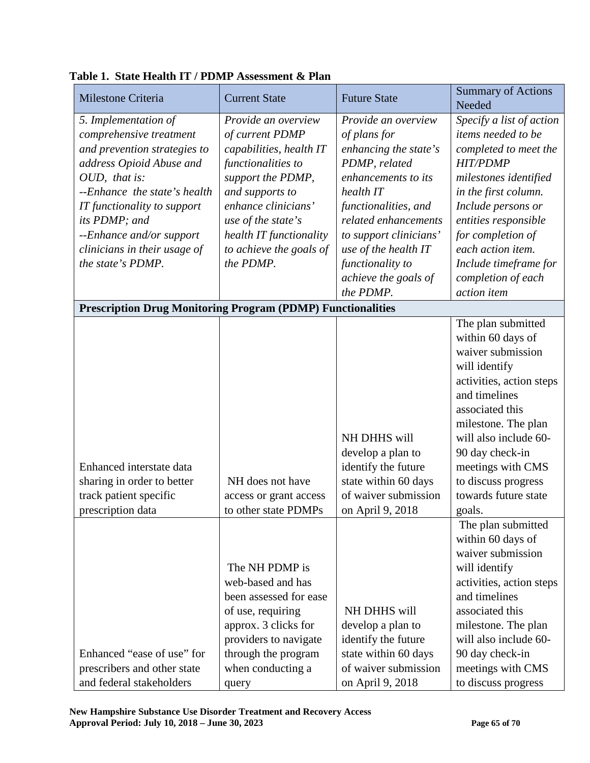**Table 1. State Health IT / PDMP Assessment & Plan**

| Milestone Criteria | Current State | Future State | Summary of Actions Needed |
|---|---|---|---|
| *5. Implementation of comprehensive treatment and prevention strategies to address Opioid Abuse and OUD, that is:* *--Enhance the state's health IT functionality to support its PDMP; and* *--Enhance and/or support clinicians in their usage of the state's PDMP.* | *Provide an overview of current PDMP capabilities, health IT functionalities to support the PDMP, and supports to enhance clinicians' use of the state's health IT functionality to achieve the goals of the PDMP.* | *Provide an overview of plans for enhancing the state's PDMP, related enhancements to its health IT functionalities, and related enhancements to support clinicians' use of the health IT functionality to achieve the goals of the PDMP.* | *Specify a list of action items needed to be completed to meet the HIT/PDMP milestones identified in the first column. Include persons or entities responsible for completion of each action item. Include timeframe for completion of each action item* |
| **Prescription Drug Monitoring Program (PDMP) Functionalities** | | | |
| Enhanced interstate data sharing in order to better track patient specific prescription data | NH does not have access or grant access to other state PDMPs | NH DHHS will develop a plan to identify the future state within 60 days of waiver submission on April 9, 2018 | The plan submitted within 60 days of waiver submission will identify activities, action steps and timelines associated this milestone. The plan will also include 60-90 day check-in meetings with CMS to discuss progress towards future state goals. |
| Enhanced "ease of use" for prescribers and other state and federal stakeholders | The NH PDMP is web-based and has been assessed for ease of use, requiring approx. 3 clicks for providers to navigate through the program when conducting a query | NH DHHS will develop a plan to identify the future state within 60 days of waiver submission on April 9, 2018 | The plan submitted within 60 days of waiver submission will identify activities, action steps and timelines associated this milestone. The plan will also include 60-90 day check-in meetings with CMS to discuss progress |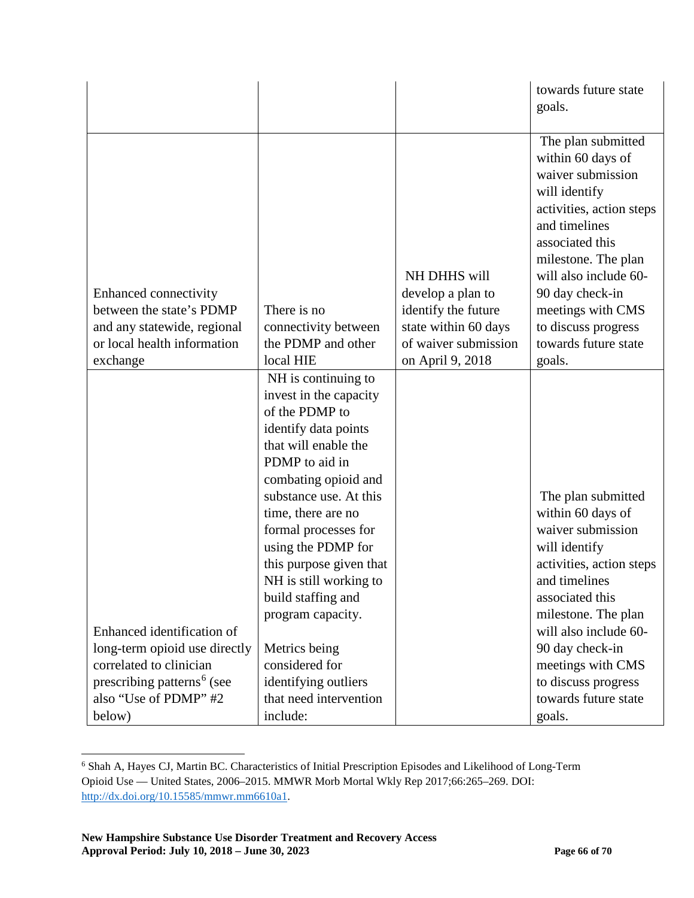| | | | |
|---|---|---|---|
| | | | towards future state goals. |
| Enhanced connectivity between the state's PDMP and any statewide, regional or local health information exchange | There is no connectivity between the PDMP and other local HIE | NH DHHS will develop a plan to identify the future state within 60 days of waiver submission on April 9, 2018 | The plan submitted within 60 days of waiver submission will identify activities, action steps and timelines associated this milestone. The plan will also include 60-90 day check-in meetings with CMS to discuss progress towards future state goals. |
| Enhanced identification of long-term opioid use directly correlated to clinician prescribing patterns[6] (see also "Use of PDMP" #2 below) | NH is continuing to invest in the capacity of the PDMP to identify data points that will enable the PDMP to aid in combating opioid and substance use. At this time, there are no formal processes for using the PDMP for this purpose given that NH is still working to build staffing and program capacity.<br><br>Metrics being considered for identifying outliers that need intervention include: | | The plan submitted within 60 days of waiver submission will identify activities, action steps and timelines associated this milestone. The plan will also include 60-90 day check-in meetings with CMS to discuss progress towards future state goals. |

[6] Shah A, Hayes CJ, Martin BC. Characteristics of Initial Prescription Episodes and Likelihood of Long-Term Opioid Use — United States, 2006–2015. MMWR Morb Mortal Wkly Rep 2017;66:265–269. DOI: http://dx.doi.org/10.15585/mmwr.mm6610a1.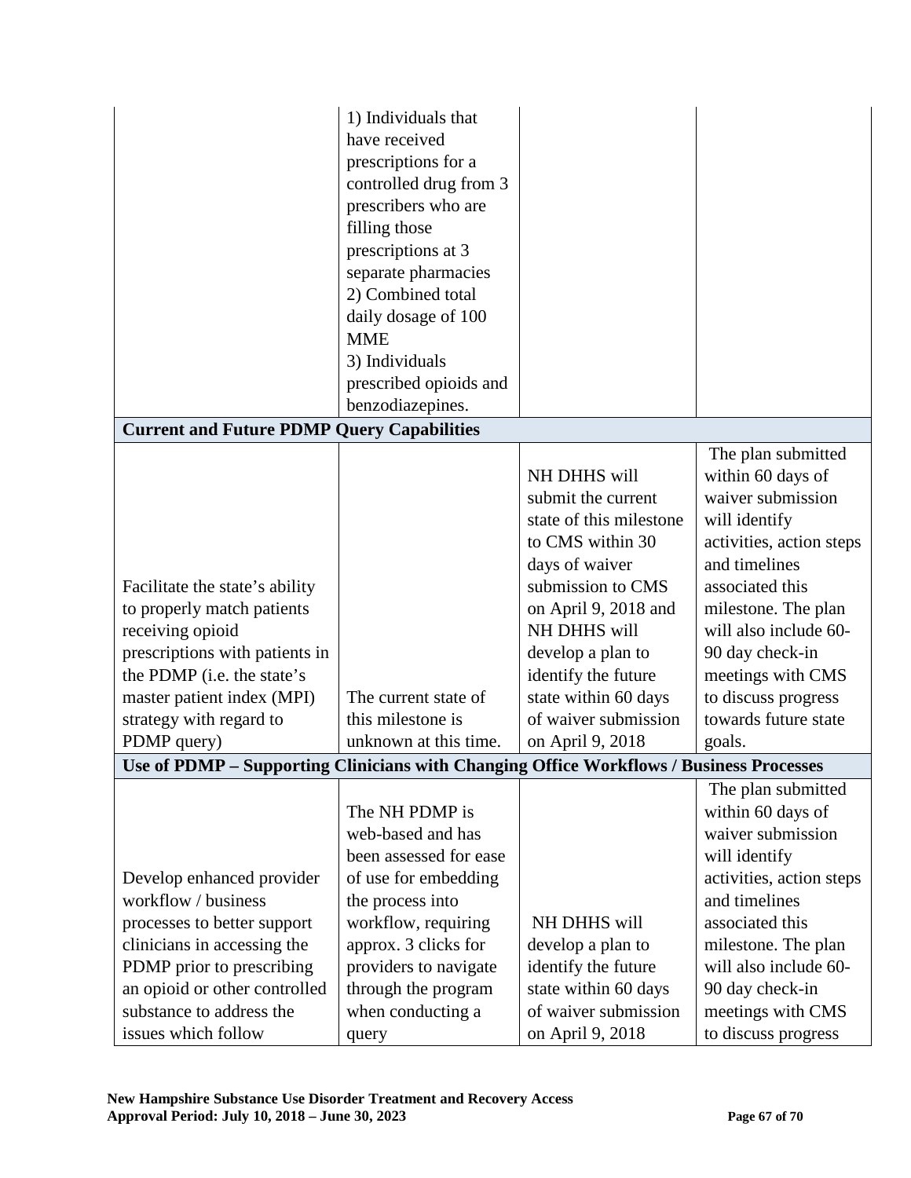| | | | |
|---|---|---|---|
| | 1) Individuals that have received prescriptions for a controlled drug from 3 prescribers who are filling those prescriptions at 3 separate pharmacies<br>2) Combined total daily dosage of 100 MME<br>3) Individuals prescribed opioids and benzodiazepines. | | |
| **Current and Future PDMP Query Capabilities** | | | |
| Facilitate the state's ability to properly match patients receiving opioid prescriptions with patients in the PDMP (i.e. the state's master patient index (MPI) strategy with regard to PDMP query) | The current state of this milestone is unknown at this time. | NH DHHS will submit the current state of this milestone to CMS within 30 days of waiver submission to CMS on April 9, 2018 and NH DHHS will develop a plan to identify the future state within 60 days of waiver submission on April 9, 2018 | The plan submitted within 60 days of waiver submission will identify activities, action steps and timelines associated this milestone. The plan will also include 60-90 day check-in meetings with CMS to discuss progress towards future state goals. |
| **Use of PDMP – Supporting Clinicians with Changing Office Workflows / Business Processes** | | | |
| Develop enhanced provider workflow / business processes to better support clinicians in accessing the PDMP prior to prescribing an opioid or other controlled substance to address the issues which follow | The NH PDMP is web-based and has been assessed for ease of use for embedding the process into workflow, requiring approx. 3 clicks for providers to navigate through the program when conducting a query | NH DHHS will develop a plan to identify the future state within 60 days of waiver submission on April 9, 2018 | The plan submitted within 60 days of waiver submission will identify activities, action steps and timelines associated this milestone. The plan will also include 60-90 day check-in meetings with CMS to discuss progress |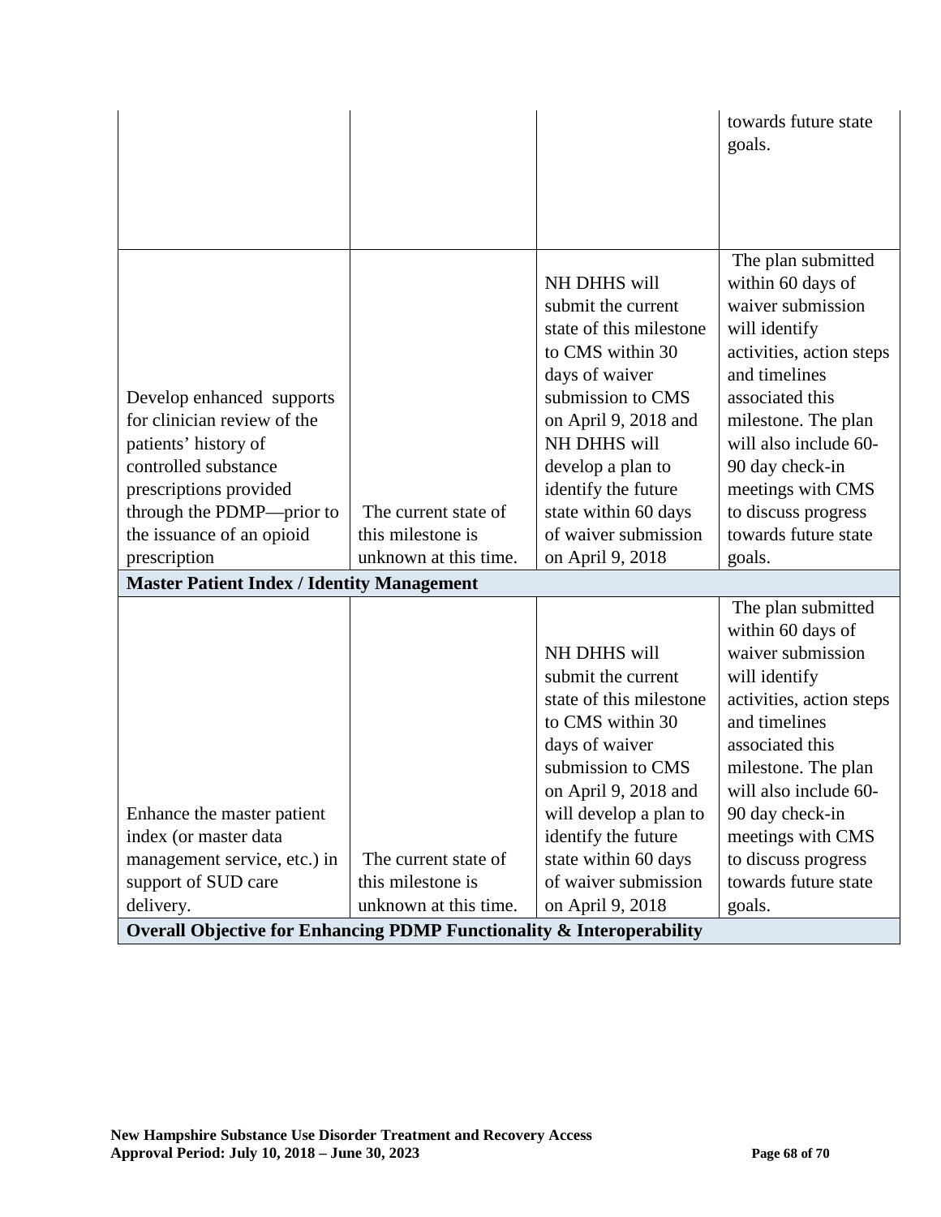| | | | towards future state goals. |
|---|---|---|---|
| Develop enhanced supports for clinician review of the patients' history of controlled substance prescriptions provided through the PDMP—prior to the issuance of an opioid prescription | The current state of this milestone is unknown at this time. | NH DHHS will submit the current state of this milestone to CMS within 30 days of waiver submission to CMS on April 9, 2018 and NH DHHS will develop a plan to identify the future state within 60 days of waiver submission on April 9, 2018 | The plan submitted within 60 days of waiver submission will identify activities, action steps and timelines associated this milestone. The plan will also include 60-90 day check-in meetings with CMS to discuss progress towards future state goals. |
| **Master Patient Index / Identity Management** | | | |
| Enhance the master patient index (or master data management service, etc.) in support of SUD care delivery. | The current state of this milestone is unknown at this time. | NH DHHS will submit the current state of this milestone to CMS within 30 days of waiver submission to CMS on April 9, 2018 and will develop a plan to identify the future state within 60 days of waiver submission on April 9, 2018 | The plan submitted within 60 days of waiver submission will identify activities, action steps and timelines associated this milestone. The plan will also include 60-90 day check-in meetings with CMS to discuss progress towards future state goals. |
| **Overall Objective for Enhancing PDMP Functionality & Interoperability** | | | |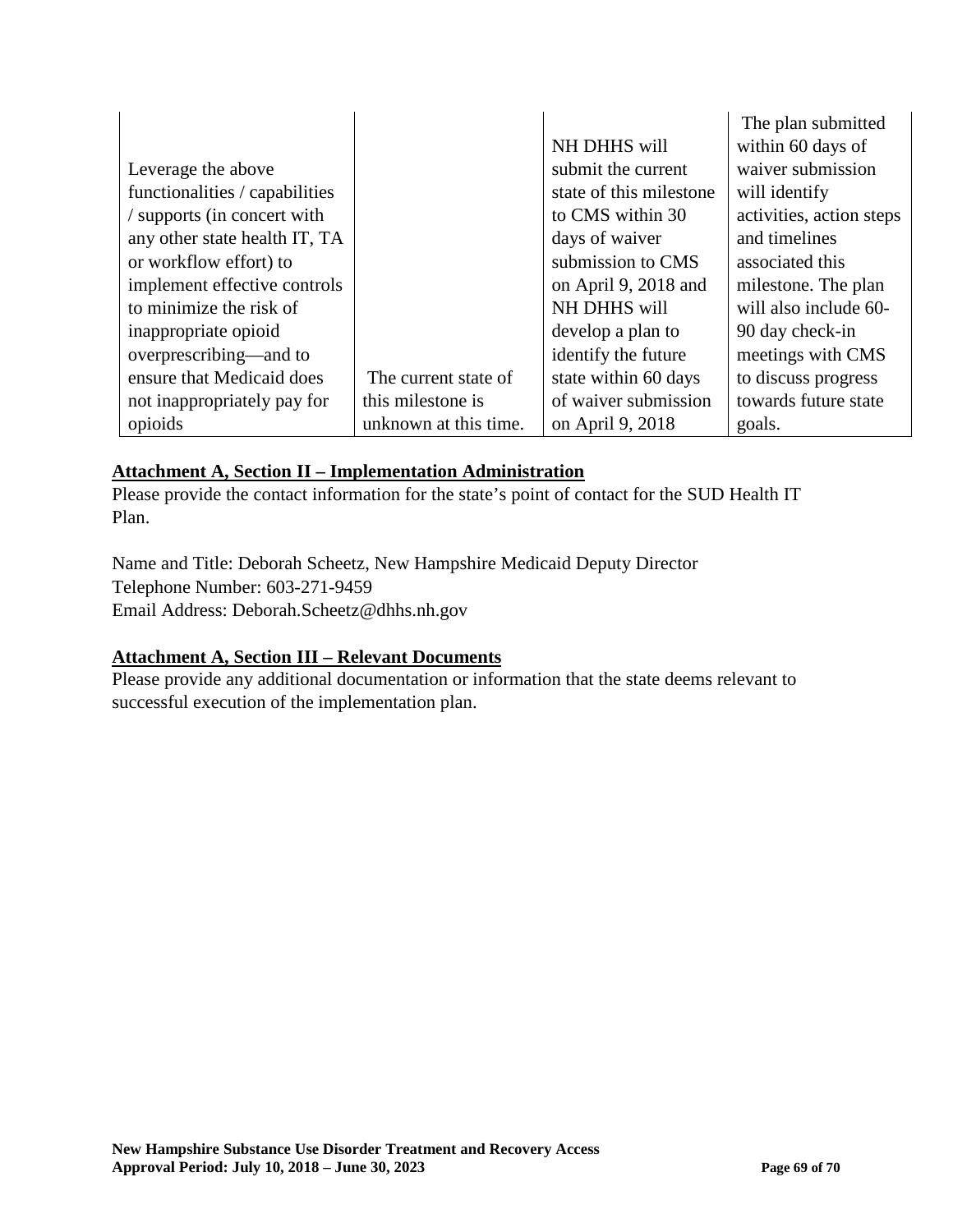| | | | |
|---|---|---|---|
| Leverage the above functionalities / capabilities / supports (in concert with any other state health IT, TA or workflow effort) to implement effective controls to minimize the risk of inappropriate opioid overprescribing—and to ensure that Medicaid does not inappropriately pay for opioids | The current state of this milestone is unknown at this time. | NH DHHS will submit the current state of this milestone to CMS within 30 days of waiver submission to CMS on April 9, 2018 and NH DHHS will develop a plan to identify the future state within 60 days of waiver submission on April 9, 2018 | The plan submitted within 60 days of waiver submission will identify activities, action steps and timelines associated this milestone. The plan will also include 60-90 day check-in meetings with CMS to discuss progress towards future state goals. |

**Attachment A, Section II – Implementation Administration**

Please provide the contact information for the state's point of contact for the SUD Health IT Plan.

Name and Title: Deborah Scheetz, New Hampshire Medicaid Deputy Director
Telephone Number: 603-271-9459
Email Address: Deborah.Scheetz@dhhs.nh.gov

**Attachment A, Section III – Relevant Documents**

Please provide any additional documentation or information that the state deems relevant to successful execution of the implementation plan.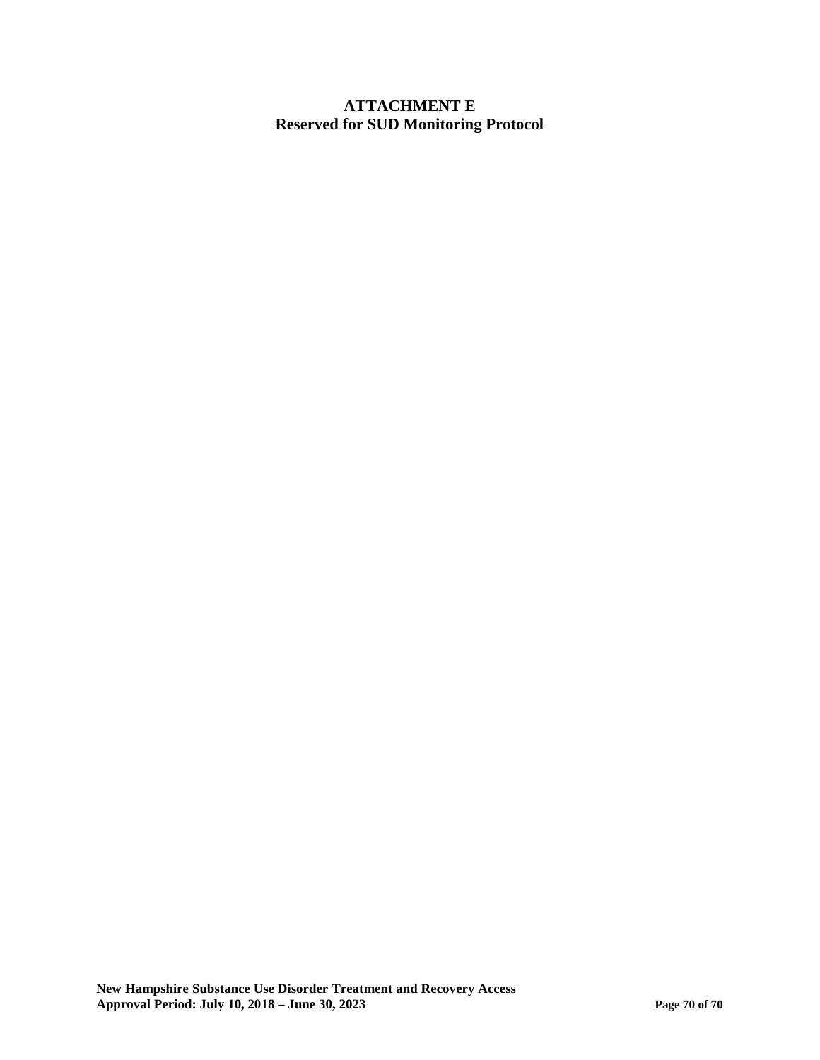# ATTACHMENT E
# Reserved for SUD Monitoring Protocol